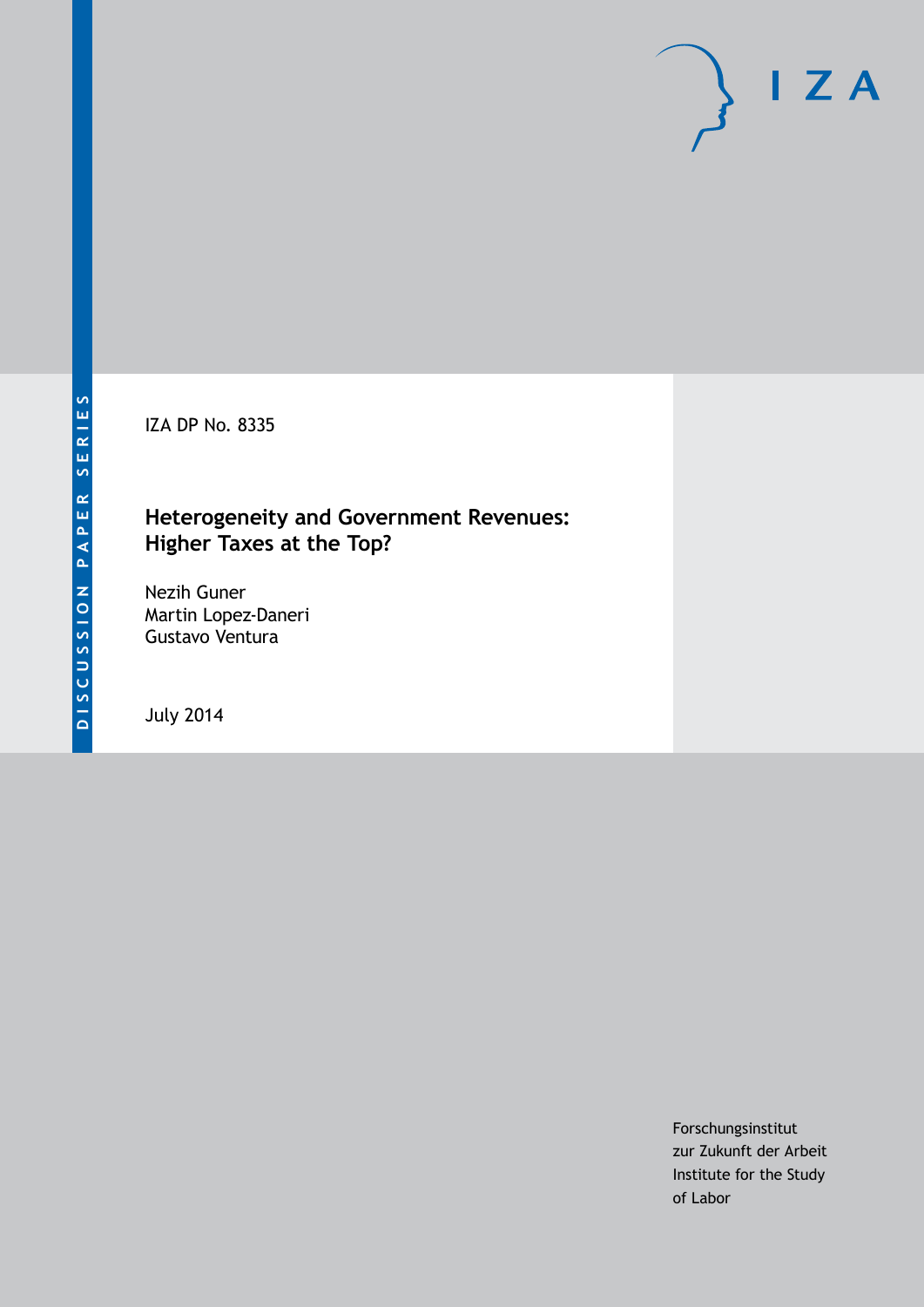DISCUSSION PAPER SERIES

IZA DP No. 8335

# Heterogeneity and Government Revenues: Higher Taxes at the Top?

Nezih Guner
Martin Lopez-Daneri
Gustavo Ventura

July 2014

Forschungsinstitut
zur Zukunft der Arbeit
Institute for the Study
of Labor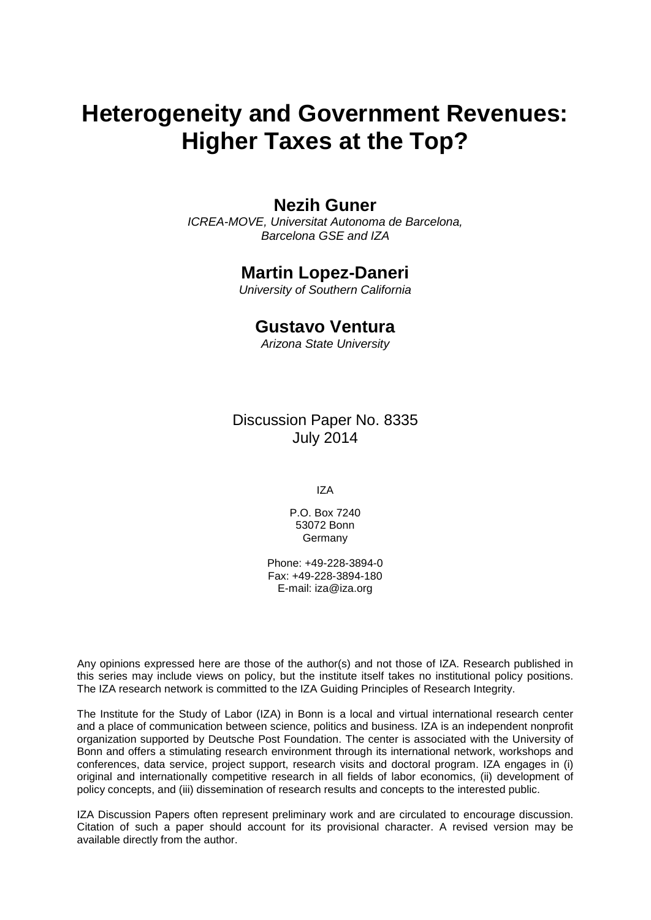# Heterogeneity and Government Revenues: Higher Taxes at the Top?

**Nezih Guner**

*ICREA-MOVE, Universitat Autonoma de Barcelona, Barcelona GSE and IZA*

**Martin Lopez-Daneri**

*University of Southern California*

**Gustavo Ventura**

*Arizona State University*

Discussion Paper No. 8335
July 2014

IZA

P.O. Box 7240
53072 Bonn
Germany

Phone: +49-228-3894-0
Fax: +49-228-3894-180
E-mail: iza@iza.org

Any opinions expressed here are those of the author(s) and not those of IZA. Research published in this series may include views on policy, but the institute itself takes no institutional policy positions. The IZA research network is committed to the IZA Guiding Principles of Research Integrity.

The Institute for the Study of Labor (IZA) in Bonn is a local and virtual international research center and a place of communication between science, politics and business. IZA is an independent nonprofit organization supported by Deutsche Post Foundation. The center is associated with the University of Bonn and offers a stimulating research environment through its international network, workshops and conferences, data service, project support, research visits and doctoral program. IZA engages in (i) original and internationally competitive research in all fields of labor economics, (ii) development of policy concepts, and (iii) dissemination of research results and concepts to the interested public.

IZA Discussion Papers often represent preliminary work and are circulated to encourage discussion. Citation of such a paper should account for its provisional character. A revised version may be available directly from the author.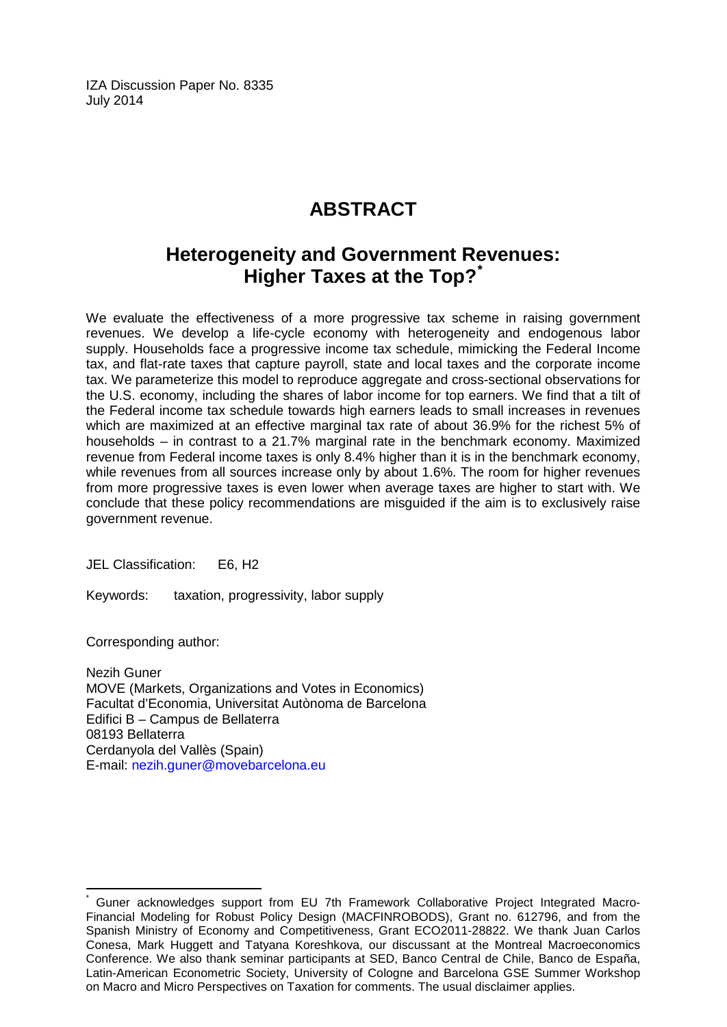IZA Discussion Paper No. 8335
July 2014

# ABSTRACT

## Heterogeneity and Government Revenues: Higher Taxes at the Top?*

We evaluate the effectiveness of a more progressive tax scheme in raising government revenues. We develop a life-cycle economy with heterogeneity and endogenous labor supply. Households face a progressive income tax schedule, mimicking the Federal Income tax, and flat-rate taxes that capture payroll, state and local taxes and the corporate income tax. We parameterize this model to reproduce aggregate and cross-sectional observations for the U.S. economy, including the shares of labor income for top earners. We find that a tilt of the Federal income tax schedule towards high earners leads to small increases in revenues which are maximized at an effective marginal tax rate of about 36.9% for the richest 5% of households – in contrast to a 21.7% marginal rate in the benchmark economy. Maximized revenue from Federal income taxes is only 8.4% higher than it is in the benchmark economy, while revenues from all sources increase only by about 1.6%. The room for higher revenues from more progressive taxes is even lower when average taxes are higher to start with. We conclude that these policy recommendations are misguided if the aim is to exclusively raise government revenue.

JEL Classification: E6, H2

Keywords: taxation, progressivity, labor supply

Corresponding author:

Nezih Guner
MOVE (Markets, Organizations and Votes in Economics)
Facultat d'Economia, Universitat Autònoma de Barcelona
Edifici B – Campus de Bellaterra
08193 Bellaterra
Cerdanyola del Vallès (Spain)
E-mail: nezih.guner@movebarcelona.eu

---

* Guner acknowledges support from EU 7th Framework Collaborative Project Integrated Macro-Financial Modeling for Robust Policy Design (MACFINROBODS), Grant no. 612796, and from the Spanish Ministry of Economy and Competitiveness, Grant ECO2011-28822. We thank Juan Carlos Conesa, Mark Huggett and Tatyana Koreshkova, our discussant at the Montreal Macroeconomics Conference. We also thank seminar participants at SED, Banco Central de Chile, Banco de España, Latin-American Econometric Society, University of Cologne and Barcelona GSE Summer Workshop on Macro and Micro Perspectives on Taxation for comments. The usual disclaimer applies.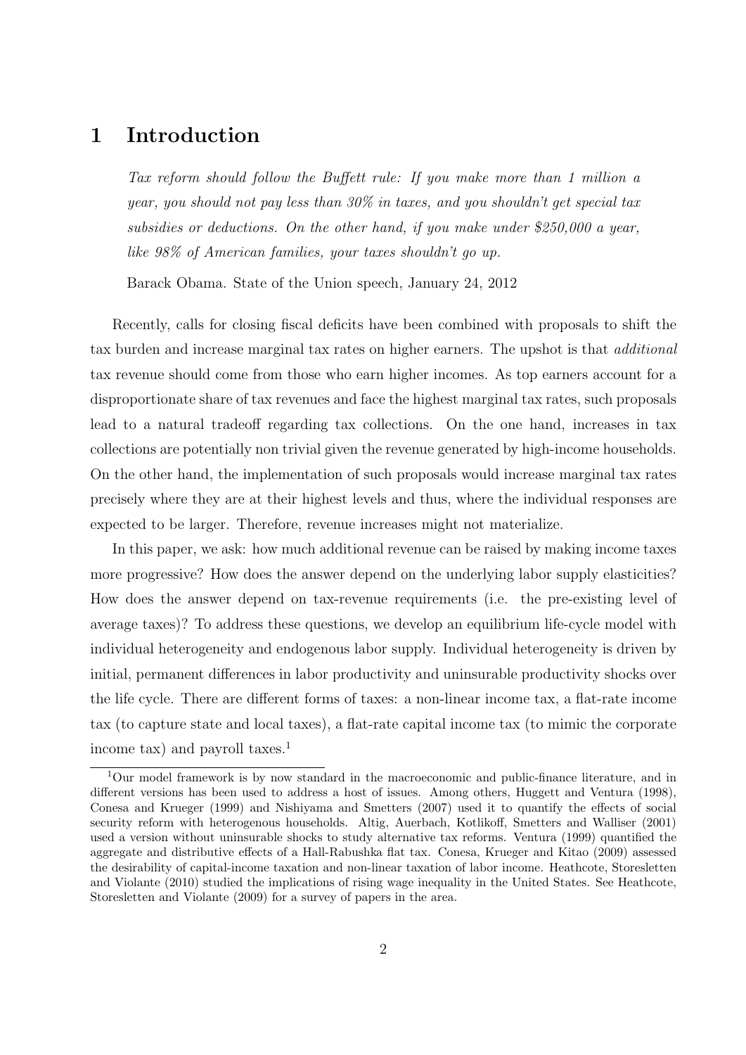# 1 Introduction

*Tax reform should follow the Buffett rule: If you make more than 1 million a year, you should not pay less than 30% in taxes, and you shouldn't get special tax subsidies or deductions. On the other hand, if you make under \$250,000 a year, like 98% of American families, your taxes shouldn't go up.*

Barack Obama. State of the Union speech, January 24, 2012

Recently, calls for closing fiscal deficits have been combined with proposals to shift the tax burden and increase marginal tax rates on higher earners. The upshot is that *additional* tax revenue should come from those who earn higher incomes. As top earners account for a disproportionate share of tax revenues and face the highest marginal tax rates, such proposals lead to a natural tradeoff regarding tax collections. On the one hand, increases in tax collections are potentially non trivial given the revenue generated by high-income households. On the other hand, the implementation of such proposals would increase marginal tax rates precisely where they are at their highest levels and thus, where the individual responses are expected to be larger. Therefore, revenue increases might not materialize.

In this paper, we ask: how much additional revenue can be raised by making income taxes more progressive? How does the answer depend on the underlying labor supply elasticities? How does the answer depend on tax-revenue requirements (i.e. the pre-existing level of average taxes)? To address these questions, we develop an equilibrium life-cycle model with individual heterogeneity and endogenous labor supply. Individual heterogeneity is driven by initial, permanent differences in labor productivity and uninsurable productivity shocks over the life cycle. There are different forms of taxes: a non-linear income tax, a flat-rate income tax (to capture state and local taxes), a flat-rate capital income tax (to mimic the corporate income tax) and payroll taxes.[1]

[1] Our model framework is by now standard in the macroeconomic and public-finance literature, and in different versions has been used to address a host of issues. Among others, Huggett and Ventura (1998), Conesa and Krueger (1999) and Nishiyama and Smetters (2007) used it to quantify the effects of social security reform with heterogenous households. Altig, Auerbach, Kotlikoff, Smetters and Walliser (2001) used a version without uninsurable shocks to study alternative tax reforms. Ventura (1999) quantified the aggregate and distributive effects of a Hall-Rabushka flat tax. Conesa, Krueger and Kitao (2009) assessed the desirability of capital-income taxation and non-linear taxation of labor income. Heathcote, Storesletten and Violante (2010) studied the implications of rising wage inequality in the United States. See Heathcote, Storesletten and Violante (2009) for a survey of papers in the area.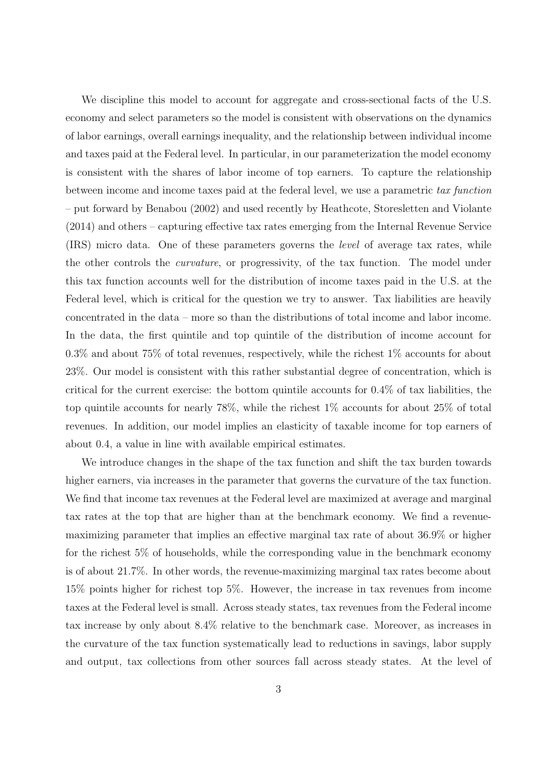We discipline this model to account for aggregate and cross-sectional facts of the U.S. economy and select parameters so the model is consistent with observations on the dynamics of labor earnings, overall earnings inequality, and the relationship between individual income and taxes paid at the Federal level. In particular, in our parameterization the model economy is consistent with the shares of labor income of top earners. To capture the relationship between income and income taxes paid at the federal level, we use a parametric *tax function* – put forward by Benabou (2002) and used recently by Heathcote, Storesletten and Violante (2014) and others – capturing effective tax rates emerging from the Internal Revenue Service (IRS) micro data. One of these parameters governs the *level* of average tax rates, while the other controls the *curvature*, or progressivity, of the tax function. The model under this tax function accounts well for the distribution of income taxes paid in the U.S. at the Federal level, which is critical for the question we try to answer. Tax liabilities are heavily concentrated in the data – more so than the distributions of total income and labor income. In the data, the first quintile and top quintile of the distribution of income account for 0.3% and about 75% of total revenues, respectively, while the richest 1% accounts for about 23%. Our model is consistent with this rather substantial degree of concentration, which is critical for the current exercise: the bottom quintile accounts for 0.4% of tax liabilities, the top quintile accounts for nearly 78%, while the richest 1% accounts for about 25% of total revenues. In addition, our model implies an elasticity of taxable income for top earners of about 0.4, a value in line with available empirical estimates.

We introduce changes in the shape of the tax function and shift the tax burden towards higher earners, via increases in the parameter that governs the curvature of the tax function. We find that income tax revenues at the Federal level are maximized at average and marginal tax rates at the top that are higher than at the benchmark economy. We find a revenue-maximizing parameter that implies an effective marginal tax rate of about 36.9% or higher for the richest 5% of households, while the corresponding value in the benchmark economy is of about 21.7%. In other words, the revenue-maximizing marginal tax rates become about 15% points higher for richest top 5%. However, the increase in tax revenues from income taxes at the Federal level is small. Across steady states, tax revenues from the Federal income tax increase by only about 8.4% relative to the benchmark case. Moreover, as increases in the curvature of the tax function systematically lead to reductions in savings, labor supply and output, tax collections from other sources fall across steady states. At the level of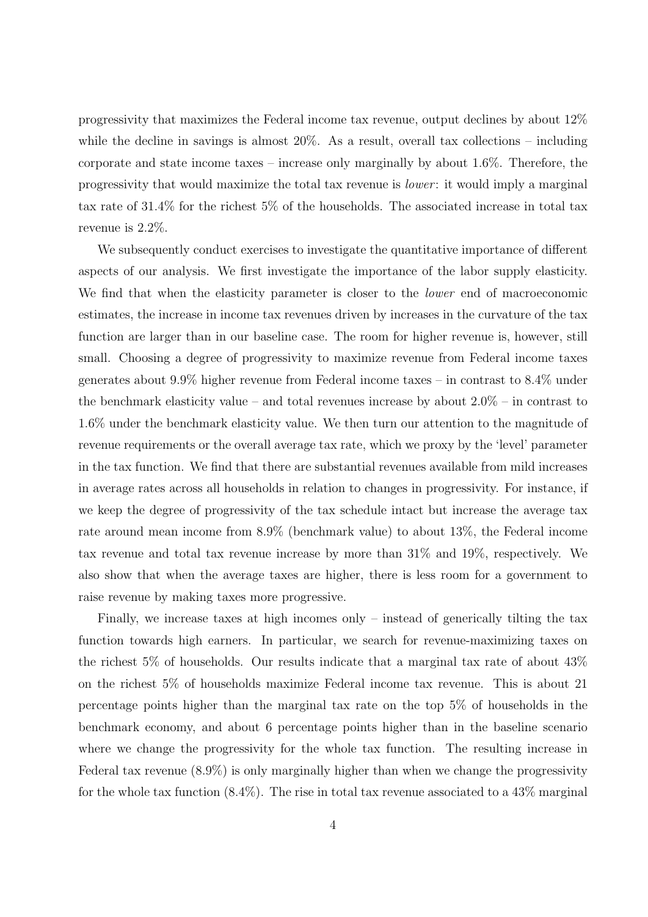progressivity that maximizes the Federal income tax revenue, output declines by about 12% while the decline in savings is almost 20%. As a result, overall tax collections – including corporate and state income taxes – increase only marginally by about 1.6%. Therefore, the progressivity that would maximize the total tax revenue is *lower*: it would imply a marginal tax rate of 31.4% for the richest 5% of the households. The associated increase in total tax revenue is 2.2%.

We subsequently conduct exercises to investigate the quantitative importance of different aspects of our analysis. We first investigate the importance of the labor supply elasticity. We find that when the elasticity parameter is closer to the *lower* end of macroeconomic estimates, the increase in income tax revenues driven by increases in the curvature of the tax function are larger than in our baseline case. The room for higher revenue is, however, still small. Choosing a degree of progressivity to maximize revenue from Federal income taxes generates about 9.9% higher revenue from Federal income taxes – in contrast to 8.4% under the benchmark elasticity value – and total revenues increase by about 2.0% – in contrast to 1.6% under the benchmark elasticity value. We then turn our attention to the magnitude of revenue requirements or the overall average tax rate, which we proxy by the 'level' parameter in the tax function. We find that there are substantial revenues available from mild increases in average rates across all households in relation to changes in progressivity. For instance, if we keep the degree of progressivity of the tax schedule intact but increase the average tax rate around mean income from 8.9% (benchmark value) to about 13%, the Federal income tax revenue and total tax revenue increase by more than 31% and 19%, respectively. We also show that when the average taxes are higher, there is less room for a government to raise revenue by making taxes more progressive.

Finally, we increase taxes at high incomes only – instead of generically tilting the tax function towards high earners. In particular, we search for revenue-maximizing taxes on the richest 5% of households. Our results indicate that a marginal tax rate of about 43% on the richest 5% of households maximize Federal income tax revenue. This is about 21 percentage points higher than the marginal tax rate on the top 5% of households in the benchmark economy, and about 6 percentage points higher than in the baseline scenario where we change the progressivity for the whole tax function. The resulting increase in Federal tax revenue (8.9%) is only marginally higher than when we change the progressivity for the whole tax function (8.4%). The rise in total tax revenue associated to a 43% marginal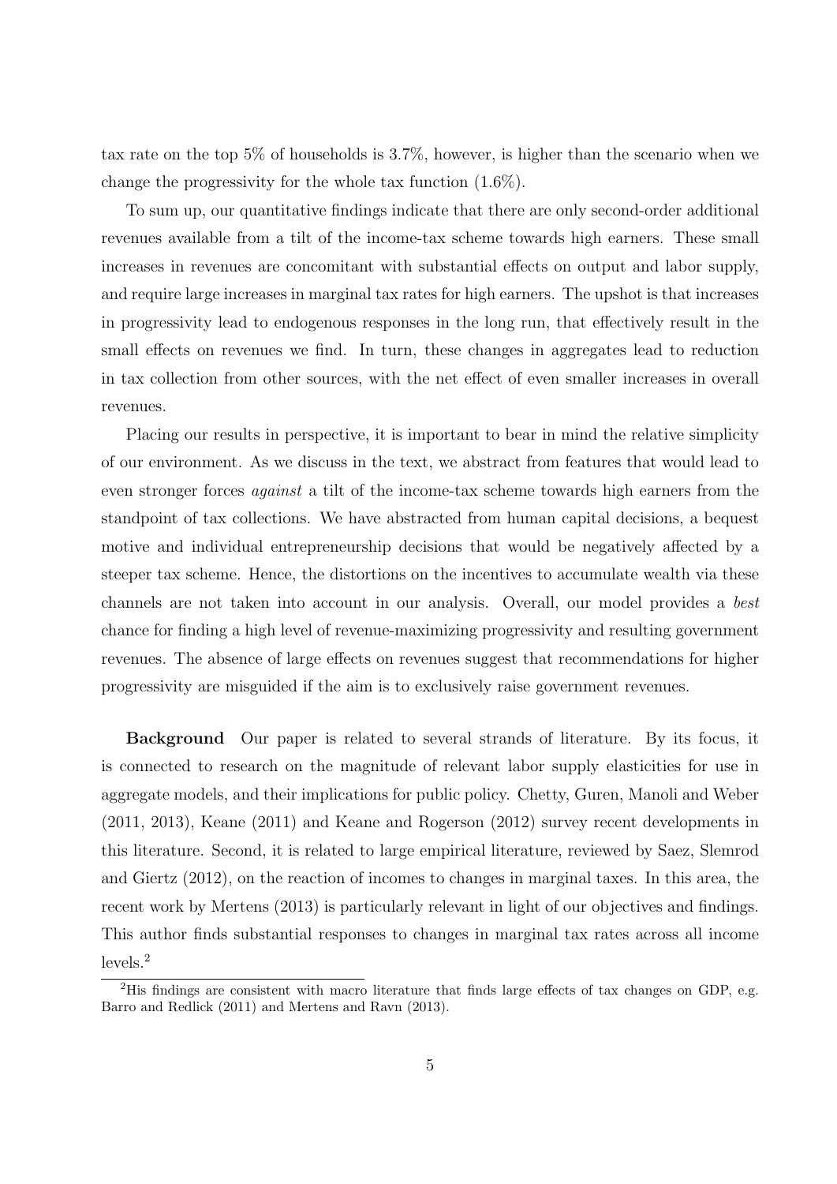tax rate on the top 5% of households is 3.7%, however, is higher than the scenario when we change the progressivity for the whole tax function (1.6%).

To sum up, our quantitative findings indicate that there are only second-order additional revenues available from a tilt of the income-tax scheme towards high earners. These small increases in revenues are concomitant with substantial effects on output and labor supply, and require large increases in marginal tax rates for high earners. The upshot is that increases in progressivity lead to endogenous responses in the long run, that effectively result in the small effects on revenues we find. In turn, these changes in aggregates lead to reduction in tax collection from other sources, with the net effect of even smaller increases in overall revenues.

Placing our results in perspective, it is important to bear in mind the relative simplicity of our environment. As we discuss in the text, we abstract from features that would lead to even stronger forces *against* a tilt of the income-tax scheme towards high earners from the standpoint of tax collections. We have abstracted from human capital decisions, a bequest motive and individual entrepreneurship decisions that would be negatively affected by a steeper tax scheme. Hence, the distortions on the incentives to accumulate wealth via these channels are not taken into account in our analysis. Overall, our model provides a *best* chance for finding a high level of revenue-maximizing progressivity and resulting government revenues. The absence of large effects on revenues suggest that recommendations for higher progressivity are misguided if the aim is to exclusively raise government revenues.

**Background** Our paper is related to several strands of literature. By its focus, it is connected to research on the magnitude of relevant labor supply elasticities for use in aggregate models, and their implications for public policy. Chetty, Guren, Manoli and Weber (2011, 2013), Keane (2011) and Keane and Rogerson (2012) survey recent developments in this literature. Second, it is related to large empirical literature, reviewed by Saez, Slemrod and Giertz (2012), on the reaction of incomes to changes in marginal taxes. In this area, the recent work by Mertens (2013) is particularly relevant in light of our objectives and findings. This author finds substantial responses to changes in marginal tax rates across all income levels.[2]

[2] His findings are consistent with macro literature that finds large effects of tax changes on GDP, e.g. Barro and Redlick (2011) and Mertens and Ravn (2013).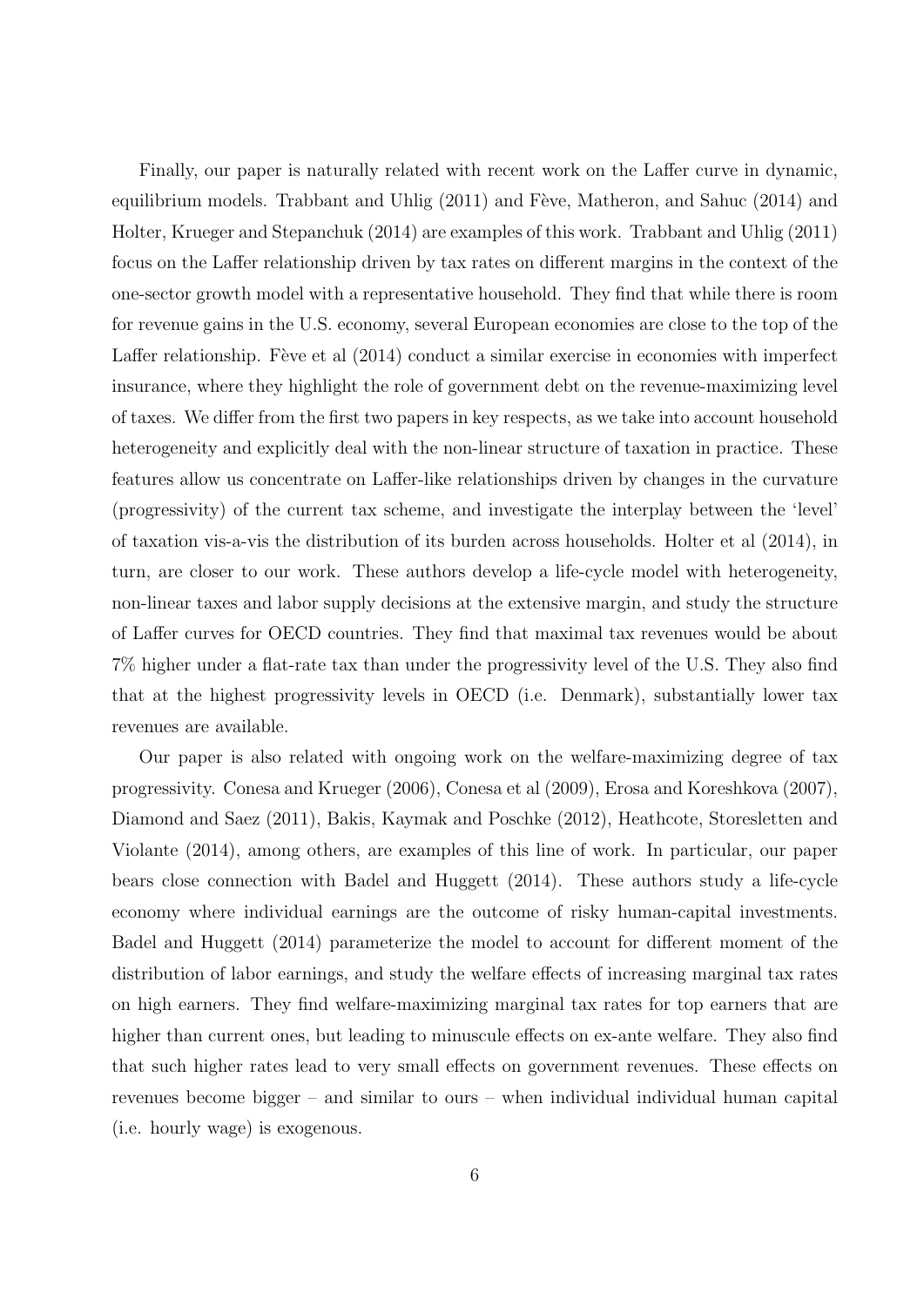Finally, our paper is naturally related with recent work on the Laffer curve in dynamic, equilibrium models. Trabbant and Uhlig (2011) and Fève, Matheron, and Sahuc (2014) and Holter, Krueger and Stepanchuk (2014) are examples of this work. Trabbant and Uhlig (2011) focus on the Laffer relationship driven by tax rates on different margins in the context of the one-sector growth model with a representative household. They find that while there is room for revenue gains in the U.S. economy, several European economies are close to the top of the Laffer relationship. Fève et al (2014) conduct a similar exercise in economies with imperfect insurance, where they highlight the role of government debt on the revenue-maximizing level of taxes. We differ from the first two papers in key respects, as we take into account household heterogeneity and explicitly deal with the non-linear structure of taxation in practice. These features allow us concentrate on Laffer-like relationships driven by changes in the curvature (progressivity) of the current tax scheme, and investigate the interplay between the 'level' of taxation vis-a-vis the distribution of its burden across households. Holter et al (2014), in turn, are closer to our work. These authors develop a life-cycle model with heterogeneity, non-linear taxes and labor supply decisions at the extensive margin, and study the structure of Laffer curves for OECD countries. They find that maximal tax revenues would be about 7% higher under a flat-rate tax than under the progressivity level of the U.S. They also find that at the highest progressivity levels in OECD (i.e. Denmark), substantially lower tax revenues are available.

Our paper is also related with ongoing work on the welfare-maximizing degree of tax progressivity. Conesa and Krueger (2006), Conesa et al (2009), Erosa and Koreshkova (2007), Diamond and Saez (2011), Bakis, Kaymak and Poschke (2012), Heathcote, Storesletten and Violante (2014), among others, are examples of this line of work. In particular, our paper bears close connection with Badel and Huggett (2014). These authors study a life-cycle economy where individual earnings are the outcome of risky human-capital investments. Badel and Huggett (2014) parameterize the model to account for different moment of the distribution of labor earnings, and study the welfare effects of increasing marginal tax rates on high earners. They find welfare-maximizing marginal tax rates for top earners that are higher than current ones, but leading to minuscule effects on ex-ante welfare. They also find that such higher rates lead to very small effects on government revenues. These effects on revenues become bigger – and similar to ours – when individual individual human capital (i.e. hourly wage) is exogenous.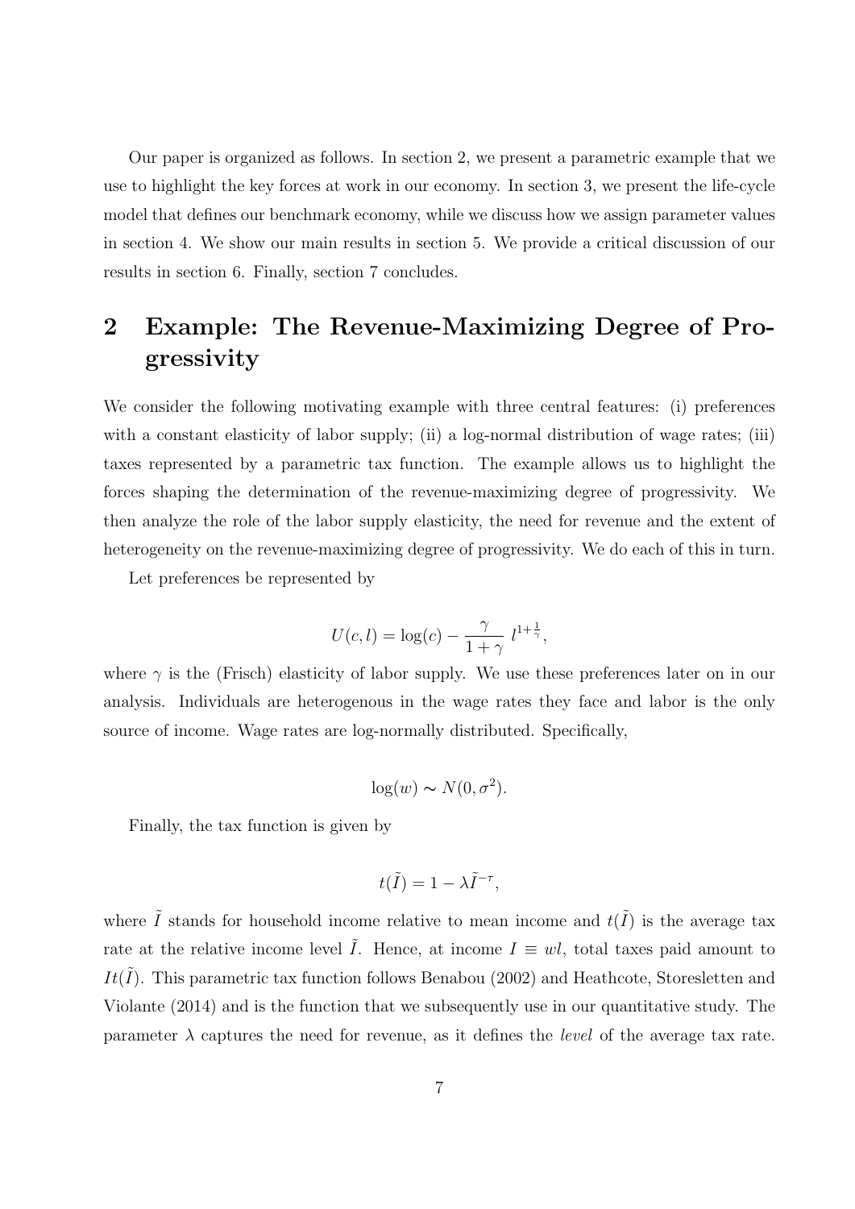Our paper is organized as follows. In section 2, we present a parametric example that we use to highlight the key forces at work in our economy. In section 3, we present the life-cycle model that defines our benchmark economy, while we discuss how we assign parameter values in section 4. We show our main results in section 5. We provide a critical discussion of our results in section 6. Finally, section 7 concludes.

## 2 Example: The Revenue-Maximizing Degree of Progressivity

We consider the following motivating example with three central features: (i) preferences with a constant elasticity of labor supply; (ii) a log-normal distribution of wage rates; (iii) taxes represented by a parametric tax function. The example allows us to highlight the forces shaping the determination of the revenue-maximizing degree of progressivity. We then analyze the role of the labor supply elasticity, the need for revenue and the extent of heterogeneity on the revenue-maximizing degree of progressivity. We do each of this in turn.

Let preferences be represented by

$$U(c,l) = \log(c) - \frac{\gamma}{1+\gamma}\ l^{1+\frac{1}{\gamma}},$$

where $\gamma$ is the (Frisch) elasticity of labor supply. We use these preferences later on in our analysis. Individuals are heterogenous in the wage rates they face and labor is the only source of income. Wage rates are log-normally distributed. Specifically,

$$\log(w) \sim N(0, \sigma^2).$$

Finally, the tax function is given by

$$t(\tilde{I}) = 1 - \lambda \tilde{I}^{-\tau},$$

where $\tilde{I}$ stands for household income relative to mean income and $t(\tilde{I})$ is the average tax rate at the relative income level $\tilde{I}$. Hence, at income $I \equiv wl$, total taxes paid amount to $It(\tilde{I})$. This parametric tax function follows Benabou (2002) and Heathcote, Storesletten and Violante (2014) and is the function that we subsequently use in our quantitative study. The parameter $\lambda$ captures the need for revenue, as it defines the *level* of the average tax rate.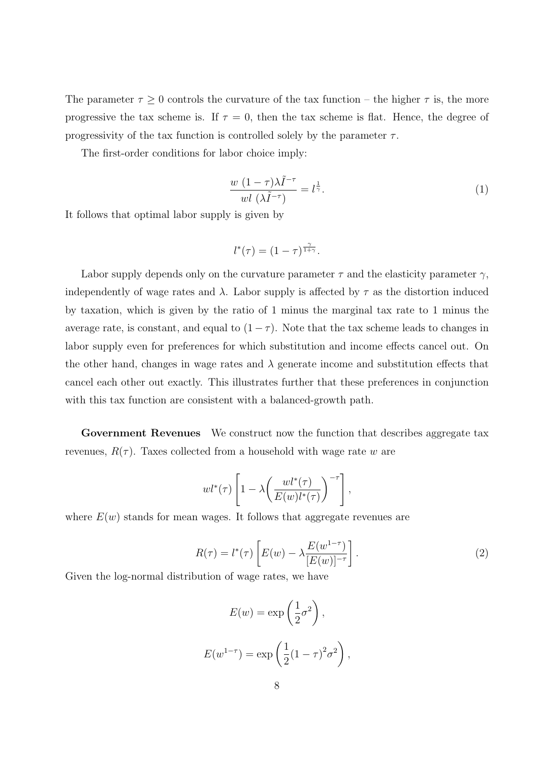The parameter $\tau \geq 0$ controls the curvature of the tax function – the higher $\tau$ is, the more progressive the tax scheme is. If $\tau = 0$, then the tax scheme is flat. Hence, the degree of progressivity of the tax function is controlled solely by the parameter $\tau$.

The first-order conditions for labor choice imply:

$$\frac{w\ (1-\tau)\lambda \tilde{I}^{-\tau}}{wl\ (\lambda \tilde{I}^{-\tau})} = l^{\frac{1}{\gamma}}. \tag{1}$$

It follows that optimal labor supply is given by

$$l^*(\tau) = (1-\tau)^{\frac{\gamma}{1+\gamma}}.$$

Labor supply depends only on the curvature parameter $\tau$ and the elasticity parameter $\gamma$, independently of wage rates and $\lambda$. Labor supply is affected by $\tau$ as the distortion induced by taxation, which is given by the ratio of 1 minus the marginal tax rate to 1 minus the average rate, is constant, and equal to $(1-\tau)$. Note that the tax scheme leads to changes in labor supply even for preferences for which substitution and income effects cancel out. On the other hand, changes in wage rates and $\lambda$ generate income and substitution effects that cancel each other out exactly. This illustrates further that these preferences in conjunction with this tax function are consistent with a balanced-growth path.

**Government Revenues** We construct now the function that describes aggregate tax revenues, $R(\tau)$. Taxes collected from a household with wage rate $w$ are

$$wl^*(\tau)\left[1 - \lambda\left(\frac{wl^*(\tau)}{E(w)l^*(\tau)}\right)^{-\tau}\right],$$

where $E(w)$ stands for mean wages. It follows that aggregate revenues are

$$R(\tau) = l^*(\tau)\left[E(w) - \lambda \frac{E(w^{1-\tau})}{[E(w)]^{-\tau}}\right]. \tag{2}$$

Given the log-normal distribution of wage rates, we have

$$E(w) = \exp\left(\frac{1}{2}\sigma^2\right),$$

$$E(w^{1-\tau}) = \exp\left(\frac{1}{2}(1-\tau)^2\sigma^2\right),$$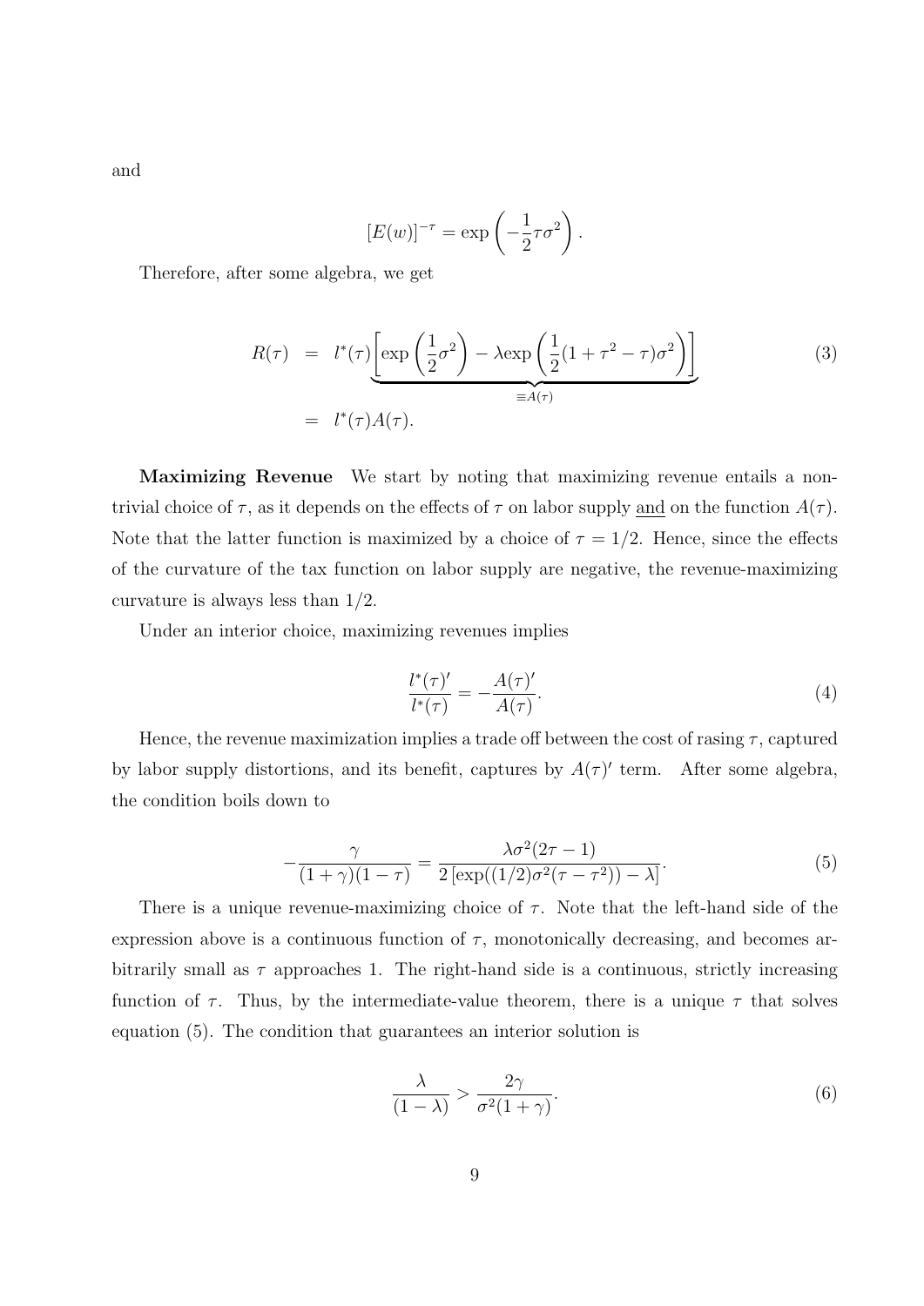and

$$[E(w)]^{-\tau} = \exp\left(-\frac{1}{2}\tau\sigma^2\right).$$

Therefore, after some algebra, we get

$$\begin{aligned} R(\tau) &= l^*(\tau)\underbrace{\left[\exp\left(\frac{1}{2}\sigma^2\right) - \lambda \exp\left(\frac{1}{2}(1+\tau^2-\tau)\sigma^2\right)\right]}_{\equiv A(\tau)} \\ &= l^*(\tau)A(\tau). \end{aligned} \tag{3}$$

**Maximizing Revenue** We start by noting that maximizing revenue entails a non-trivial choice of $\tau$, as it depends on the effects of $\tau$ on labor supply and on the function $A(\tau)$. Note that the latter function is maximized by a choice of $\tau = 1/2$. Hence, since the effects of the curvature of the tax function on labor supply are negative, the revenue-maximizing curvature is always less than $1/2$.

Under an interior choice, maximizing revenues implies

$$\frac{l^*(\tau)'}{l^*(\tau)} = -\frac{A(\tau)'}{A(\tau)}. \tag{4}$$

Hence, the revenue maximization implies a trade off between the cost of rasing $\tau$, captured by labor supply distortions, and its benefit, captures by $A(\tau)'$ term. After some algebra, the condition boils down to

$$-\frac{\gamma}{(1+\gamma)(1-\tau)} = \frac{\lambda\sigma^2(2\tau-1)}{2\left[\exp((1/2)\sigma^2(\tau-\tau^2)) - \lambda\right]}. \tag{5}$$

There is a unique revenue-maximizing choice of $\tau$. Note that the left-hand side of the expression above is a continuous function of $\tau$, monotonically decreasing, and becomes arbitrarily small as $\tau$ approaches 1. The right-hand side is a continuous, strictly increasing function of $\tau$. Thus, by the intermediate-value theorem, there is a unique $\tau$ that solves equation (5). The condition that guarantees an interior solution is

$$\frac{\lambda}{(1-\lambda)} > \frac{2\gamma}{\sigma^2(1+\gamma)}. \tag{6}$$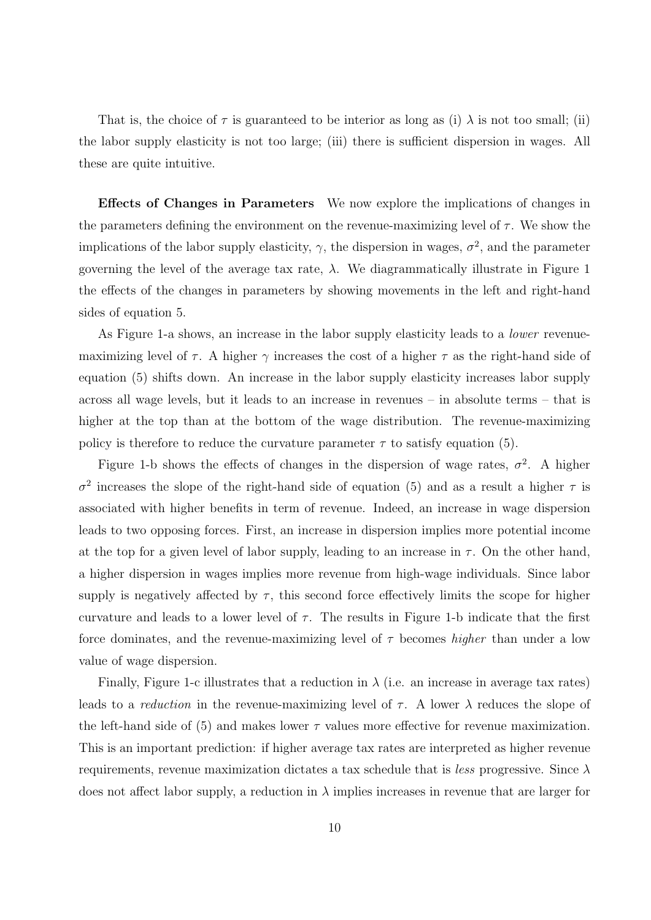That is, the choice of $\tau$ is guaranteed to be interior as long as (i) $\lambda$ is not too small; (ii) the labor supply elasticity is not too large; (iii) there is sufficient dispersion in wages. All these are quite intuitive.

**Effects of Changes in Parameters** We now explore the implications of changes in the parameters defining the environment on the revenue-maximizing level of $\tau$. We show the implications of the labor supply elasticity, $\gamma$, the dispersion in wages, $\sigma^2$, and the parameter governing the level of the average tax rate, $\lambda$. We diagrammatically illustrate in Figure 1 the effects of the changes in parameters by showing movements in the left and right-hand sides of equation 5.

As Figure 1-a shows, an increase in the labor supply elasticity leads to a *lower* revenue-maximizing level of $\tau$. A higher $\gamma$ increases the cost of a higher $\tau$ as the right-hand side of equation (5) shifts down. An increase in the labor supply elasticity increases labor supply across all wage levels, but it leads to an increase in revenues – in absolute terms – that is higher at the top than at the bottom of the wage distribution. The revenue-maximizing policy is therefore to reduce the curvature parameter $\tau$ to satisfy equation (5).

Figure 1-b shows the effects of changes in the dispersion of wage rates, $\sigma^2$. A higher $\sigma^2$ increases the slope of the right-hand side of equation (5) and as a result a higher $\tau$ is associated with higher benefits in term of revenue. Indeed, an increase in wage dispersion leads to two opposing forces. First, an increase in dispersion implies more potential income at the top for a given level of labor supply, leading to an increase in $\tau$. On the other hand, a higher dispersion in wages implies more revenue from high-wage individuals. Since labor supply is negatively affected by $\tau$, this second force effectively limits the scope for higher curvature and leads to a lower level of $\tau$. The results in Figure 1-b indicate that the first force dominates, and the revenue-maximizing level of $\tau$ becomes *higher* than under a low value of wage dispersion.

Finally, Figure 1-c illustrates that a reduction in $\lambda$ (i.e. an increase in average tax rates) leads to a *reduction* in the revenue-maximizing level of $\tau$. A lower $\lambda$ reduces the slope of the left-hand side of (5) and makes lower $\tau$ values more effective for revenue maximization. This is an important prediction: if higher average tax rates are interpreted as higher revenue requirements, revenue maximization dictates a tax schedule that is *less* progressive. Since $\lambda$ does not affect labor supply, a reduction in $\lambda$ implies increases in revenue that are larger for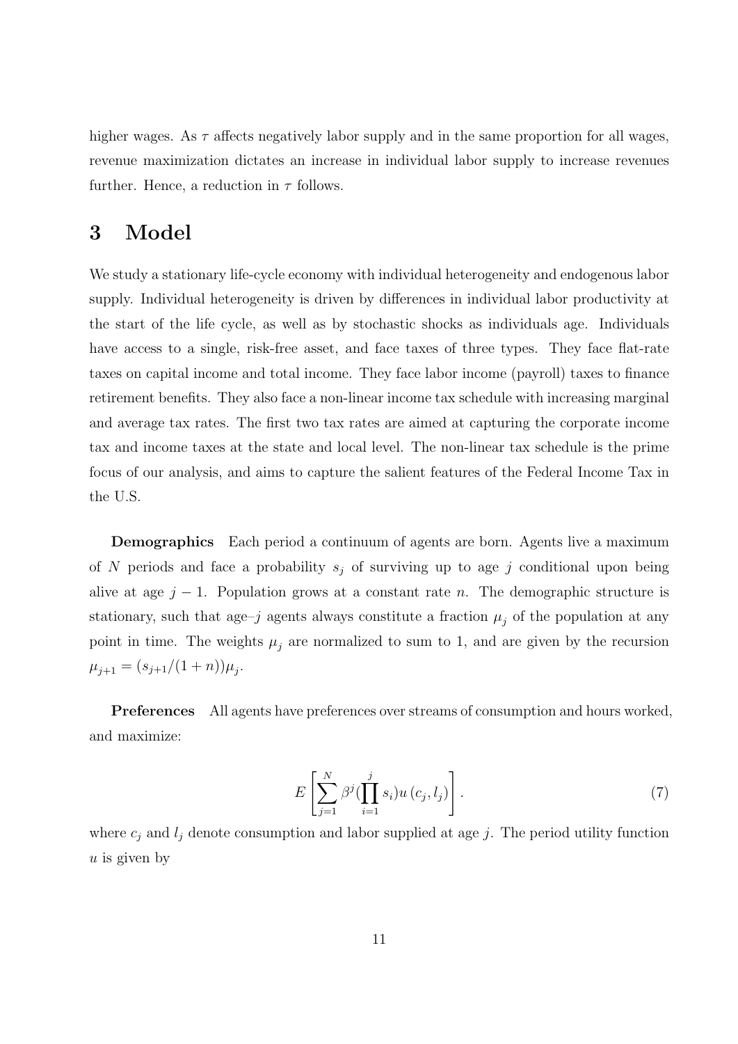higher wages. As $\tau$ affects negatively labor supply and in the same proportion for all wages, revenue maximization dictates an increase in individual labor supply to increase revenues further. Hence, a reduction in $\tau$ follows.

# 3 Model

We study a stationary life-cycle economy with individual heterogeneity and endogenous labor supply. Individual heterogeneity is driven by differences in individual labor productivity at the start of the life cycle, as well as by stochastic shocks as individuals age. Individuals have access to a single, risk-free asset, and face taxes of three types. They face flat-rate taxes on capital income and total income. They face labor income (payroll) taxes to finance retirement benefits. They also face a non-linear income tax schedule with increasing marginal and average tax rates. The first two tax rates are aimed at capturing the corporate income tax and income taxes at the state and local level. The non-linear tax schedule is the prime focus of our analysis, and aims to capture the salient features of the Federal Income Tax in the U.S.

**Demographics** Each period a continuum of agents are born. Agents live a maximum of $N$ periods and face a probability $s_j$ of surviving up to age $j$ conditional upon being alive at age $j-1$. Population grows at a constant rate $n$. The demographic structure is stationary, such that age–$j$ agents always constitute a fraction $\mu_j$ of the population at any point in time. The weights $\mu_j$ are normalized to sum to 1, and are given by the recursion $\mu_{j+1} = (s_{j+1}/(1+n))\mu_j$.

**Preferences** All agents have preferences over streams of consumption and hours worked, and maximize:

$$E\left[\sum_{j=1}^{N} \beta^j (\prod_{i=1}^{j} s_i) u\left(c_j, l_j\right)\right]. \tag{7}$$

where $c_j$ and $l_j$ denote consumption and labor supplied at age $j$. The period utility function $u$ is given by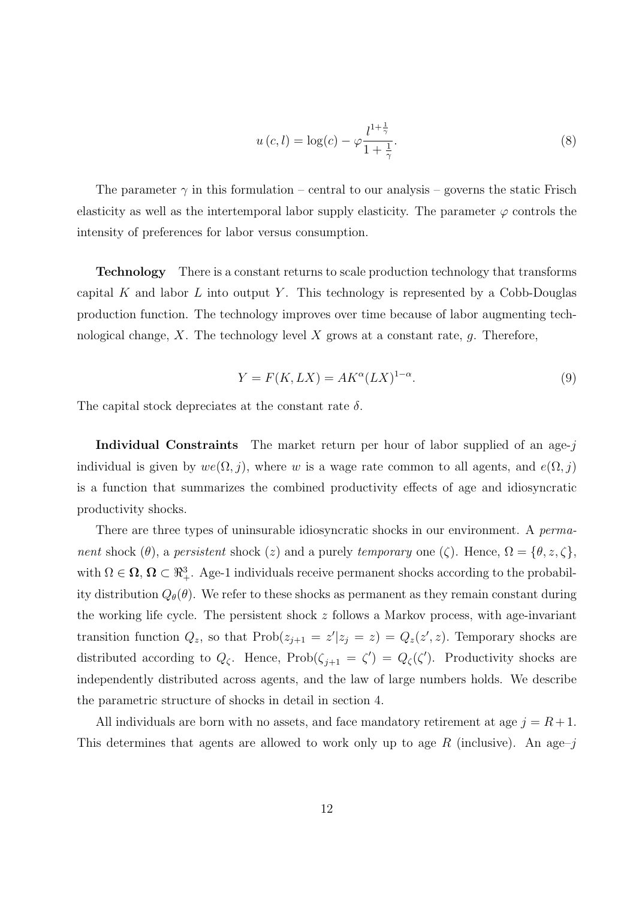$$u(c,l) = \log(c) - \varphi \frac{l^{1+\frac{1}{\gamma}}}{1+\frac{1}{\gamma}}. \tag{8}$$

The parameter $\gamma$ in this formulation – central to our analysis – governs the static Frisch elasticity as well as the intertemporal labor supply elasticity. The parameter $\varphi$ controls the intensity of preferences for labor versus consumption.

**Technology** There is a constant returns to scale production technology that transforms capital $K$ and labor $L$ into output $Y$. This technology is represented by a Cobb-Douglas production function. The technology improves over time because of labor augmenting technological change, $X$. The technology level $X$ grows at a constant rate, $g$. Therefore,

$$Y = F(K, LX) = AK^{\alpha}(LX)^{1-\alpha}. \tag{9}$$

The capital stock depreciates at the constant rate $\delta$.

**Individual Constraints** The market return per hour of labor supplied of an age-$j$ individual is given by $we(\Omega, j)$, where $w$ is a wage rate common to all agents, and $e(\Omega, j)$ is a function that summarizes the combined productivity effects of age and idiosyncratic productivity shocks.

There are three types of uninsurable idiosyncratic shocks in our environment. A *permanent* shock ($\theta$), a *persistent* shock ($z$) and a purely *temporary* one ($\zeta$). Hence, $\Omega = \{\theta, z, \zeta\}$, with $\Omega \in \mathbf{\Omega}$, $\mathbf{\Omega} \subset \Re^3_+$. Age-1 individuals receive permanent shocks according to the probability distribution $Q_\theta(\theta)$. We refer to these shocks as permanent as they remain constant during the working life cycle. The persistent shock $z$ follows a Markov process, with age-invariant transition function $Q_z$, so that $\text{Prob}(z_{j+1} = z'|z_j = z) = Q_z(z', z)$. Temporary shocks are distributed according to $Q_\zeta$. Hence, $\text{Prob}(\zeta_{j+1} = \zeta') = Q_\zeta(\zeta')$. Productivity shocks are independently distributed across agents, and the law of large numbers holds. We describe the parametric structure of shocks in detail in section 4.

All individuals are born with no assets, and face mandatory retirement at age $j = R + 1$. This determines that agents are allowed to work only up to age $R$ (inclusive). An age–$j$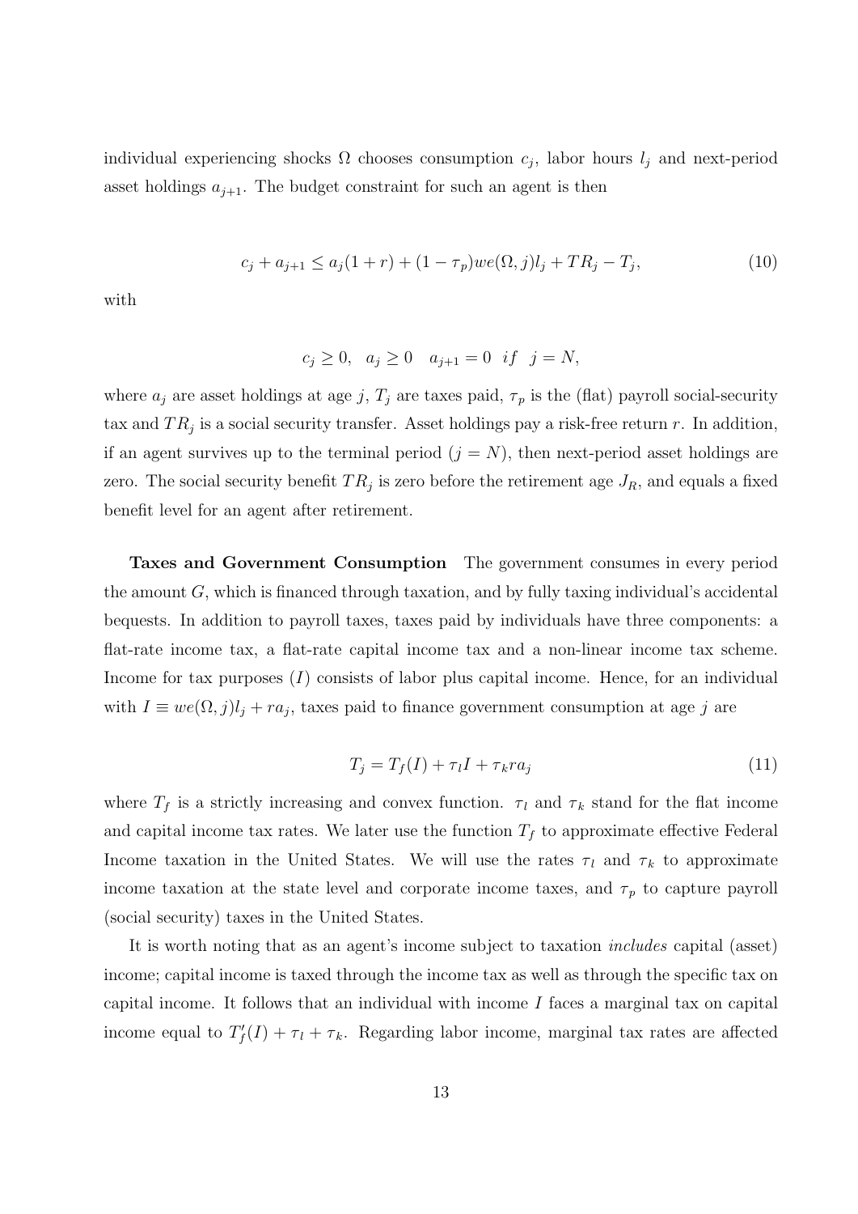individual experiencing shocks $\Omega$ chooses consumption $c_j$, labor hours $l_j$ and next-period asset holdings $a_{j+1}$. The budget constraint for such an agent is then

$$c_j + a_{j+1} \leq a_j(1+r) + (1-\tau_p)we(\Omega, j)l_j + TR_j - T_j, \tag{10}$$

with

$$c_j \geq 0, \quad a_j \geq 0 \quad a_{j+1} = 0 \;\; if \;\; j = N,$$

where $a_j$ are asset holdings at age $j$, $T_j$ are taxes paid, $\tau_p$ is the (flat) payroll social-security tax and $TR_j$ is a social security transfer. Asset holdings pay a risk-free return $r$. In addition, if an agent survives up to the terminal period ($j = N$), then next-period asset holdings are zero. The social security benefit $TR_j$ is zero before the retirement age $J_R$, and equals a fixed benefit level for an agent after retirement.

**Taxes and Government Consumption** The government consumes in every period the amount $G$, which is financed through taxation, and by fully taxing individual's accidental bequests. In addition to payroll taxes, taxes paid by individuals have three components: a flat-rate income tax, a flat-rate capital income tax and a non-linear income tax scheme. Income for tax purposes ($I$) consists of labor plus capital income. Hence, for an individual with $I \equiv we(\Omega, j)l_j + ra_j$, taxes paid to finance government consumption at age $j$ are

$$T_j = T_f(I) + \tau_l I + \tau_k r a_j \tag{11}$$

where $T_f$ is a strictly increasing and convex function. $\tau_l$ and $\tau_k$ stand for the flat income and capital income tax rates. We later use the function $T_f$ to approximate effective Federal Income taxation in the United States. We will use the rates $\tau_l$ and $\tau_k$ to approximate income taxation at the state level and corporate income taxes, and $\tau_p$ to capture payroll (social security) taxes in the United States.

It is worth noting that as an agent's income subject to taxation *includes* capital (asset) income; capital income is taxed through the income tax as well as through the specific tax on capital income. It follows that an individual with income $I$ faces a marginal tax on capital income equal to $T_f'(I) + \tau_l + \tau_k$. Regarding labor income, marginal tax rates are affected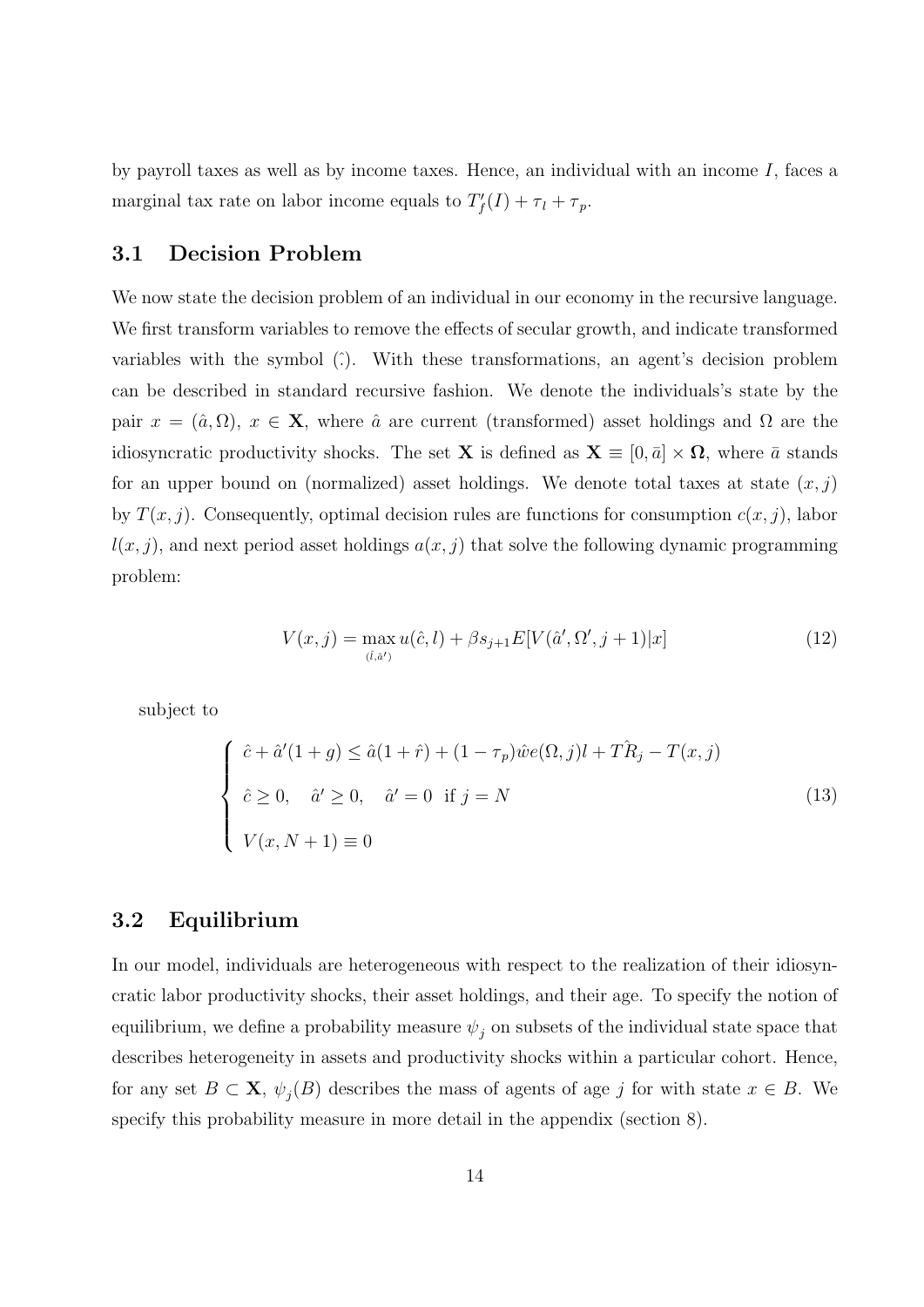by payroll taxes as well as by income taxes. Hence, an individual with an income $I$, faces a marginal tax rate on labor income equals to $T_f'(I) + \tau_l + \tau_p$.

## 3.1 Decision Problem

We now state the decision problem of an individual in our economy in the recursive language. We first transform variables to remove the effects of secular growth, and indicate transformed variables with the symbol $(\hat{:})$. With these transformations, an agent's decision problem can be described in standard recursive fashion. We denote the individuals's state by the pair $x = (\hat{a}, \Omega)$, $x \in \mathbf{X}$, where $\hat{a}$ are current (transformed) asset holdings and $\Omega$ are the idiosyncratic productivity shocks. The set $\mathbf{X}$ is defined as $\mathbf{X} \equiv [0, \bar{a}] \times \mathbf{\Omega}$, where $\bar{a}$ stands for an upper bound on (normalized) asset holdings. We denote total taxes at state $(x, j)$ by $T(x, j)$. Consequently, optimal decision rules are functions for consumption $c(x, j)$, labor $l(x, j)$, and next period asset holdings $a(x, j)$ that solve the following dynamic programming problem:

$$V(x, j) = \max_{(\hat{l}, \hat{a}')} u(\hat{c}, l) + \beta s_{j+1} E[V(\hat{a}', \Omega', j+1)|x] \tag{12}$$

subject to

$$\begin{cases} \hat{c} + \hat{a}'(1+g) \leq \hat{a}(1+\hat{r}) + (1-\tau_p)\hat{w}e(\Omega, j)l + T\hat{R}_j - T(x, j) \\ \hat{c} \geq 0, \quad \hat{a}' \geq 0, \quad \hat{a}' = 0 \text{ if } j = N \\ V(x, N+1) \equiv 0 \end{cases} \tag{13}$$

## 3.2 Equilibrium

In our model, individuals are heterogeneous with respect to the realization of their idiosyncratic labor productivity shocks, their asset holdings, and their age. To specify the notion of equilibrium, we define a probability measure $\psi_j$ on subsets of the individual state space that describes heterogeneity in assets and productivity shocks within a particular cohort. Hence, for any set $B \subset \mathbf{X}$, $\psi_j(B)$ describes the mass of agents of age $j$ for with state $x \in B$. We specify this probability measure in more detail in the appendix (section 8).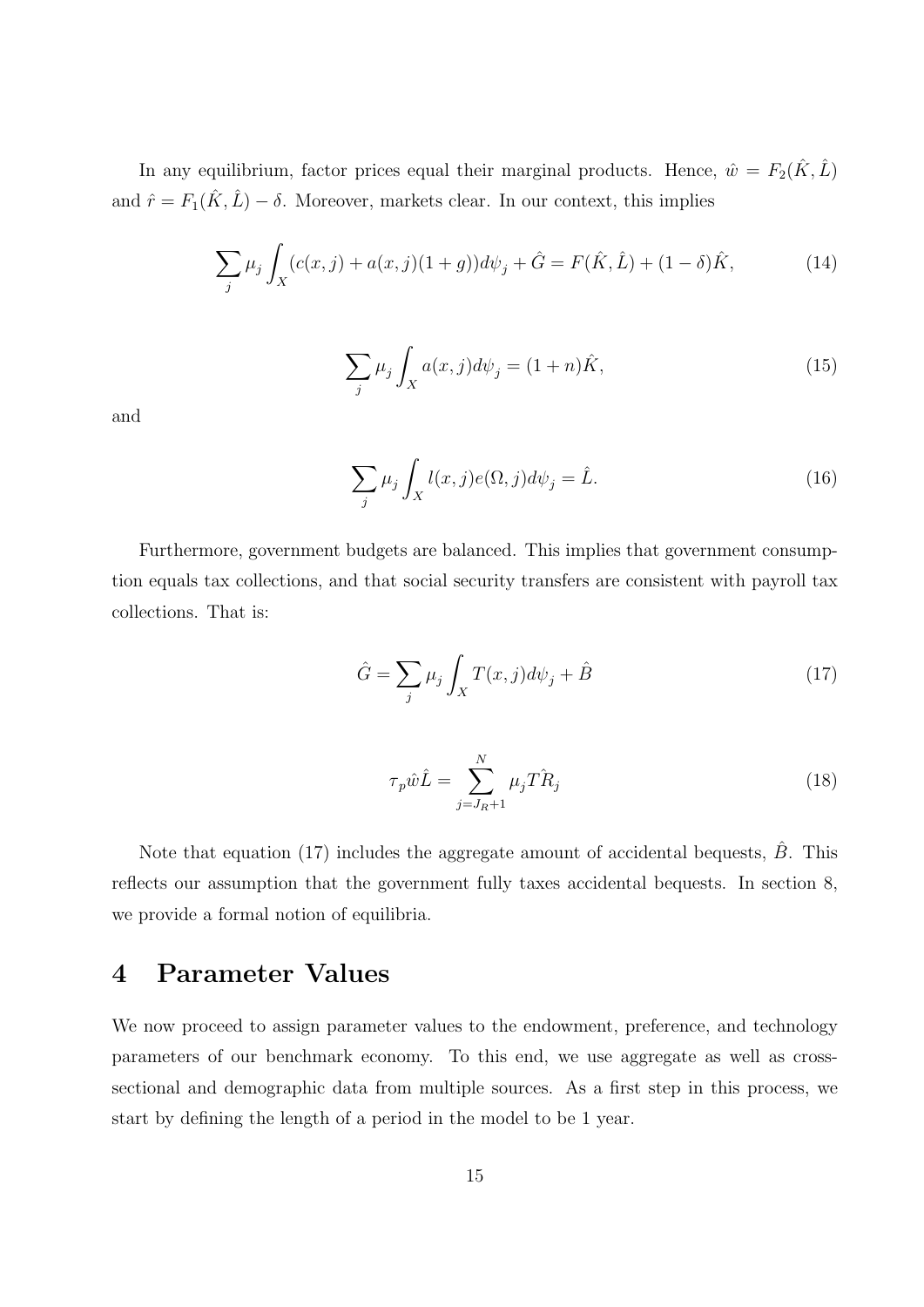In any equilibrium, factor prices equal their marginal products. Hence, $\hat{w} = F_2(\hat{K}, \hat{L})$ and $\hat{r} = F_1(\hat{K}, \hat{L}) - \delta$. Moreover, markets clear. In our context, this implies

$$\sum_j \mu_j \int_X (c(x,j) + a(x,j)(1+g))d\psi_j + \hat{G} = F(\hat{K}, \hat{L}) + (1-\delta)\hat{K}, \tag{14}$$

$$\sum_j \mu_j \int_X a(x,j)d\psi_j = (1+n)\hat{K}, \tag{15}$$

and

$$\sum_j \mu_j \int_X l(x,j)e(\Omega,j)d\psi_j = \hat{L}. \tag{16}$$

Furthermore, government budgets are balanced. This implies that government consumption equals tax collections, and that social security transfers are consistent with payroll tax collections. That is:

$$\hat{G} = \sum_j \mu_j \int_X T(x,j)d\psi_j + \hat{B} \tag{17}$$

$$\tau_p \hat{w}\hat{L} = \sum_{j=J_R+1}^{N} \mu_j T\hat{R}_j \tag{18}$$

Note that equation (17) includes the aggregate amount of accidental bequests, $\hat{B}$. This reflects our assumption that the government fully taxes accidental bequests. In section 8, we provide a formal notion of equilibria.

# 4 Parameter Values

We now proceed to assign parameter values to the endowment, preference, and technology parameters of our benchmark economy. To this end, we use aggregate as well as cross-sectional and demographic data from multiple sources. As a first step in this process, we start by defining the length of a period in the model to be 1 year.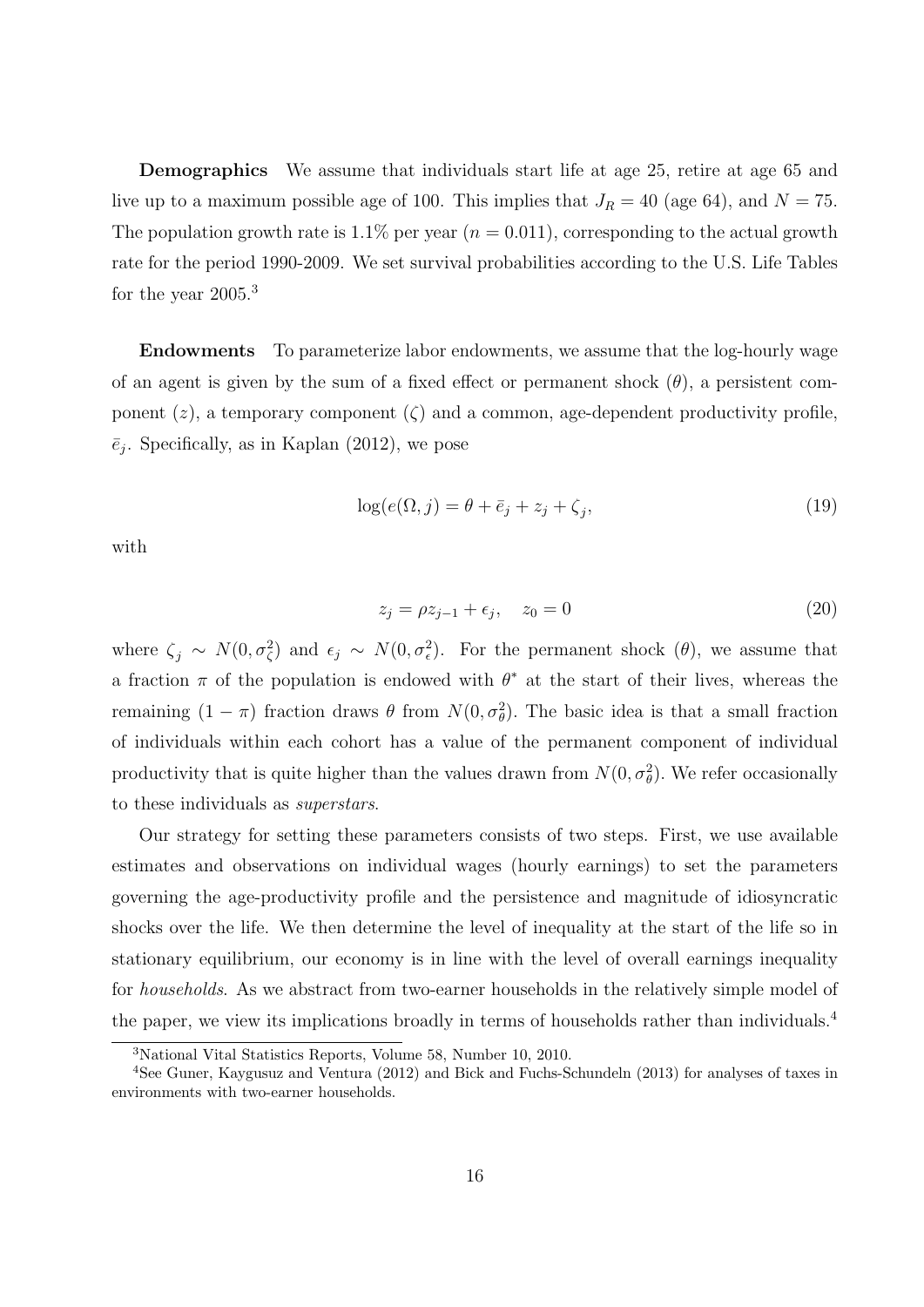**Demographics** We assume that individuals start life at age 25, retire at age 65 and live up to a maximum possible age of 100. This implies that $J_R = 40$ (age 64), and $N = 75$. The population growth rate is 1.1% per year ($n = 0.011$), corresponding to the actual growth rate for the period 1990-2009. We set survival probabilities according to the U.S. Life Tables for the year 2005.[3]

**Endowments** To parameterize labor endowments, we assume that the log-hourly wage of an agent is given by the sum of a fixed effect or permanent shock ($\theta$), a persistent component ($z$), a temporary component ($\zeta$) and a common, age-dependent productivity profile, $\bar{e}_j$. Specifically, as in Kaplan (2012), we pose

$$\log(e(\Omega, j) = \theta + \bar{e}_j + z_j + \zeta_j, \tag{19}$$

with

$$z_j = \rho z_{j-1} + \epsilon_j, \quad z_0 = 0 \tag{20}$$

where $\zeta_j \sim N(0, \sigma_\zeta^2)$ and $\epsilon_j \sim N(0, \sigma_\epsilon^2)$. For the permanent shock ($\theta$), we assume that a fraction $\pi$ of the population is endowed with $\theta^*$ at the start of their lives, whereas the remaining $(1 - \pi)$ fraction draws $\theta$ from $N(0, \sigma_\theta^2)$. The basic idea is that a small fraction of individuals within each cohort has a value of the permanent component of individual productivity that is quite higher than the values drawn from $N(0, \sigma_\theta^2)$. We refer occasionally to these individuals as *superstars*.

Our strategy for setting these parameters consists of two steps. First, we use available estimates and observations on individual wages (hourly earnings) to set the parameters governing the age-productivity profile and the persistence and magnitude of idiosyncratic shocks over the life. We then determine the level of inequality at the start of the life so in stationary equilibrium, our economy is in line with the level of overall earnings inequality for *households*. As we abstract from two-earner households in the relatively simple model of the paper, we view its implications broadly in terms of households rather than individuals.[4]

[3] National Vital Statistics Reports, Volume 58, Number 10, 2010.

[4] See Guner, Kaygusuz and Ventura (2012) and Bick and Fuchs-Schundeln (2013) for analyses of taxes in environments with two-earner households.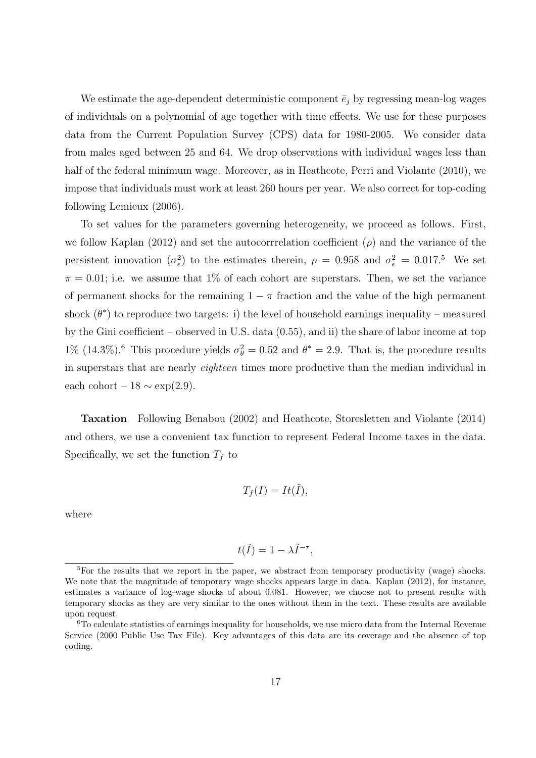We estimate the age-dependent deterministic component $\bar{e}_j$ by regressing mean-log wages of individuals on a polynomial of age together with time effects. We use for these purposes data from the Current Population Survey (CPS) data for 1980-2005. We consider data from males aged between 25 and 64. We drop observations with individual wages less than half of the federal minimum wage. Moreover, as in Heathcote, Perri and Violante (2010), we impose that individuals must work at least 260 hours per year. We also correct for top-coding following Lemieux (2006).

To set values for the parameters governing heterogeneity, we proceed as follows. First, we follow Kaplan (2012) and set the autocorrrelation coefficient ($\rho$) and the variance of the persistent innovation ($\sigma_\epsilon^2$) to the estimates therein, $\rho = 0.958$ and $\sigma_\epsilon^2 = 0.017$.[5] We set $\pi = 0.01$; i.e. we assume that 1% of each cohort are superstars. Then, we set the variance of permanent shocks for the remaining $1 - \pi$ fraction and the value of the high permanent shock ($\theta^*$) to reproduce two targets: i) the level of household earnings inequality – measured by the Gini coefficient – observed in U.S. data (0.55), and ii) the share of labor income at top 1% (14.3%).[6] This procedure yields $\sigma_\theta^2 = 0.52$ and $\theta^* = 2.9$. That is, the procedure results in superstars that are nearly *eighteen* times more productive than the median individual in each cohort – $18 \sim \exp(2.9)$.

**Taxation** Following Benabou (2002) and Heathcote, Storesletten and Violante (2014) and others, we use a convenient tax function to represent Federal Income taxes in the data. Specifically, we set the function $T_f$ to

$$T_f(I) = It(\tilde{I}),$$

where

$$t(\tilde{I}) = 1 - \lambda \tilde{I}^{-\tau},$$

[5] For the results that we report in the paper, we abstract from temporary productivity (wage) shocks. We note that the magnitude of temporary wage shocks appears large in data. Kaplan (2012), for instance, estimates a variance of log-wage shocks of about 0.081. However, we choose not to present results with temporary shocks as they are very similar to the ones without them in the text. These results are available upon request.

[6] To calculate statistics of earnings inequality for households, we use micro data from the Internal Revenue Service (2000 Public Use Tax File). Key advantages of this data are its coverage and the absence of top coding.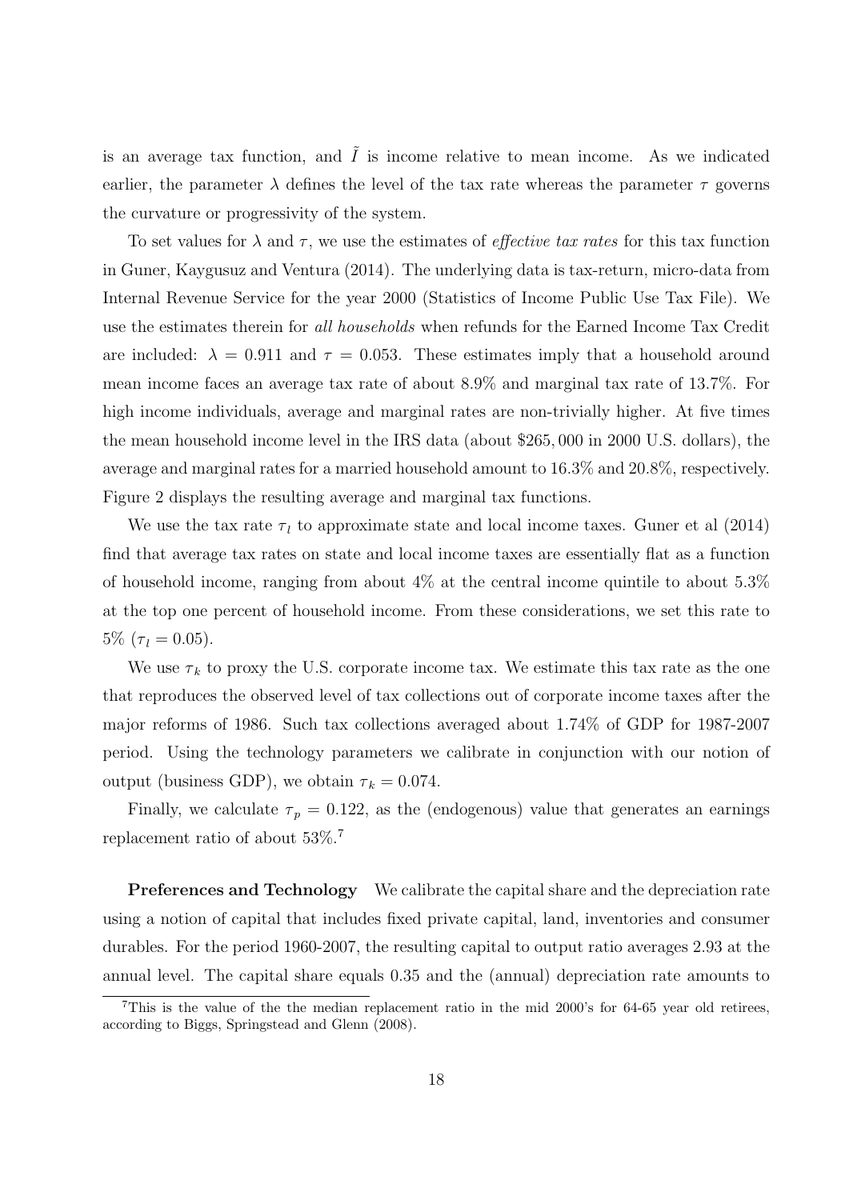is an average tax function, and $\tilde{I}$ is income relative to mean income. As we indicated earlier, the parameter $\lambda$ defines the level of the tax rate whereas the parameter $\tau$ governs the curvature or progressivity of the system.

To set values for $\lambda$ and $\tau$, we use the estimates of *effective tax rates* for this tax function in Guner, Kaygusuz and Ventura (2014). The underlying data is tax-return, micro-data from Internal Revenue Service for the year 2000 (Statistics of Income Public Use Tax File). We use the estimates therein for *all households* when refunds for the Earned Income Tax Credit are included: $\lambda = 0.911$ and $\tau = 0.053$. These estimates imply that a household around mean income faces an average tax rate of about 8.9% and marginal tax rate of 13.7%. For high income individuals, average and marginal rates are non-trivially higher. At five times the mean household income level in the IRS data (about \$265,000 in 2000 U.S. dollars), the average and marginal rates for a married household amount to 16.3% and 20.8%, respectively. Figure 2 displays the resulting average and marginal tax functions.

We use the tax rate $\tau_l$ to approximate state and local income taxes. Guner et al (2014) find that average tax rates on state and local income taxes are essentially flat as a function of household income, ranging from about 4% at the central income quintile to about 5.3% at the top one percent of household income. From these considerations, we set this rate to 5% ($\tau_l = 0.05$).

We use $\tau_k$ to proxy the U.S. corporate income tax. We estimate this tax rate as the one that reproduces the observed level of tax collections out of corporate income taxes after the major reforms of 1986. Such tax collections averaged about 1.74% of GDP for 1987-2007 period. Using the technology parameters we calibrate in conjunction with our notion of output (business GDP), we obtain $\tau_k = 0.074$.

Finally, we calculate $\tau_p = 0.122$, as the (endogenous) value that generates an earnings replacement ratio of about 53%.[7]

**Preferences and Technology** We calibrate the capital share and the depreciation rate using a notion of capital that includes fixed private capital, land, inventories and consumer durables. For the period 1960-2007, the resulting capital to output ratio averages 2.93 at the annual level. The capital share equals 0.35 and the (annual) depreciation rate amounts to

[7] This is the value of the the median replacement ratio in the mid 2000's for 64-65 year old retirees, according to Biggs, Springstead and Glenn (2008).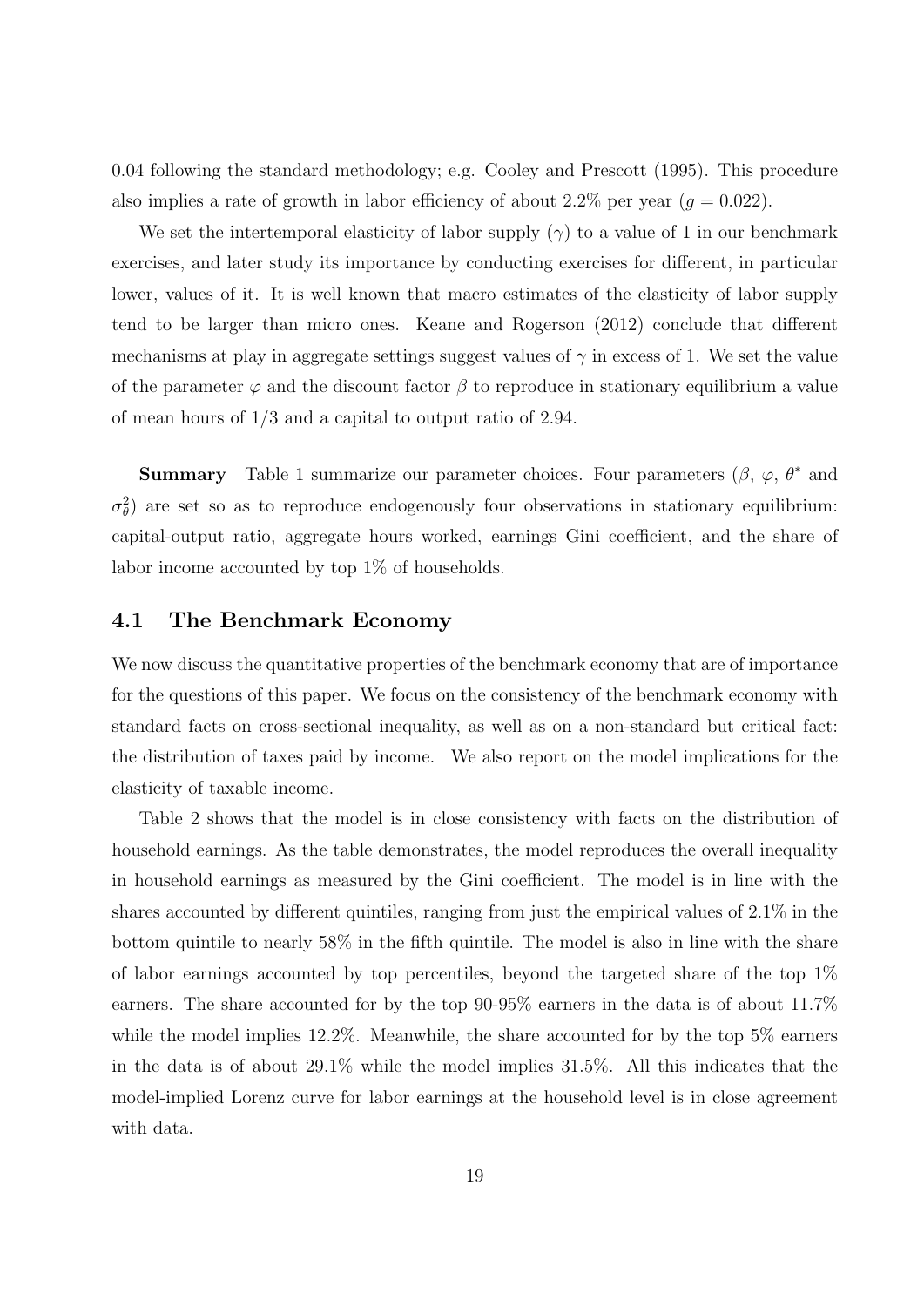0.04 following the standard methodology; e.g. Cooley and Prescott (1995). This procedure also implies a rate of growth in labor efficiency of about 2.2% per year ($g = 0.022$).

We set the intertemporal elasticity of labor supply ($\gamma$) to a value of 1 in our benchmark exercises, and later study its importance by conducting exercises for different, in particular lower, values of it. It is well known that macro estimates of the elasticity of labor supply tend to be larger than micro ones. Keane and Rogerson (2012) conclude that different mechanisms at play in aggregate settings suggest values of $\gamma$ in excess of 1. We set the value of the parameter $\varphi$ and the discount factor $\beta$ to reproduce in stationary equilibrium a value of mean hours of 1/3 and a capital to output ratio of 2.94.

**Summary** Table 1 summarize our parameter choices. Four parameters ($\beta$, $\varphi$, $\theta^*$ and $\sigma_\theta^2$) are set so as to reproduce endogenously four observations in stationary equilibrium: capital-output ratio, aggregate hours worked, earnings Gini coefficient, and the share of labor income accounted by top 1% of households.

## 4.1 The Benchmark Economy

We now discuss the quantitative properties of the benchmark economy that are of importance for the questions of this paper. We focus on the consistency of the benchmark economy with standard facts on cross-sectional inequality, as well as on a non-standard but critical fact: the distribution of taxes paid by income. We also report on the model implications for the elasticity of taxable income.

Table 2 shows that the model is in close consistency with facts on the distribution of household earnings. As the table demonstrates, the model reproduces the overall inequality in household earnings as measured by the Gini coefficient. The model is in line with the shares accounted by different quintiles, ranging from just the empirical values of 2.1% in the bottom quintile to nearly 58% in the fifth quintile. The model is also in line with the share of labor earnings accounted by top percentiles, beyond the targeted share of the top 1% earners. The share accounted for by the top 90-95% earners in the data is of about 11.7% while the model implies 12.2%. Meanwhile, the share accounted for by the top 5% earners in the data is of about 29.1% while the model implies 31.5%. All this indicates that the model-implied Lorenz curve for labor earnings at the household level is in close agreement with data.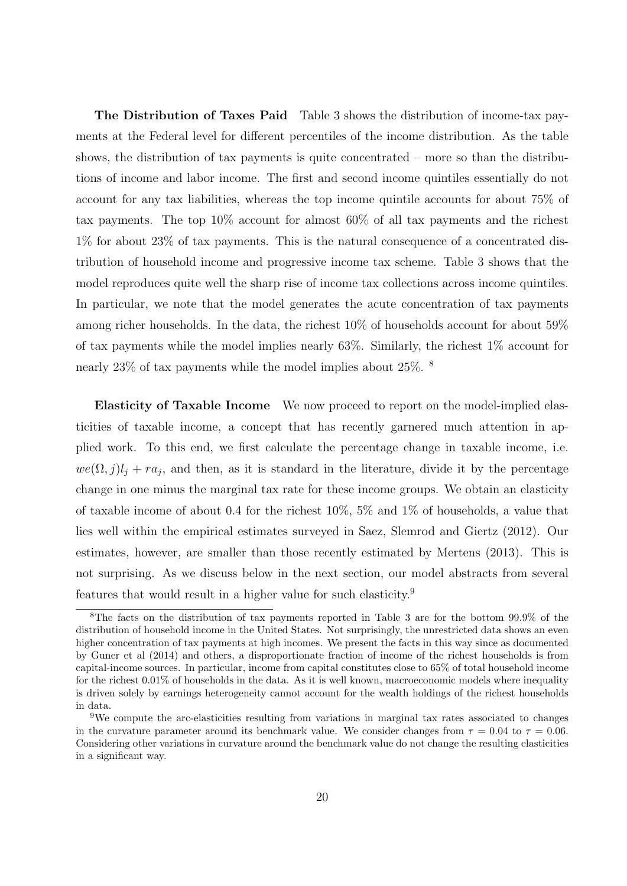**The Distribution of Taxes Paid** Table 3 shows the distribution of income-tax payments at the Federal level for different percentiles of the income distribution. As the table shows, the distribution of tax payments is quite concentrated – more so than the distributions of income and labor income. The first and second income quintiles essentially do not account for any tax liabilities, whereas the top income quintile accounts for about 75% of tax payments. The top 10% account for almost 60% of all tax payments and the richest 1% for about 23% of tax payments. This is the natural consequence of a concentrated distribution of household income and progressive income tax scheme. Table 3 shows that the model reproduces quite well the sharp rise of income tax collections across income quintiles. In particular, we note that the model generates the acute concentration of tax payments among richer households. In the data, the richest 10% of households account for about 59% of tax payments while the model implies nearly 63%. Similarly, the richest 1% account for nearly 23% of tax payments while the model implies about 25%. [8]

**Elasticity of Taxable Income** We now proceed to report on the model-implied elasticities of taxable income, a concept that has recently garnered much attention in applied work. To this end, we first calculate the percentage change in taxable income, i.e. $we(\Omega, j)l_j + ra_j$, and then, as it is standard in the literature, divide it by the percentage change in one minus the marginal tax rate for these income groups. We obtain an elasticity of taxable income of about 0.4 for the richest 10%, 5% and 1% of households, a value that lies well within the empirical estimates surveyed in Saez, Slemrod and Giertz (2012). Our estimates, however, are smaller than those recently estimated by Mertens (2013). This is not surprising. As we discuss below in the next section, our model abstracts from several features that would result in a higher value for such elasticity.[9]

---

[8] The facts on the distribution of tax payments reported in Table 3 are for the bottom 99.9% of the distribution of household income in the United States. Not surprisingly, the unrestricted data shows an even higher concentration of tax payments at high incomes. We present the facts in this way since as documented by Guner et al (2014) and others, a disproportionate fraction of income of the richest households is from capital-income sources. In particular, income from capital constitutes close to 65% of total household income for the richest 0.01% of households in the data. As it is well known, macroeconomic models where inequality is driven solely by earnings heterogeneity cannot account for the wealth holdings of the richest households in data.

[9] We compute the arc-elasticities resulting from variations in marginal tax rates associated to changes in the curvature parameter around its benchmark value. We consider changes from $\tau = 0.04$ to $\tau = 0.06$. Considering other variations in curvature around the benchmark value do not change the resulting elasticities in a significant way.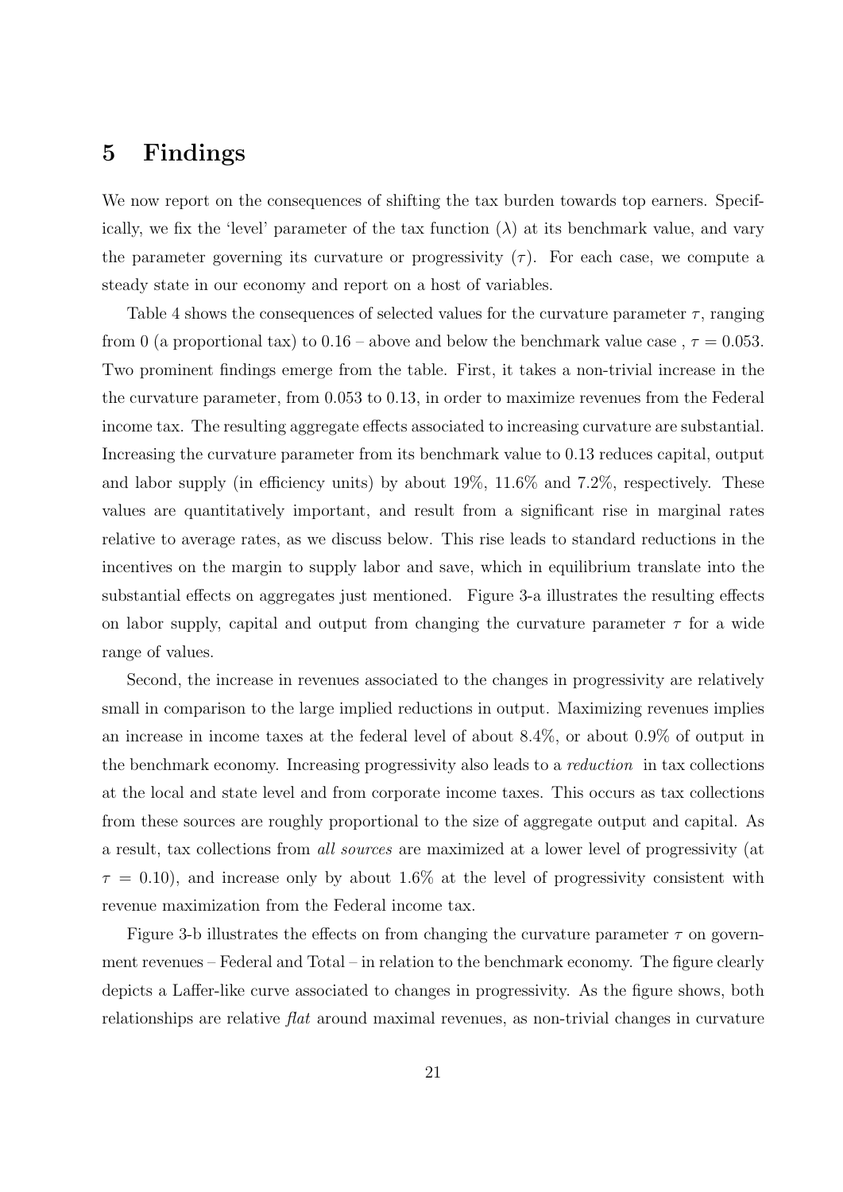## 5 Findings

We now report on the consequences of shifting the tax burden towards top earners. Specifically, we fix the 'level' parameter of the tax function ($\lambda$) at its benchmark value, and vary the parameter governing its curvature or progressivity ($\tau$). For each case, we compute a steady state in our economy and report on a host of variables.

Table 4 shows the consequences of selected values for the curvature parameter $\tau$, ranging from 0 (a proportional tax) to 0.16 – above and below the benchmark value case , $\tau = 0.053$. Two prominent findings emerge from the table. First, it takes a non-trivial increase in the the curvature parameter, from 0.053 to 0.13, in order to maximize revenues from the Federal income tax. The resulting aggregate effects associated to increasing curvature are substantial. Increasing the curvature parameter from its benchmark value to 0.13 reduces capital, output and labor supply (in efficiency units) by about 19%, 11.6% and 7.2%, respectively. These values are quantitatively important, and result from a significant rise in marginal rates relative to average rates, as we discuss below. This rise leads to standard reductions in the incentives on the margin to supply labor and save, which in equilibrium translate into the substantial effects on aggregates just mentioned. Figure 3-a illustrates the resulting effects on labor supply, capital and output from changing the curvature parameter $\tau$ for a wide range of values.

Second, the increase in revenues associated to the changes in progressivity are relatively small in comparison to the large implied reductions in output. Maximizing revenues implies an increase in income taxes at the federal level of about 8.4%, or about 0.9% of output in the benchmark economy. Increasing progressivity also leads to a *reduction* in tax collections at the local and state level and from corporate income taxes. This occurs as tax collections from these sources are roughly proportional to the size of aggregate output and capital. As a result, tax collections from *all sources* are maximized at a lower level of progressivity (at $\tau = 0.10$), and increase only by about 1.6% at the level of progressivity consistent with revenue maximization from the Federal income tax.

Figure 3-b illustrates the effects on from changing the curvature parameter $\tau$ on government revenues – Federal and Total – in relation to the benchmark economy. The figure clearly depicts a Laffer-like curve associated to changes in progressivity. As the figure shows, both relationships are relative *flat* around maximal revenues, as non-trivial changes in curvature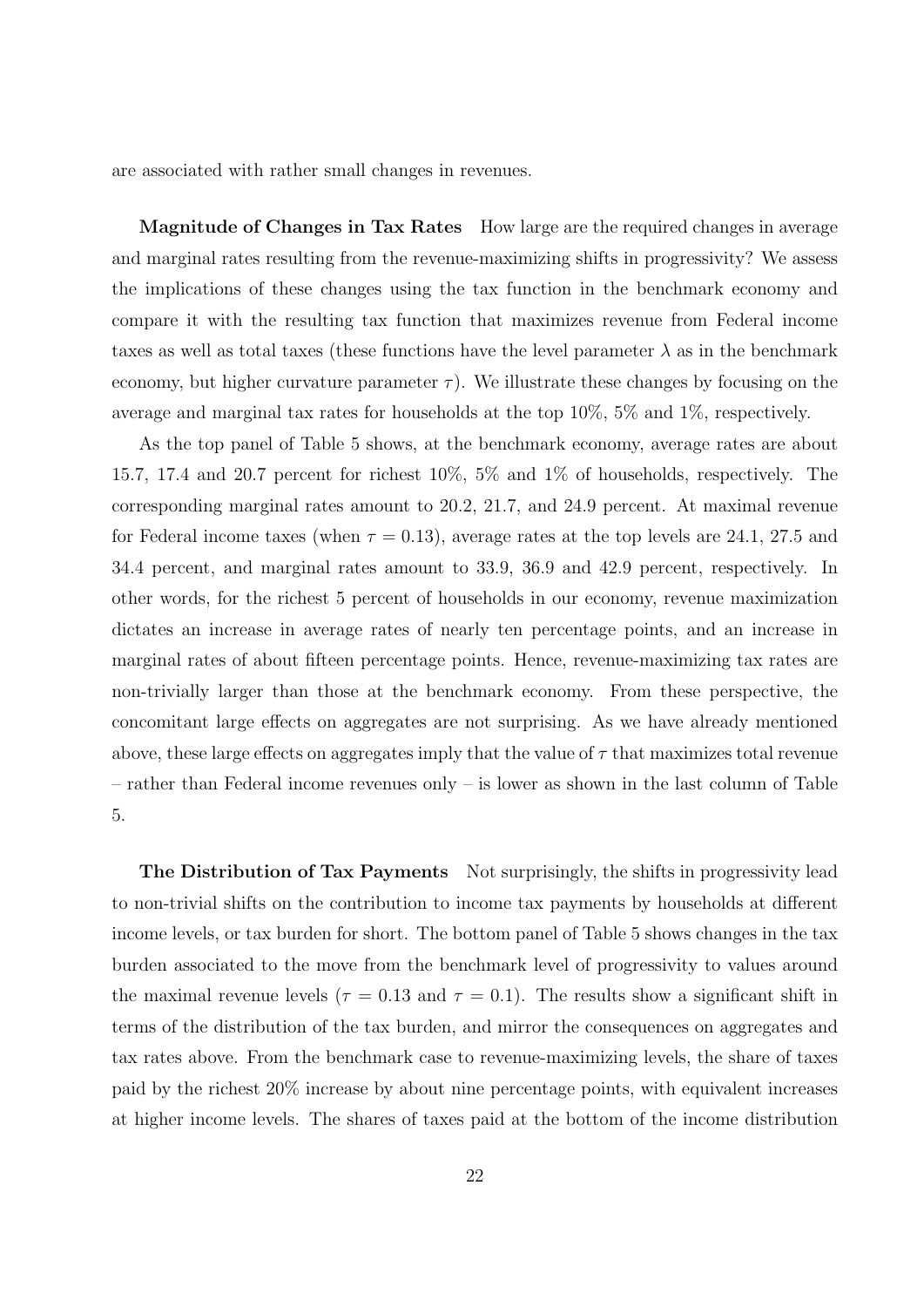are associated with rather small changes in revenues.

**Magnitude of Changes in Tax Rates** How large are the required changes in average and marginal rates resulting from the revenue-maximizing shifts in progressivity? We assess the implications of these changes using the tax function in the benchmark economy and compare it with the resulting tax function that maximizes revenue from Federal income taxes as well as total taxes (these functions have the level parameter $\lambda$ as in the benchmark economy, but higher curvature parameter $\tau$). We illustrate these changes by focusing on the average and marginal tax rates for households at the top 10%, 5% and 1%, respectively.

As the top panel of Table 5 shows, at the benchmark economy, average rates are about 15.7, 17.4 and 20.7 percent for richest 10%, 5% and 1% of households, respectively. The corresponding marginal rates amount to 20.2, 21.7, and 24.9 percent. At maximal revenue for Federal income taxes (when $\tau = 0.13$), average rates at the top levels are 24.1, 27.5 and 34.4 percent, and marginal rates amount to 33.9, 36.9 and 42.9 percent, respectively. In other words, for the richest 5 percent of households in our economy, revenue maximization dictates an increase in average rates of nearly ten percentage points, and an increase in marginal rates of about fifteen percentage points. Hence, revenue-maximizing tax rates are non-trivially larger than those at the benchmark economy. From these perspective, the concomitant large effects on aggregates are not surprising. As we have already mentioned above, these large effects on aggregates imply that the value of $\tau$ that maximizes total revenue – rather than Federal income revenues only – is lower as shown in the last column of Table 5.

**The Distribution of Tax Payments** Not surprisingly, the shifts in progressivity lead to non-trivial shifts on the contribution to income tax payments by households at different income levels, or tax burden for short. The bottom panel of Table 5 shows changes in the tax burden associated to the move from the benchmark level of progressivity to values around the maximal revenue levels ($\tau = 0.13$ and $\tau = 0.1$). The results show a significant shift in terms of the distribution of the tax burden, and mirror the consequences on aggregates and tax rates above. From the benchmark case to revenue-maximizing levels, the share of taxes paid by the richest 20% increase by about nine percentage points, with equivalent increases at higher income levels. The shares of taxes paid at the bottom of the income distribution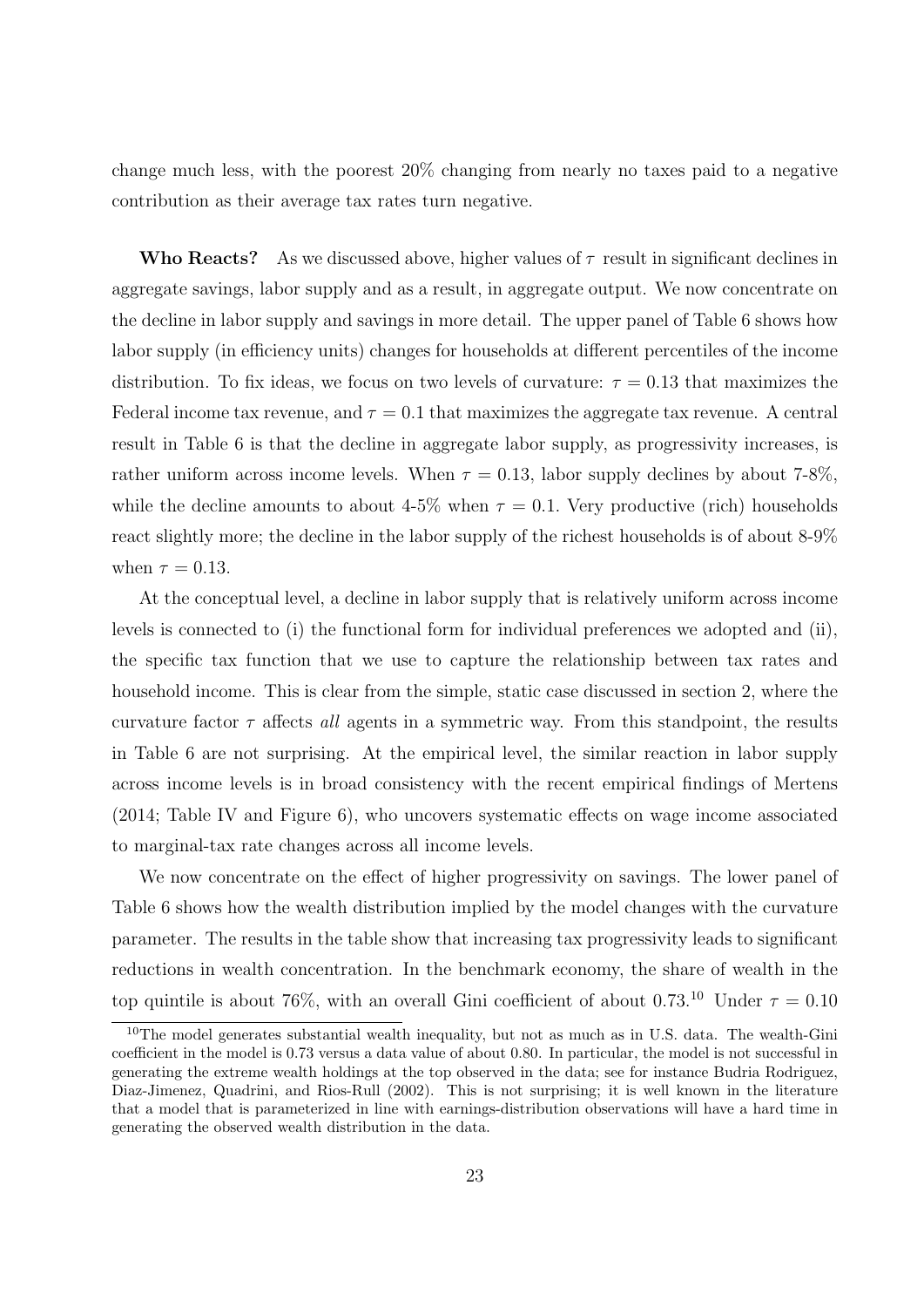change much less, with the poorest 20% changing from nearly no taxes paid to a negative contribution as their average tax rates turn negative.

**Who Reacts?** As we discussed above, higher values of $\tau$ result in significant declines in aggregate savings, labor supply and as a result, in aggregate output. We now concentrate on the decline in labor supply and savings in more detail. The upper panel of Table 6 shows how labor supply (in efficiency units) changes for households at different percentiles of the income distribution. To fix ideas, we focus on two levels of curvature: $\tau = 0.13$ that maximizes the Federal income tax revenue, and $\tau = 0.1$ that maximizes the aggregate tax revenue. A central result in Table 6 is that the decline in aggregate labor supply, as progressivity increases, is rather uniform across income levels. When $\tau = 0.13$, labor supply declines by about 7-8%, while the decline amounts to about 4-5% when $\tau = 0.1$. Very productive (rich) households react slightly more; the decline in the labor supply of the richest households is of about 8-9% when $\tau = 0.13$.

At the conceptual level, a decline in labor supply that is relatively uniform across income levels is connected to (i) the functional form for individual preferences we adopted and (ii), the specific tax function that we use to capture the relationship between tax rates and household income. This is clear from the simple, static case discussed in section 2, where the curvature factor $\tau$ affects *all* agents in a symmetric way. From this standpoint, the results in Table 6 are not surprising. At the empirical level, the similar reaction in labor supply across income levels is in broad consistency with the recent empirical findings of Mertens (2014; Table IV and Figure 6), who uncovers systematic effects on wage income associated to marginal-tax rate changes across all income levels.

We now concentrate on the effect of higher progressivity on savings. The lower panel of Table 6 shows how the wealth distribution implied by the model changes with the curvature parameter. The results in the table show that increasing tax progressivity leads to significant reductions in wealth concentration. In the benchmark economy, the share of wealth in the top quintile is about 76%, with an overall Gini coefficient of about 0.73.[10] Under $\tau = 0.10$

[10] The model generates substantial wealth inequality, but not as much as in U.S. data. The wealth-Gini coefficient in the model is 0.73 versus a data value of about 0.80. In particular, the model is not successful in generating the extreme wealth holdings at the top observed in the data; see for instance Budria Rodriguez, Diaz-Jimenez, Quadrini, and Rios-Rull (2002). This is not surprising; it is well known in the literature that a model that is parameterized in line with earnings-distribution observations will have a hard time in generating the observed wealth distribution in the data.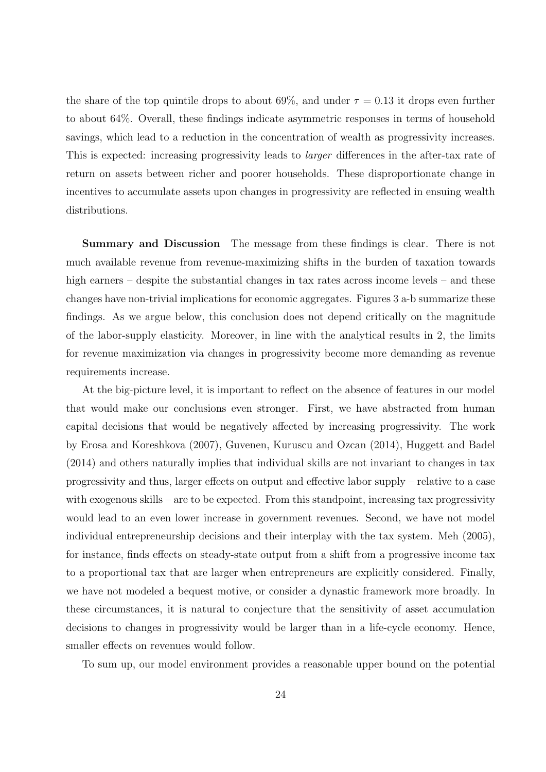the share of the top quintile drops to about 69%, and under $\tau = 0.13$ it drops even further to about 64%. Overall, these findings indicate asymmetric responses in terms of household savings, which lead to a reduction in the concentration of wealth as progressivity increases. This is expected: increasing progressivity leads to *larger* differences in the after-tax rate of return on assets between richer and poorer households. These disproportionate change in incentives to accumulate assets upon changes in progressivity are reflected in ensuing wealth distributions.

**Summary and Discussion** The message from these findings is clear. There is not much available revenue from revenue-maximizing shifts in the burden of taxation towards high earners – despite the substantial changes in tax rates across income levels – and these changes have non-trivial implications for economic aggregates. Figures 3 a-b summarize these findings. As we argue below, this conclusion does not depend critically on the magnitude of the labor-supply elasticity. Moreover, in line with the analytical results in 2, the limits for revenue maximization via changes in progressivity become more demanding as revenue requirements increase.

At the big-picture level, it is important to reflect on the absence of features in our model that would make our conclusions even stronger. First, we have abstracted from human capital decisions that would be negatively affected by increasing progressivity. The work by Erosa and Koreshkova (2007), Guvenen, Kuruscu and Ozcan (2014), Huggett and Badel (2014) and others naturally implies that individual skills are not invariant to changes in tax progressivity and thus, larger effects on output and effective labor supply – relative to a case with exogenous skills – are to be expected. From this standpoint, increasing tax progressivity would lead to an even lower increase in government revenues. Second, we have not model individual entrepreneurship decisions and their interplay with the tax system. Meh (2005), for instance, finds effects on steady-state output from a shift from a progressive income tax to a proportional tax that are larger when entrepreneurs are explicitly considered. Finally, we have not modeled a bequest motive, or consider a dynastic framework more broadly. In these circumstances, it is natural to conjecture that the sensitivity of asset accumulation decisions to changes in progressivity would be larger than in a life-cycle economy. Hence, smaller effects on revenues would follow.

To sum up, our model environment provides a reasonable upper bound on the potential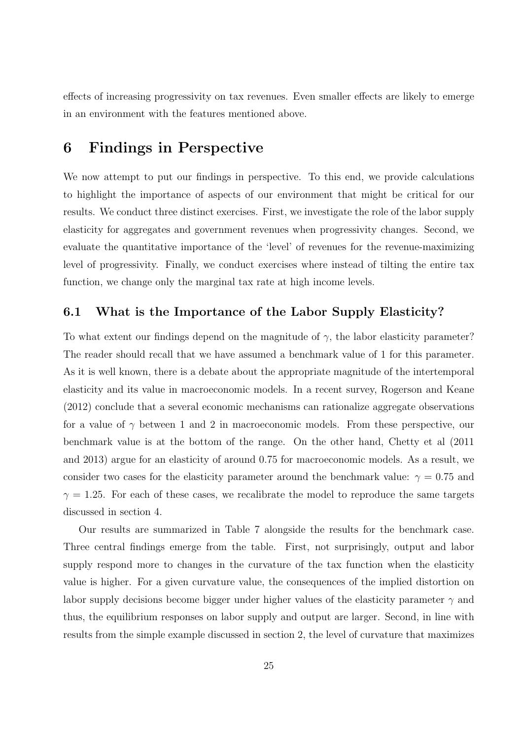effects of increasing progressivity on tax revenues. Even smaller effects are likely to emerge in an environment with the features mentioned above.

# 6 Findings in Perspective

We now attempt to put our findings in perspective. To this end, we provide calculations to highlight the importance of aspects of our environment that might be critical for our results. We conduct three distinct exercises. First, we investigate the role of the labor supply elasticity for aggregates and government revenues when progressivity changes. Second, we evaluate the quantitative importance of the 'level' of revenues for the revenue-maximizing level of progressivity. Finally, we conduct exercises where instead of tilting the entire tax function, we change only the marginal tax rate at high income levels.

## 6.1 What is the Importance of the Labor Supply Elasticity?

To what extent our findings depend on the magnitude of $\gamma$, the labor elasticity parameter? The reader should recall that we have assumed a benchmark value of 1 for this parameter. As it is well known, there is a debate about the appropriate magnitude of the intertemporal elasticity and its value in macroeconomic models. In a recent survey, Rogerson and Keane (2012) conclude that a several economic mechanisms can rationalize aggregate observations for a value of $\gamma$ between 1 and 2 in macroeconomic models. From these perspective, our benchmark value is at the bottom of the range. On the other hand, Chetty et al (2011 and 2013) argue for an elasticity of around 0.75 for macroeconomic models. As a result, we consider two cases for the elasticity parameter around the benchmark value: $\gamma = 0.75$ and $\gamma = 1.25$. For each of these cases, we recalibrate the model to reproduce the same targets discussed in section 4.

Our results are summarized in Table 7 alongside the results for the benchmark case. Three central findings emerge from the table. First, not surprisingly, output and labor supply respond more to changes in the curvature of the tax function when the elasticity value is higher. For a given curvature value, the consequences of the implied distortion on labor supply decisions become bigger under higher values of the elasticity parameter $\gamma$ and thus, the equilibrium responses on labor supply and output are larger. Second, in line with results from the simple example discussed in section 2, the level of curvature that maximizes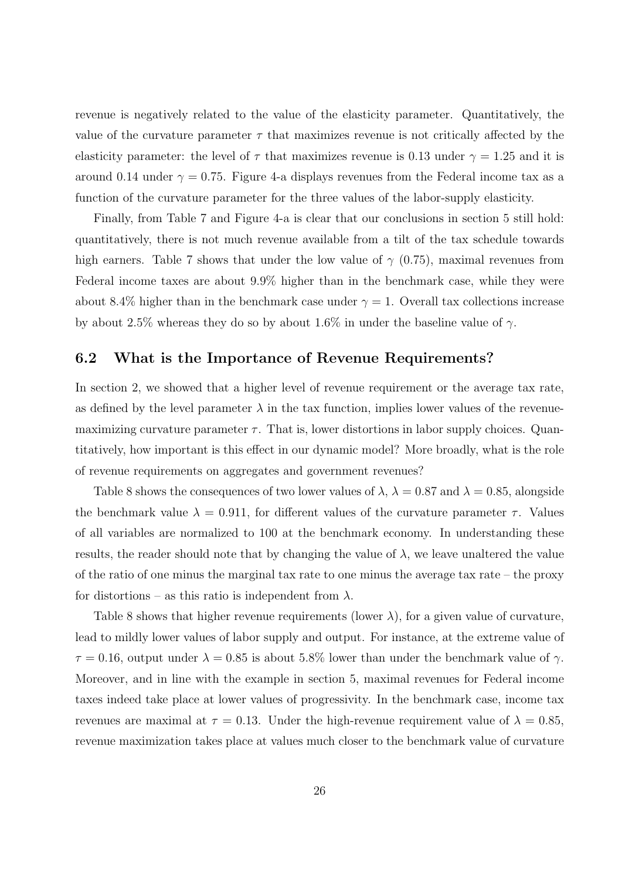revenue is negatively related to the value of the elasticity parameter. Quantitatively, the value of the curvature parameter $\tau$ that maximizes revenue is not critically affected by the elasticity parameter: the level of $\tau$ that maximizes revenue is 0.13 under $\gamma = 1.25$ and it is around 0.14 under $\gamma = 0.75$. Figure 4-a displays revenues from the Federal income tax as a function of the curvature parameter for the three values of the labor-supply elasticity.

Finally, from Table 7 and Figure 4-a is clear that our conclusions in section 5 still hold: quantitatively, there is not much revenue available from a tilt of the tax schedule towards high earners. Table 7 shows that under the low value of $\gamma$ (0.75), maximal revenues from Federal income taxes are about 9.9% higher than in the benchmark case, while they were about 8.4% higher than in the benchmark case under $\gamma = 1$. Overall tax collections increase by about 2.5% whereas they do so by about 1.6% in under the baseline value of $\gamma$.

## 6.2 What is the Importance of Revenue Requirements?

In section 2, we showed that a higher level of revenue requirement or the average tax rate, as defined by the level parameter $\lambda$ in the tax function, implies lower values of the revenue-maximizing curvature parameter $\tau$. That is, lower distortions in labor supply choices. Quantitatively, how important is this effect in our dynamic model? More broadly, what is the role of revenue requirements on aggregates and government revenues?

Table 8 shows the consequences of two lower values of $\lambda$, $\lambda = 0.87$ and $\lambda = 0.85$, alongside the benchmark value $\lambda = 0.911$, for different values of the curvature parameter $\tau$. Values of all variables are normalized to 100 at the benchmark economy. In understanding these results, the reader should note that by changing the value of $\lambda$, we leave unaltered the value of the ratio of one minus the marginal tax rate to one minus the average tax rate – the proxy for distortions – as this ratio is independent from $\lambda$.

Table 8 shows that higher revenue requirements (lower $\lambda$), for a given value of curvature, lead to mildly lower values of labor supply and output. For instance, at the extreme value of $\tau = 0.16$, output under $\lambda = 0.85$ is about 5.8% lower than under the benchmark value of $\gamma$. Moreover, and in line with the example in section 5, maximal revenues for Federal income taxes indeed take place at lower values of progressivity. In the benchmark case, income tax revenues are maximal at $\tau = 0.13$. Under the high-revenue requirement value of $\lambda = 0.85$, revenue maximization takes place at values much closer to the benchmark value of curvature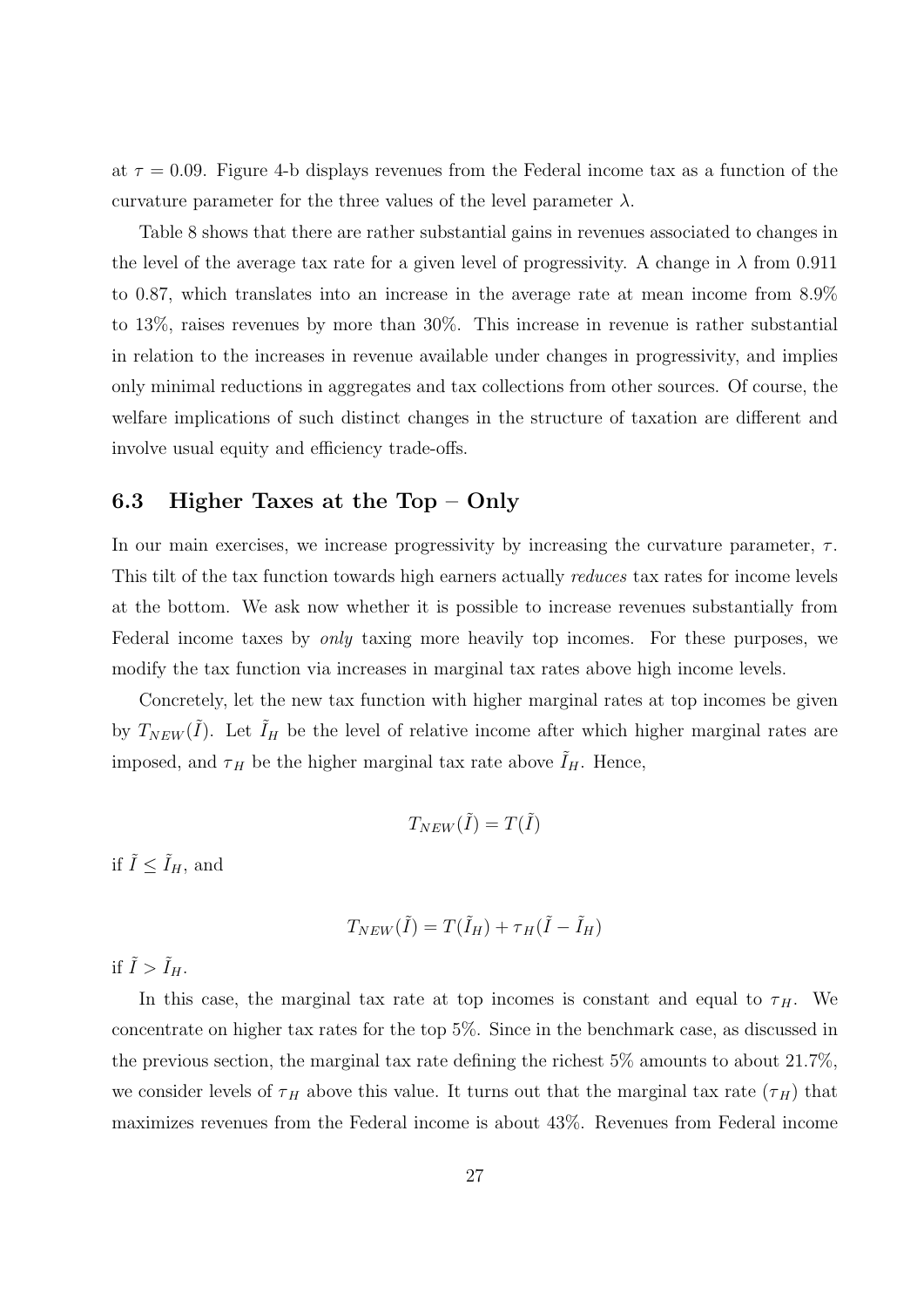at $\tau = 0.09$. Figure 4-b displays revenues from the Federal income tax as a function of the curvature parameter for the three values of the level parameter $\lambda$.

Table 8 shows that there are rather substantial gains in revenues associated to changes in the level of the average tax rate for a given level of progressivity. A change in $\lambda$ from 0.911 to 0.87, which translates into an increase in the average rate at mean income from 8.9% to 13%, raises revenues by more than 30%. This increase in revenue is rather substantial in relation to the increases in revenue available under changes in progressivity, and implies only minimal reductions in aggregates and tax collections from other sources. Of course, the welfare implications of such distinct changes in the structure of taxation are different and involve usual equity and efficiency trade-offs.

## 6.3 Higher Taxes at the Top – Only

In our main exercises, we increase progressivity by increasing the curvature parameter, $\tau$. This tilt of the tax function towards high earners actually *reduces* tax rates for income levels at the bottom. We ask now whether it is possible to increase revenues substantially from Federal income taxes by *only* taxing more heavily top incomes. For these purposes, we modify the tax function via increases in marginal tax rates above high income levels.

Concretely, let the new tax function with higher marginal rates at top incomes be given by $T_{NEW}(\tilde{I})$. Let $\tilde{I}_H$ be the level of relative income after which higher marginal rates are imposed, and $\tau_H$ be the higher marginal tax rate above $\tilde{I}_H$. Hence,

$$T_{NEW}(\tilde{I}) = T(\tilde{I})$$

if $\tilde{I} \leq \tilde{I}_H$, and

$$T_{NEW}(\tilde{I}) = T(\tilde{I}_H) + \tau_H(\tilde{I} - \tilde{I}_H)$$

if $\tilde{I} > \tilde{I}_H$.

In this case, the marginal tax rate at top incomes is constant and equal to $\tau_H$. We concentrate on higher tax rates for the top 5%. Since in the benchmark case, as discussed in the previous section, the marginal tax rate defining the richest 5% amounts to about 21.7%, we consider levels of $\tau_H$ above this value. It turns out that the marginal tax rate ($\tau_H$) that maximizes revenues from the Federal income is about 43%. Revenues from Federal income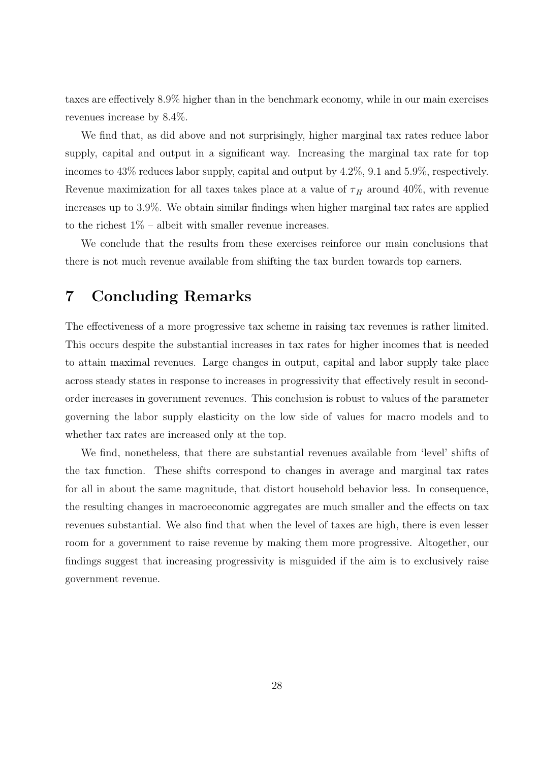taxes are effectively 8.9% higher than in the benchmark economy, while in our main exercises revenues increase by 8.4%.

We find that, as did above and not surprisingly, higher marginal tax rates reduce labor supply, capital and output in a significant way. Increasing the marginal tax rate for top incomes to 43% reduces labor supply, capital and output by 4.2%, 9.1 and 5.9%, respectively. Revenue maximization for all taxes takes place at a value of $\tau_H$ around 40%, with revenue increases up to 3.9%. We obtain similar findings when higher marginal tax rates are applied to the richest 1% – albeit with smaller revenue increases.

We conclude that the results from these exercises reinforce our main conclusions that there is not much revenue available from shifting the tax burden towards top earners.

# 7 Concluding Remarks

The effectiveness of a more progressive tax scheme in raising tax revenues is rather limited. This occurs despite the substantial increases in tax rates for higher incomes that is needed to attain maximal revenues. Large changes in output, capital and labor supply take place across steady states in response to increases in progressivity that effectively result in second-order increases in government revenues. This conclusion is robust to values of the parameter governing the labor supply elasticity on the low side of values for macro models and to whether tax rates are increased only at the top.

We find, nonetheless, that there are substantial revenues available from 'level' shifts of the tax function. These shifts correspond to changes in average and marginal tax rates for all in about the same magnitude, that distort household behavior less. In consequence, the resulting changes in macroeconomic aggregates are much smaller and the effects on tax revenues substantial. We also find that when the level of taxes are high, there is even lesser room for a government to raise revenue by making them more progressive. Altogether, our findings suggest that increasing progressivity is misguided if the aim is to exclusively raise government revenue.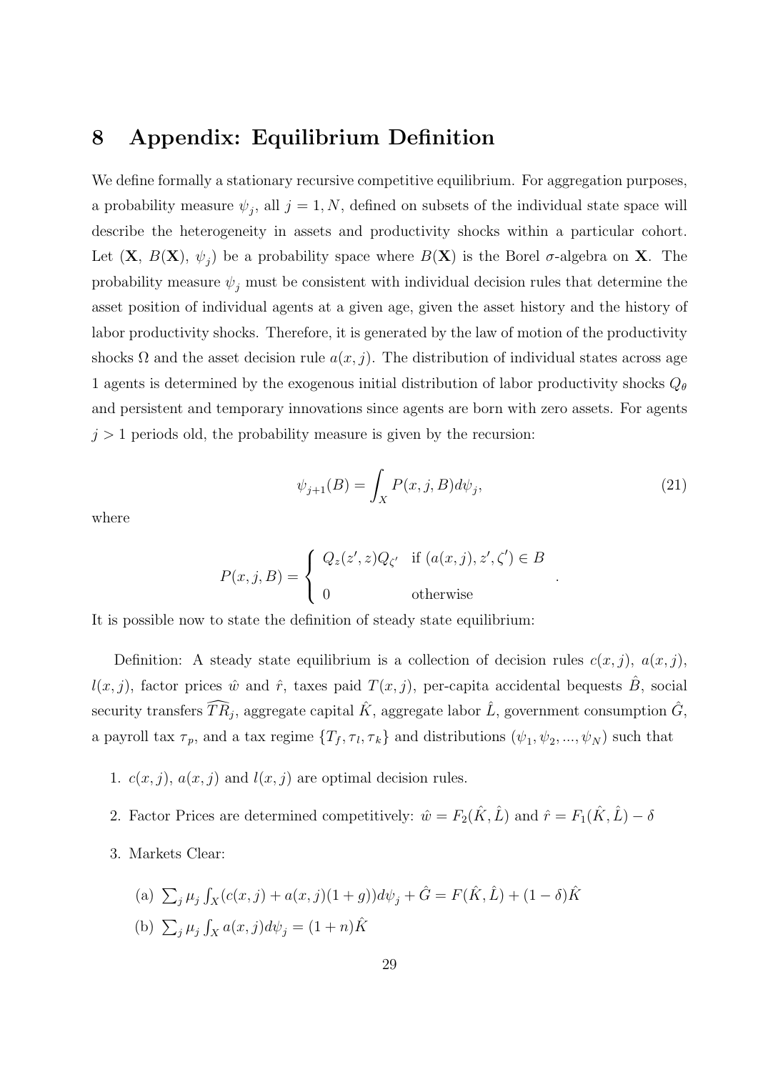# 8 Appendix: Equilibrium Definition

We define formally a stationary recursive competitive equilibrium. For aggregation purposes, a probability measure $\psi_j$, all $j = 1, N$, defined on subsets of the individual state space will describe the heterogeneity in assets and productivity shocks within a particular cohort. Let $(\mathbf{X},\ B(\mathbf{X}),\ \psi_j)$ be a probability space where $B(\mathbf{X})$ is the Borel $\sigma$-algebra on $\mathbf{X}$. The probability measure $\psi_j$ must be consistent with individual decision rules that determine the asset position of individual agents at a given age, given the asset history and the history of labor productivity shocks. Therefore, it is generated by the law of motion of the productivity shocks $\Omega$ and the asset decision rule $a(x, j)$. The distribution of individual states across age 1 agents is determined by the exogenous initial distribution of labor productivity shocks $Q_\theta$ and persistent and temporary innovations since agents are born with zero assets. For agents $j > 1$ periods old, the probability measure is given by the recursion:

$$\psi_{j+1}(B) = \int_X P(x, j, B) d\psi_j, \tag{21}$$

where

$$P(x, j, B) = \begin{cases} Q_z(z', z) Q_{\zeta'} & \text{if } (a(x, j), z', \zeta') \in B \\ 0 & \text{otherwise} \end{cases}.$$

It is possible now to state the definition of steady state equilibrium:

Definition: A steady state equilibrium is a collection of decision rules $c(x, j)$, $a(x, j)$, $l(x, j)$, factor prices $\hat{w}$ and $\hat{r}$, taxes paid $T(x, j)$, per-capita accidental bequests $\hat{B}$, social security transfers $\widehat{TR}_j$, aggregate capital $\hat{K}$, aggregate labor $\hat{L}$, government consumption $\hat{G}$, a payroll tax $\tau_p$, and a tax regime $\{T_f, \tau_l, \tau_k\}$ and distributions $(\psi_1, \psi_2, ..., \psi_N)$ such that

1. $c(x, j)$, $a(x, j)$ and $l(x, j)$ are optimal decision rules.
2. Factor Prices are determined competitively: $\hat{w} = F_2(\hat{K}, \hat{L})$ and $\hat{r} = F_1(\hat{K}, \hat{L}) - \delta$
3. Markets Clear:
   (a) $\sum_j \mu_j \int_X (c(x, j) + a(x, j)(1 + g)) d\psi_j + \hat{G} = F(\hat{K}, \hat{L}) + (1 - \delta)\hat{K}$
   (b) $\sum_j \mu_j \int_X a(x, j) d\psi_j = (1 + n)\hat{K}$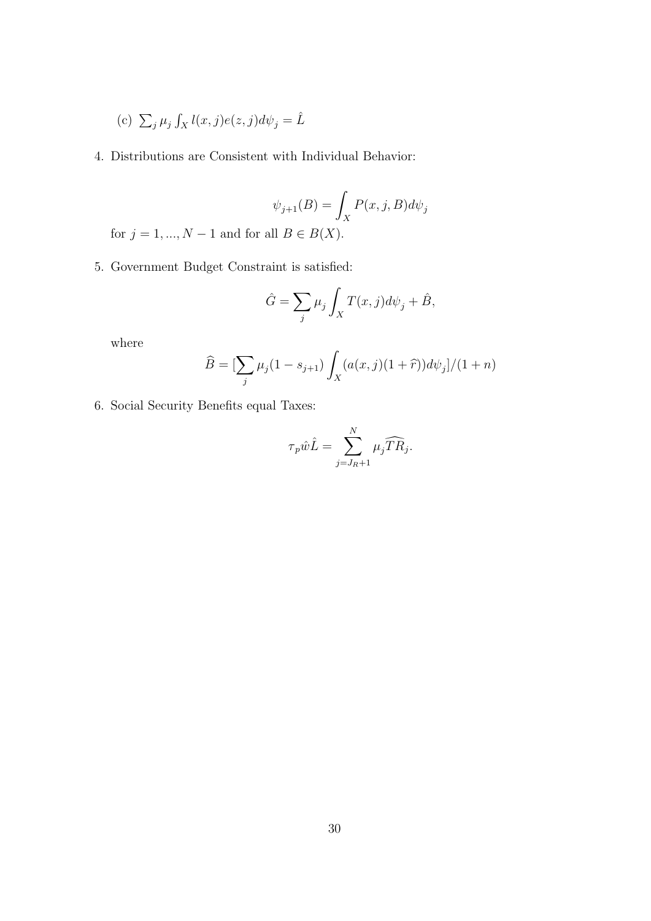(c) $\sum_j \mu_j \int_X l(x,j)e(z,j)d\psi_j = \hat{L}$

4. Distributions are Consistent with Individual Behavior:

$$\psi_{j+1}(B) = \int_X P(x,j,B)d\psi_j$$

for $j = 1, ..., N-1$ and for all $B \in B(X)$.

5. Government Budget Constraint is satisfied:

$$\hat{G} = \sum_j \mu_j \int_X T(x,j)d\psi_j + \hat{B},$$

where

$$\widehat{B} = [\sum_j \mu_j(1-s_{j+1}) \int_X (a(x,j)(1+\widehat{r}))d\psi_j]/(1+n)$$

6. Social Security Benefits equal Taxes:

$$\tau_p \hat{w} \hat{L} = \sum_{j=J_R+1}^{N} \mu_j \widehat{TR}_j.$$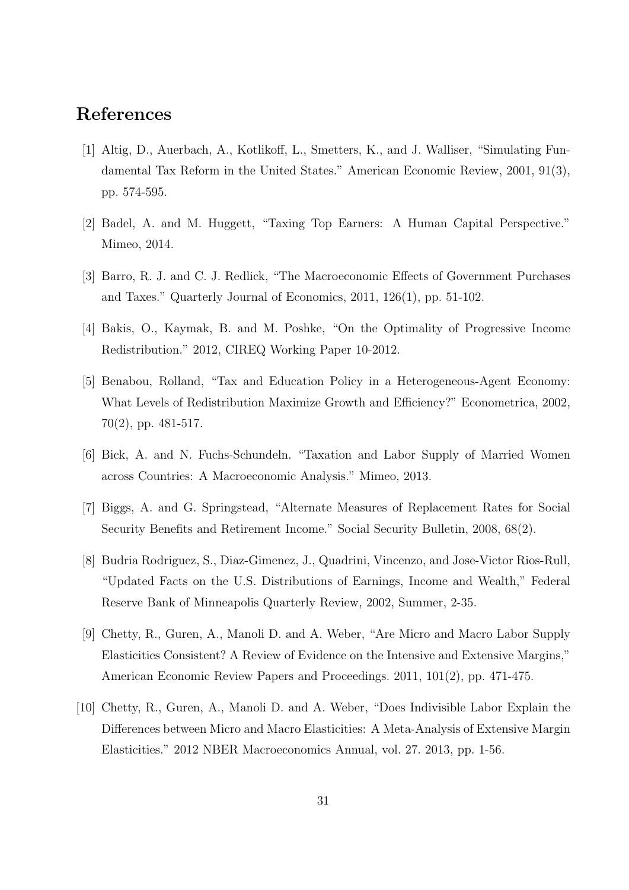# References

[1] Altig, D., Auerbach, A., Kotlikoff, L., Smetters, K., and J. Walliser, "Simulating Fundamental Tax Reform in the United States." American Economic Review, 2001, 91(3), pp. 574-595.

[2] Badel, A. and M. Huggett, "Taxing Top Earners: A Human Capital Perspective." Mimeo, 2014.

[3] Barro, R. J. and C. J. Redlick, "The Macroeconomic Effects of Government Purchases and Taxes." Quarterly Journal of Economics, 2011, 126(1), pp. 51-102.

[4] Bakis, O., Kaymak, B. and M. Poshke, "On the Optimality of Progressive Income Redistribution." 2012, CIREQ Working Paper 10-2012.

[5] Benabou, Rolland, "Tax and Education Policy in a Heterogeneous-Agent Economy: What Levels of Redistribution Maximize Growth and Efficiency?" Econometrica, 2002, 70(2), pp. 481-517.

[6] Bick, A. and N. Fuchs-Schundeln. "Taxation and Labor Supply of Married Women across Countries: A Macroeconomic Analysis." Mimeo, 2013.

[7] Biggs, A. and G. Springstead, "Alternate Measures of Replacement Rates for Social Security Benefits and Retirement Income." Social Security Bulletin, 2008, 68(2).

[8] Budria Rodriguez, S., Diaz-Gimenez, J., Quadrini, Vincenzo, and Jose-Victor Rios-Rull, "Updated Facts on the U.S. Distributions of Earnings, Income and Wealth," Federal Reserve Bank of Minneapolis Quarterly Review, 2002, Summer, 2-35.

[9] Chetty, R., Guren, A., Manoli D. and A. Weber, "Are Micro and Macro Labor Supply Elasticities Consistent? A Review of Evidence on the Intensive and Extensive Margins," American Economic Review Papers and Proceedings. 2011, 101(2), pp. 471-475.

[10] Chetty, R., Guren, A., Manoli D. and A. Weber, "Does Indivisible Labor Explain the Differences between Micro and Macro Elasticities: A Meta-Analysis of Extensive Margin Elasticities." 2012 NBER Macroeconomics Annual, vol. 27. 2013, pp. 1-56.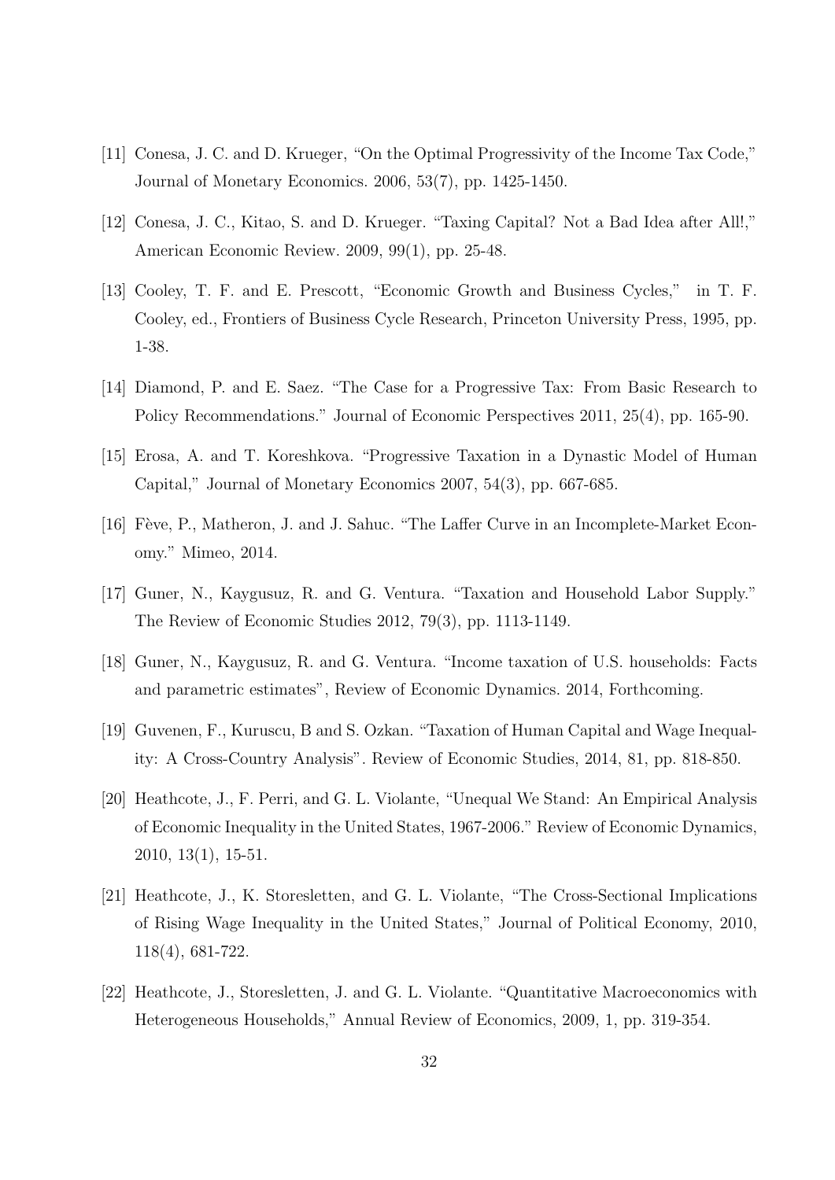[11] Conesa, J. C. and D. Krueger, "On the Optimal Progressivity of the Income Tax Code," Journal of Monetary Economics. 2006, 53(7), pp. 1425-1450.

[12] Conesa, J. C., Kitao, S. and D. Krueger. "Taxing Capital? Not a Bad Idea after All!," American Economic Review. 2009, 99(1), pp. 25-48.

[13] Cooley, T. F. and E. Prescott, "Economic Growth and Business Cycles," in T. F. Cooley, ed., Frontiers of Business Cycle Research, Princeton University Press, 1995, pp. 1-38.

[14] Diamond, P. and E. Saez. "The Case for a Progressive Tax: From Basic Research to Policy Recommendations." Journal of Economic Perspectives 2011, 25(4), pp. 165-90.

[15] Erosa, A. and T. Koreshkova. "Progressive Taxation in a Dynastic Model of Human Capital," Journal of Monetary Economics 2007, 54(3), pp. 667-685.

[16] Fève, P., Matheron, J. and J. Sahuc. "The Laffer Curve in an Incomplete-Market Economy." Mimeo, 2014.

[17] Guner, N., Kaygusuz, R. and G. Ventura. "Taxation and Household Labor Supply." The Review of Economic Studies 2012, 79(3), pp. 1113-1149.

[18] Guner, N., Kaygusuz, R. and G. Ventura. "Income taxation of U.S. households: Facts and parametric estimates", Review of Economic Dynamics. 2014, Forthcoming.

[19] Guvenen, F., Kuruscu, B and S. Ozkan. "Taxation of Human Capital and Wage Inequality: A Cross-Country Analysis". Review of Economic Studies, 2014, 81, pp. 818-850.

[20] Heathcote, J., F. Perri, and G. L. Violante, "Unequal We Stand: An Empirical Analysis of Economic Inequality in the United States, 1967-2006." Review of Economic Dynamics, 2010, 13(1), 15-51.

[21] Heathcote, J., K. Storesletten, and G. L. Violante, "The Cross-Sectional Implications of Rising Wage Inequality in the United States," Journal of Political Economy, 2010, 118(4), 681-722.

[22] Heathcote, J., Storesletten, J. and G. L. Violante. "Quantitative Macroeconomics with Heterogeneous Households," Annual Review of Economics, 2009, 1, pp. 319-354.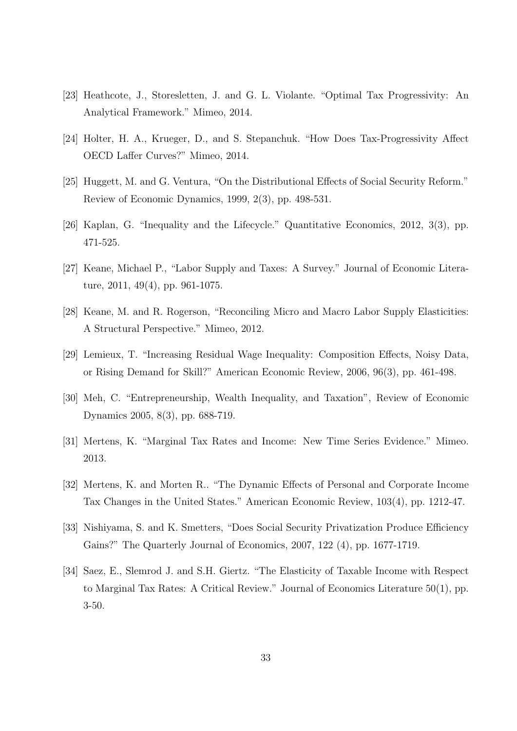[23] Heathcote, J., Storesletten, J. and G. L. Violante. "Optimal Tax Progressivity: An Analytical Framework." Mimeo, 2014.

[24] Holter, H. A., Krueger, D., and S. Stepanchuk. "How Does Tax-Progressivity Affect OECD Laffer Curves?" Mimeo, 2014.

[25] Huggett, M. and G. Ventura, "On the Distributional Effects of Social Security Reform." Review of Economic Dynamics, 1999, 2(3), pp. 498-531.

[26] Kaplan, G. "Inequality and the Lifecycle." Quantitative Economics, 2012, 3(3), pp. 471-525.

[27] Keane, Michael P., "Labor Supply and Taxes: A Survey." Journal of Economic Literature, 2011, 49(4), pp. 961-1075.

[28] Keane, M. and R. Rogerson, "Reconciling Micro and Macro Labor Supply Elasticities: A Structural Perspective." Mimeo, 2012.

[29] Lemieux, T. "Increasing Residual Wage Inequality: Composition Effects, Noisy Data, or Rising Demand for Skill?" American Economic Review, 2006, 96(3), pp. 461-498.

[30] Meh, C. "Entrepreneurship, Wealth Inequality, and Taxation", Review of Economic Dynamics 2005, 8(3), pp. 688-719.

[31] Mertens, K. "Marginal Tax Rates and Income: New Time Series Evidence." Mimeo. 2013.

[32] Mertens, K. and Morten R.. "The Dynamic Effects of Personal and Corporate Income Tax Changes in the United States." American Economic Review, 103(4), pp. 1212-47.

[33] Nishiyama, S. and K. Smetters, "Does Social Security Privatization Produce Efficiency Gains?" The Quarterly Journal of Economics, 2007, 122 (4), pp. 1677-1719.

[34] Saez, E., Slemrod J. and S.H. Giertz. "The Elasticity of Taxable Income with Respect to Marginal Tax Rates: A Critical Review." Journal of Economics Literature 50(1), pp. 3-50.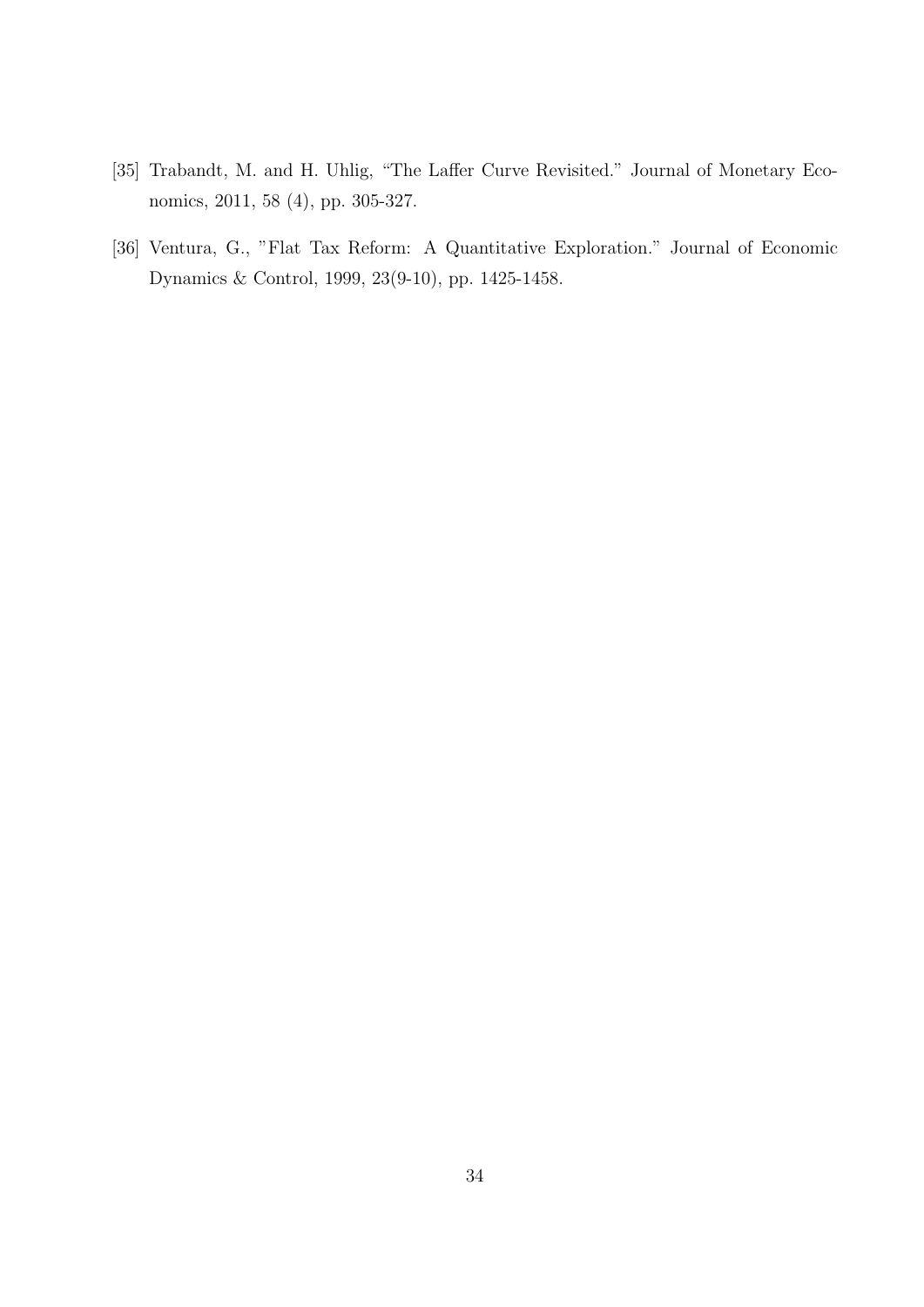[35] Trabandt, M. and H. Uhlig, "The Laffer Curve Revisited." Journal of Monetary Economics, 2011, 58 (4), pp. 305-327.

[36] Ventura, G., "Flat Tax Reform: A Quantitative Exploration." Journal of Economic Dynamics & Control, 1999, 23(9-10), pp. 1425-1458.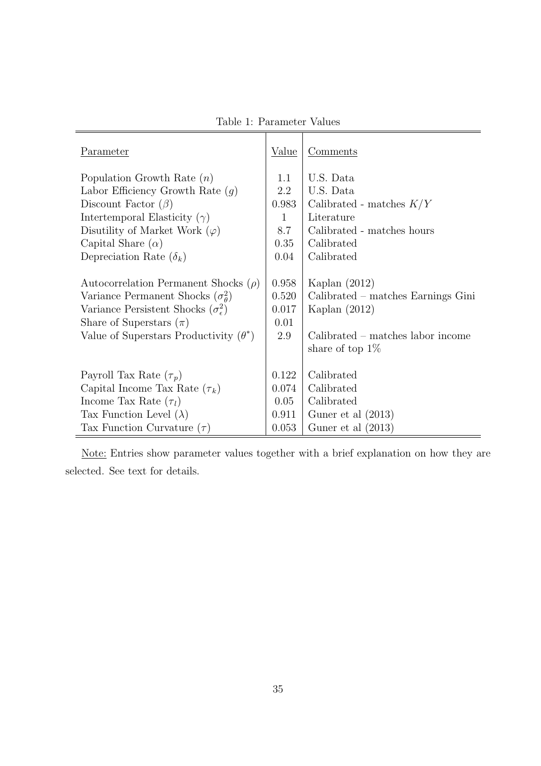Table 1: Parameter Values

| Parameter | Value | Comments |
|---|---|---|
| Population Growth Rate ($n$) | 1.1 | U.S. Data |
| Labor Efficiency Growth Rate ($g$) | 2.2 | U.S. Data |
| Discount Factor ($\beta$) | 0.983 | Calibrated - matches $K/Y$ |
| Intertemporal Elasticity ($\gamma$) | 1 | Literature |
| Disutility of Market Work ($\varphi$) | 8.7 | Calibrated - matches hours |
| Capital Share ($\alpha$) | 0.35 | Calibrated |
| Depreciation Rate ($\delta_k$) | 0.04 | Calibrated |
| Autocorrelation Permanent Shocks ($\rho$) | 0.958 | Kaplan (2012) |
| Variance Permanent Shocks ($\sigma_\theta^2$) | 0.520 | Calibrated – matches Earnings Gini |
| Variance Persistent Shocks ($\sigma_\epsilon^2$) | 0.017 | Kaplan (2012) |
| Share of Superstars ($\pi$) | 0.01 | |
| Value of Superstars Productivity ($\theta^*$) | 2.9 | Calibrated – matches labor income share of top 1% |
| Payroll Tax Rate ($\tau_p$) | 0.122 | Calibrated |
| Capital Income Tax Rate ($\tau_k$) | 0.074 | Calibrated |
| Income Tax Rate ($\tau_l$) | 0.05 | Calibrated |
| Tax Function Level ($\lambda$) | 0.911 | Guner et al (2013) |
| Tax Function Curvature ($\tau$) | 0.053 | Guner et al (2013) |

Note: Entries show parameter values together with a brief explanation on how they are selected. See text for details.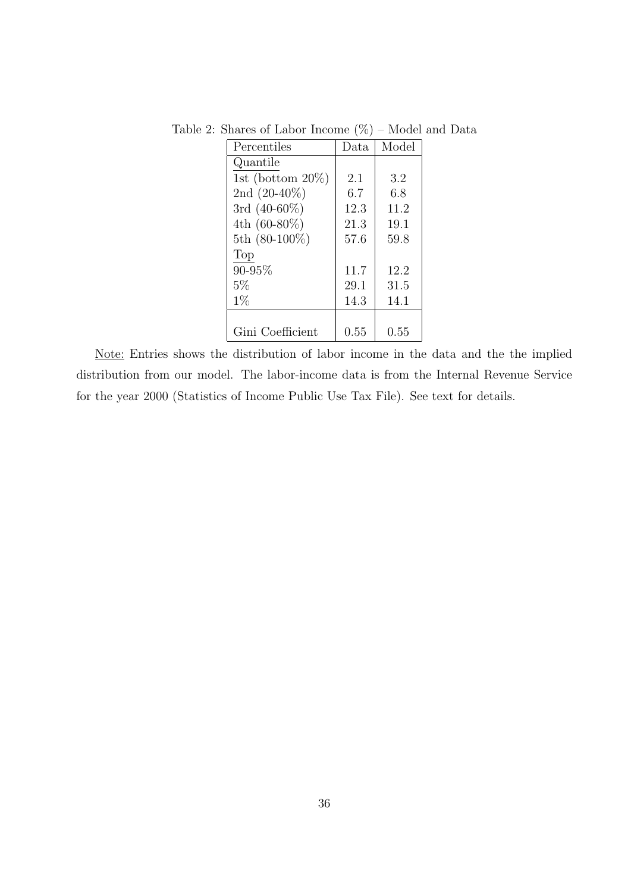Table 2: Shares of Labor Income (%) – Model and Data

| Percentiles | Data | Model |
|---|---|---|
| Quantile | | |
| 1st (bottom 20%) | 2.1 | 3.2 |
| 2nd (20-40%) | 6.7 | 6.8 |
| 3rd (40-60%) | 12.3 | 11.2 |
| 4th (60-80%) | 21.3 | 19.1 |
| 5th (80-100%) | 57.6 | 59.8 |
| Top | | |
| 90-95% | 11.7 | 12.2 |
| 5% | 29.1 | 31.5 |
| 1% | 14.3 | 14.1 |
| | | |
| Gini Coefficient | 0.55 | 0.55 |

Note: Entries shows the distribution of labor income in the data and the the implied distribution from our model. The labor-income data is from the Internal Revenue Service for the year 2000 (Statistics of Income Public Use Tax File). See text for details.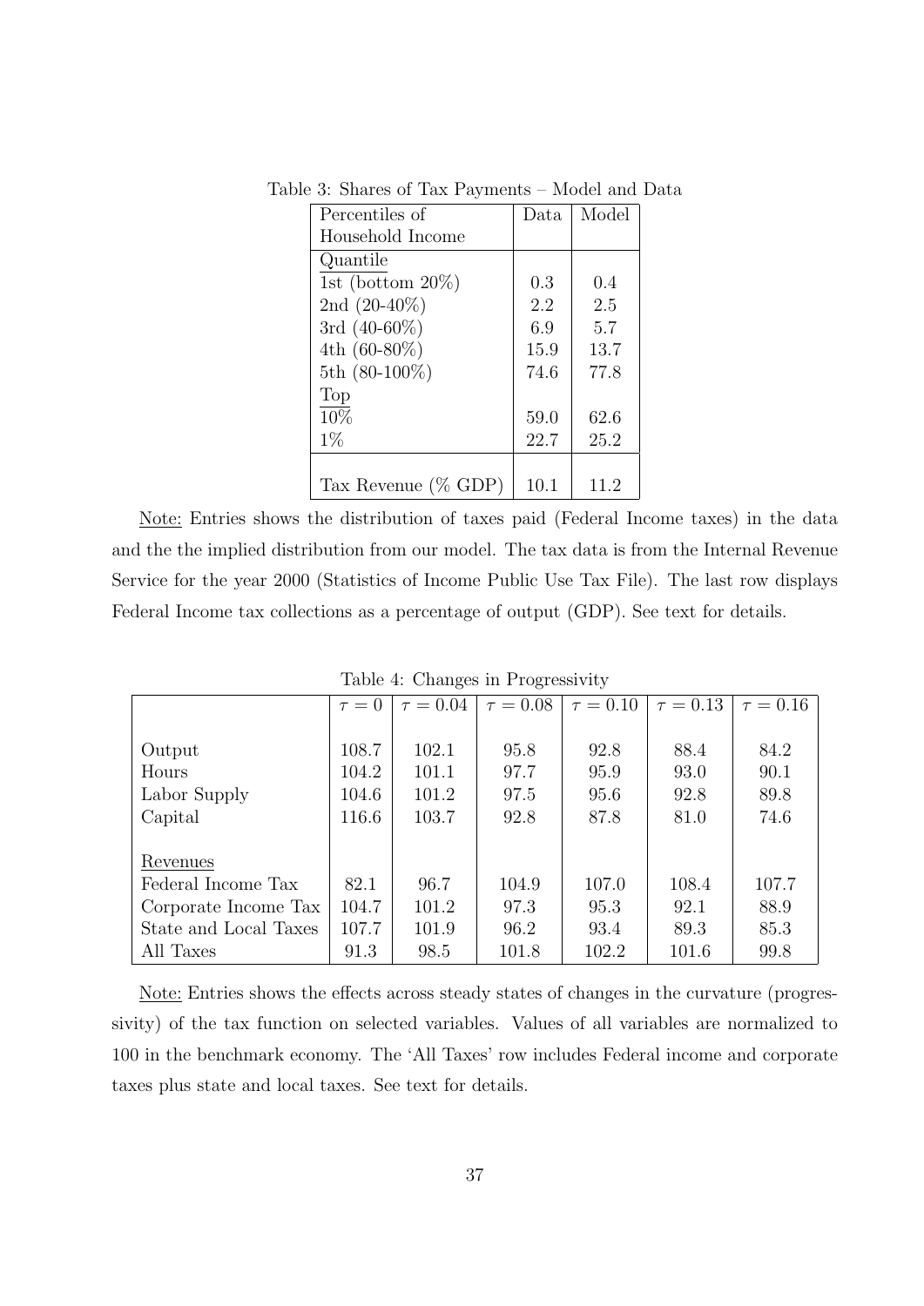Table 3: Shares of Tax Payments – Model and Data

| Percentiles of Household Income | Data | Model |
|---|---|---|
| Quantile | | |
| 1st (bottom 20%) | 0.3 | 0.4 |
| 2nd (20-40%) | 2.2 | 2.5 |
| 3rd (40-60%) | 6.9 | 5.7 |
| 4th (60-80%) | 15.9 | 13.7 |
| 5th (80-100%) | 74.6 | 77.8 |
| Top | | |
| 10% | 59.0 | 62.6 |
| 1% | 22.7 | 25.2 |
| | | |
| Tax Revenue (% GDP) | 10.1 | 11.2 |

Note: Entries shows the distribution of taxes paid (Federal Income taxes) in the data and the the implied distribution from our model. The tax data is from the Internal Revenue Service for the year 2000 (Statistics of Income Public Use Tax File). The last row displays Federal Income tax collections as a percentage of output (GDP). See text for details.

Table 4: Changes in Progressivity

| | $\tau = 0$ | $\tau = 0.04$ | $\tau = 0.08$ | $\tau = 0.10$ | $\tau = 0.13$ | $\tau = 0.16$ |
|---|---|---|---|---|---|---|
| Output | 108.7 | 102.1 | 95.8 | 92.8 | 88.4 | 84.2 |
| Hours | 104.2 | 101.1 | 97.7 | 95.9 | 93.0 | 90.1 |
| Labor Supply | 104.6 | 101.2 | 97.5 | 95.6 | 92.8 | 89.8 |
| Capital | 116.6 | 103.7 | 92.8 | 87.8 | 81.0 | 74.6 |
| | | | | | | |
| Revenues | | | | | | |
| Federal Income Tax | 82.1 | 96.7 | 104.9 | 107.0 | 108.4 | 107.7 |
| Corporate Income Tax | 104.7 | 101.2 | 97.3 | 95.3 | 92.1 | 88.9 |
| State and Local Taxes | 107.7 | 101.9 | 96.2 | 93.4 | 89.3 | 85.3 |
| All Taxes | 91.3 | 98.5 | 101.8 | 102.2 | 101.6 | 99.8 |

Note: Entries shows the effects across steady states of changes in the curvature (progressivity) of the tax function on selected variables. Values of all variables are normalized to 100 in the benchmark economy. The 'All Taxes' row includes Federal income and corporate taxes plus state and local taxes. See text for details.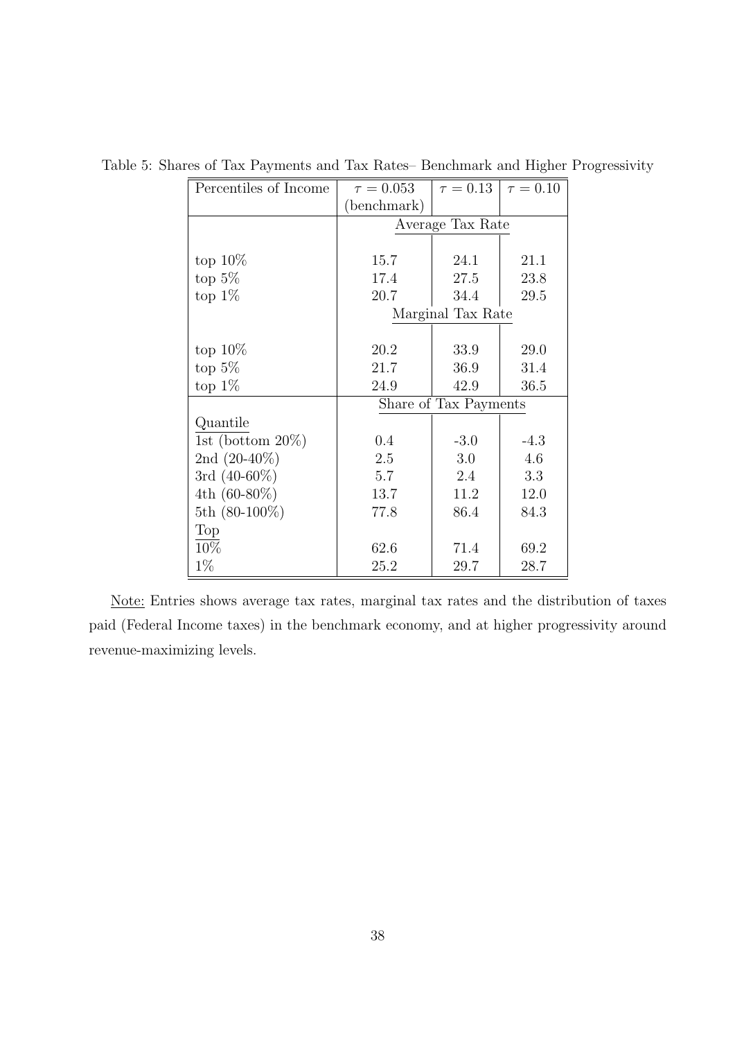Table 5: Shares of Tax Payments and Tax Rates– Benchmark and Higher Progressivity

| Percentiles of Income | $\tau = 0.053$ (benchmark) | $\tau = 0.13$ | $\tau = 0.10$ |
|---|---|---|---|
| | Average Tax Rate | | |
| top 10% | 15.7 | 24.1 | 21.1 |
| top 5% | 17.4 | 27.5 | 23.8 |
| top 1% | 20.7 | 34.4 | 29.5 |
| | Marginal Tax Rate | | |
| top 10% | 20.2 | 33.9 | 29.0 |
| top 5% | 21.7 | 36.9 | 31.4 |
| top 1% | 24.9 | 42.9 | 36.5 |
| | Share of Tax Payments | | |
| Quantile | | | |
| 1st (bottom 20%) | 0.4 | -3.0 | -4.3 |
| 2nd (20-40%) | 2.5 | 3.0 | 4.6 |
| 3rd (40-60%) | 5.7 | 2.4 | 3.3 |
| 4th (60-80%) | 13.7 | 11.2 | 12.0 |
| 5th (80-100%) | 77.8 | 86.4 | 84.3 |
| Top | | | |
| 10% | 62.6 | 71.4 | 69.2 |
| 1% | 25.2 | 29.7 | 28.7 |

Note: Entries shows average tax rates, marginal tax rates and the distribution of taxes paid (Federal Income taxes) in the benchmark economy, and at higher progressivity around revenue-maximizing levels.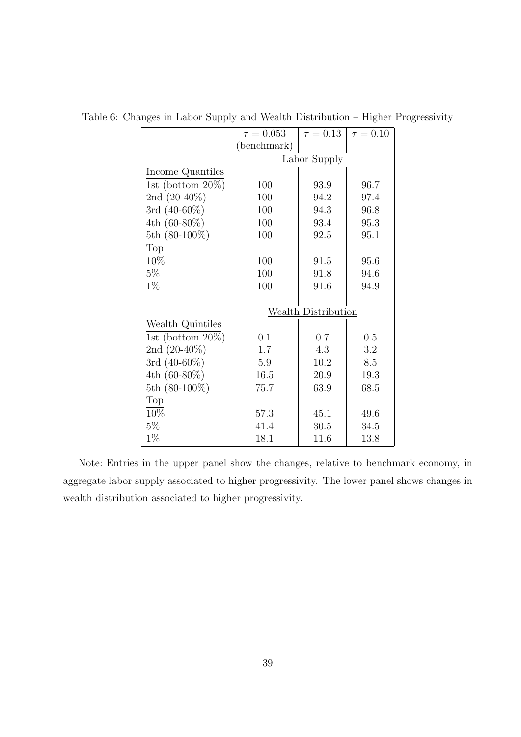Table 6: Changes in Labor Supply and Wealth Distribution – Higher Progressivity

| | $\tau = 0.053$ (benchmark) | $\tau = 0.13$ | $\tau = 0.10$ |
|---|---|---|---|
| | Labor Supply | | |
| Income Quantiles | | | |
| 1st (bottom 20%) | 100 | 93.9 | 96.7 |
| 2nd (20-40%) | 100 | 94.2 | 97.4 |
| 3rd (40-60%) | 100 | 94.3 | 96.8 |
| 4th (60-80%) | 100 | 93.4 | 95.3 |
| 5th (80-100%) | 100 | 92.5 | 95.1 |
| Top | | | |
| 10% | 100 | 91.5 | 95.6 |
| 5% | 100 | 91.8 | 94.6 |
| 1% | 100 | 91.6 | 94.9 |
| | Wealth Distribution | | |
| Wealth Quintiles | | | |
| 1st (bottom 20%) | 0.1 | 0.7 | 0.5 |
| 2nd (20-40%) | 1.7 | 4.3 | 3.2 |
| 3rd (40-60%) | 5.9 | 10.2 | 8.5 |
| 4th (60-80%) | 16.5 | 20.9 | 19.3 |
| 5th (80-100%) | 75.7 | 63.9 | 68.5 |
| Top | | | |
| 10% | 57.3 | 45.1 | 49.6 |
| 5% | 41.4 | 30.5 | 34.5 |
| 1% | 18.1 | 11.6 | 13.8 |

Note: Entries in the upper panel show the changes, relative to benchmark economy, in aggregate labor supply associated to higher progressivity. The lower panel shows changes in wealth distribution associated to higher progressivity.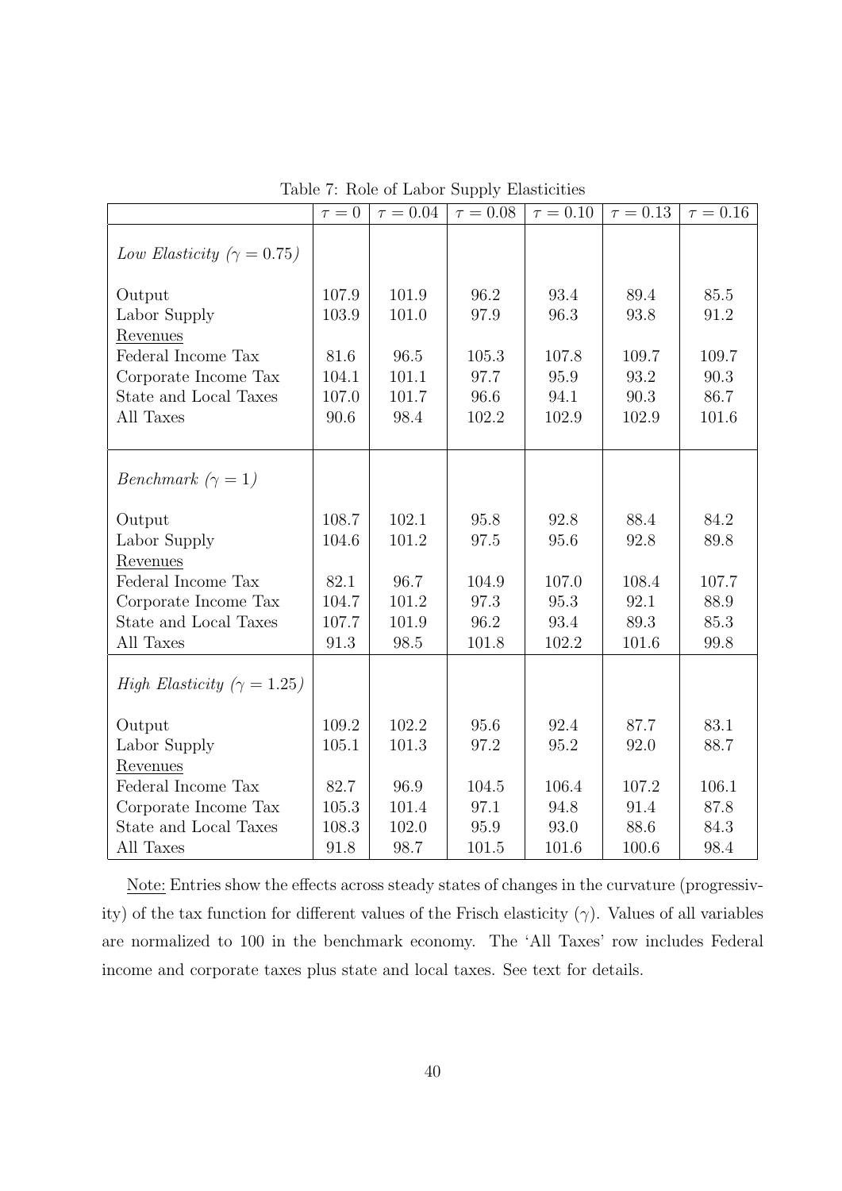Table 7: Role of Labor Supply Elasticities

| | $\tau = 0$ | $\tau = 0.04$ | $\tau = 0.08$ | $\tau = 0.10$ | $\tau = 0.13$ | $\tau = 0.16$ |
|---|---|---|---|---|---|---|
| *Low Elasticity ($\gamma = 0.75$)* | | | | | | |
| Output | 107.9 | 101.9 | 96.2 | 93.4 | 89.4 | 85.5 |
| Labor Supply | 103.9 | 101.0 | 97.9 | 96.3 | 93.8 | 91.2 |
| Revenues | | | | | | |
| Federal Income Tax | 81.6 | 96.5 | 105.3 | 107.8 | 109.7 | 109.7 |
| Corporate Income Tax | 104.1 | 101.1 | 97.7 | 95.9 | 93.2 | 90.3 |
| State and Local Taxes | 107.0 | 101.7 | 96.6 | 94.1 | 90.3 | 86.7 |
| All Taxes | 90.6 | 98.4 | 102.2 | 102.9 | 102.9 | 101.6 |
| *Benchmark ($\gamma = 1$)* | | | | | | |
| Output | 108.7 | 102.1 | 95.8 | 92.8 | 88.4 | 84.2 |
| Labor Supply | 104.6 | 101.2 | 97.5 | 95.6 | 92.8 | 89.8 |
| Revenues | | | | | | |
| Federal Income Tax | 82.1 | 96.7 | 104.9 | 107.0 | 108.4 | 107.7 |
| Corporate Income Tax | 104.7 | 101.2 | 97.3 | 95.3 | 92.1 | 88.9 |
| State and Local Taxes | 107.7 | 101.9 | 96.2 | 93.4 | 89.3 | 85.3 |
| All Taxes | 91.3 | 98.5 | 101.8 | 102.2 | 101.6 | 99.8 |
| *High Elasticity ($\gamma = 1.25$)* | | | | | | |
| Output | 109.2 | 102.2 | 95.6 | 92.4 | 87.7 | 83.1 |
| Labor Supply | 105.1 | 101.3 | 97.2 | 95.2 | 92.0 | 88.7 |
| Revenues | | | | | | |
| Federal Income Tax | 82.7 | 96.9 | 104.5 | 106.4 | 107.2 | 106.1 |
| Corporate Income Tax | 105.3 | 101.4 | 97.1 | 94.8 | 91.4 | 87.8 |
| State and Local Taxes | 108.3 | 102.0 | 95.9 | 93.0 | 88.6 | 84.3 |
| All Taxes | 91.8 | 98.7 | 101.5 | 101.6 | 100.6 | 98.4 |

Note: Entries show the effects across steady states of changes in the curvature (progressivity) of the tax function for different values of the Frisch elasticity ($\gamma$). Values of all variables are normalized to 100 in the benchmark economy. The 'All Taxes' row includes Federal income and corporate taxes plus state and local taxes. See text for details.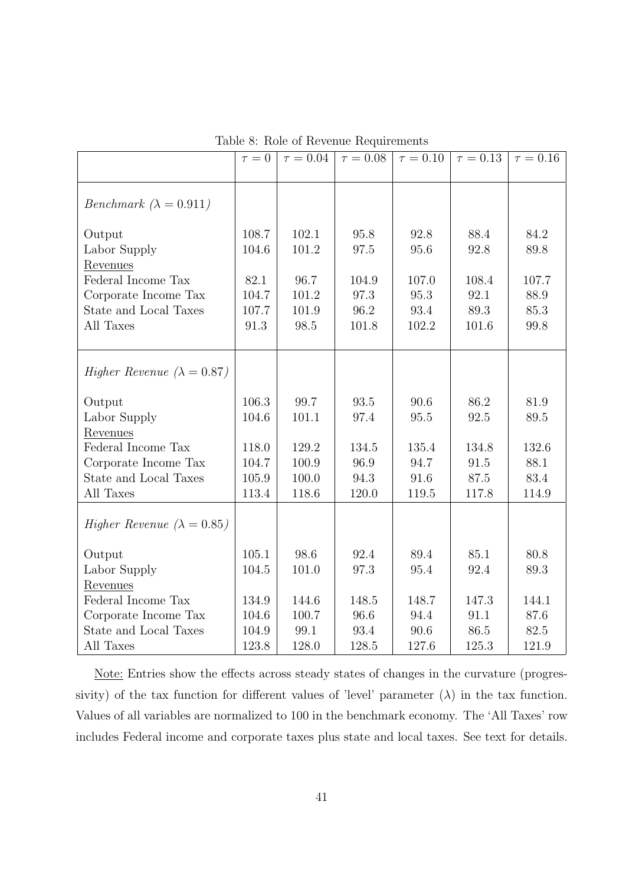Table 8: Role of Revenue Requirements

| | $\tau = 0$ | $\tau = 0.04$ | $\tau = 0.08$ | $\tau = 0.10$ | $\tau = 0.13$ | $\tau = 0.16$ |
|---|---|---|---|---|---|---|
| *Benchmark* ($\lambda = 0.911$) | | | | | | |
| Output | 108.7 | 102.1 | 95.8 | 92.8 | 88.4 | 84.2 |
| Labor Supply | 104.6 | 101.2 | 97.5 | 95.6 | 92.8 | 89.8 |
| Revenues | | | | | | |
| Federal Income Tax | 82.1 | 96.7 | 104.9 | 107.0 | 108.4 | 107.7 |
| Corporate Income Tax | 104.7 | 101.2 | 97.3 | 95.3 | 92.1 | 88.9 |
| State and Local Taxes | 107.7 | 101.9 | 96.2 | 93.4 | 89.3 | 85.3 |
| All Taxes | 91.3 | 98.5 | 101.8 | 102.2 | 101.6 | 99.8 |
| *Higher Revenue* ($\lambda = 0.87$) | | | | | | |
| Output | 106.3 | 99.7 | 93.5 | 90.6 | 86.2 | 81.9 |
| Labor Supply | 104.6 | 101.1 | 97.4 | 95.5 | 92.5 | 89.5 |
| Revenues | | | | | | |
| Federal Income Tax | 118.0 | 129.2 | 134.5 | 135.4 | 134.8 | 132.6 |
| Corporate Income Tax | 104.7 | 100.9 | 96.9 | 94.7 | 91.5 | 88.1 |
| State and Local Taxes | 105.9 | 100.0 | 94.3 | 91.6 | 87.5 | 83.4 |
| All Taxes | 113.4 | 118.6 | 120.0 | 119.5 | 117.8 | 114.9 |
| *Higher Revenue* ($\lambda = 0.85$) | | | | | | |
| Output | 105.1 | 98.6 | 92.4 | 89.4 | 85.1 | 80.8 |
| Labor Supply | 104.5 | 101.0 | 97.3 | 95.4 | 92.4 | 89.3 |
| Revenues | | | | | | |
| Federal Income Tax | 134.9 | 144.6 | 148.5 | 148.7 | 147.3 | 144.1 |
| Corporate Income Tax | 104.6 | 100.7 | 96.6 | 94.4 | 91.1 | 87.6 |
| State and Local Taxes | 104.9 | 99.1 | 93.4 | 90.6 | 86.5 | 82.5 |
| All Taxes | 123.8 | 128.0 | 128.5 | 127.6 | 125.3 | 121.9 |

Note: Entries show the effects across steady states of changes in the curvature (progressivity) of the tax function for different values of 'level' parameter ($\lambda$) in the tax function. Values of all variables are normalized to 100 in the benchmark economy. The 'All Taxes' row includes Federal income and corporate taxes plus state and local taxes. See text for details.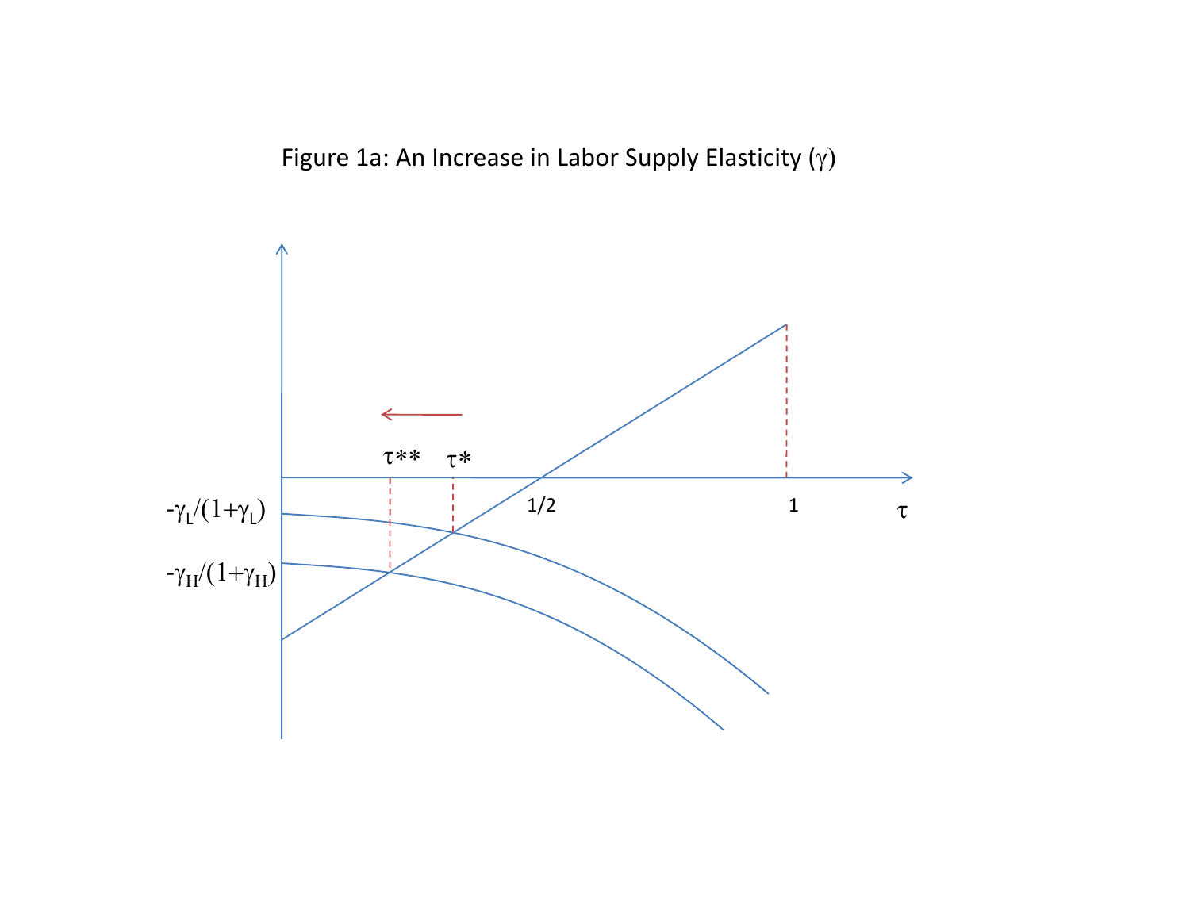Figure 1a: An Increase in Labor Supply Elasticity ($\gamma$)

$\tau^{**}$ $\tau^{*}$

$-\gamma_L/(1+\gamma_L)$

$-\gamma_H/(1+\gamma_H)$

1/2

1

$\tau$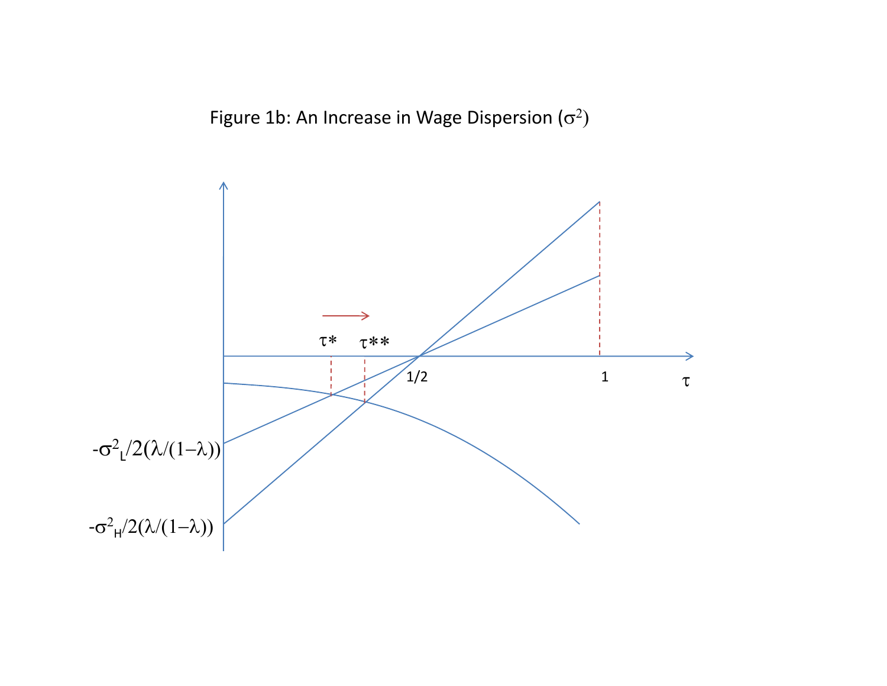Figure 1b: An Increase in Wage Dispersion ($\sigma^2$)

$\tau^*$ $\tau^{**}$

$1/2$ $1$ $\tau$

$-\sigma^2_L/2(\lambda/(1-\lambda))$

$-\sigma^2_H/2(\lambda/(1-\lambda))$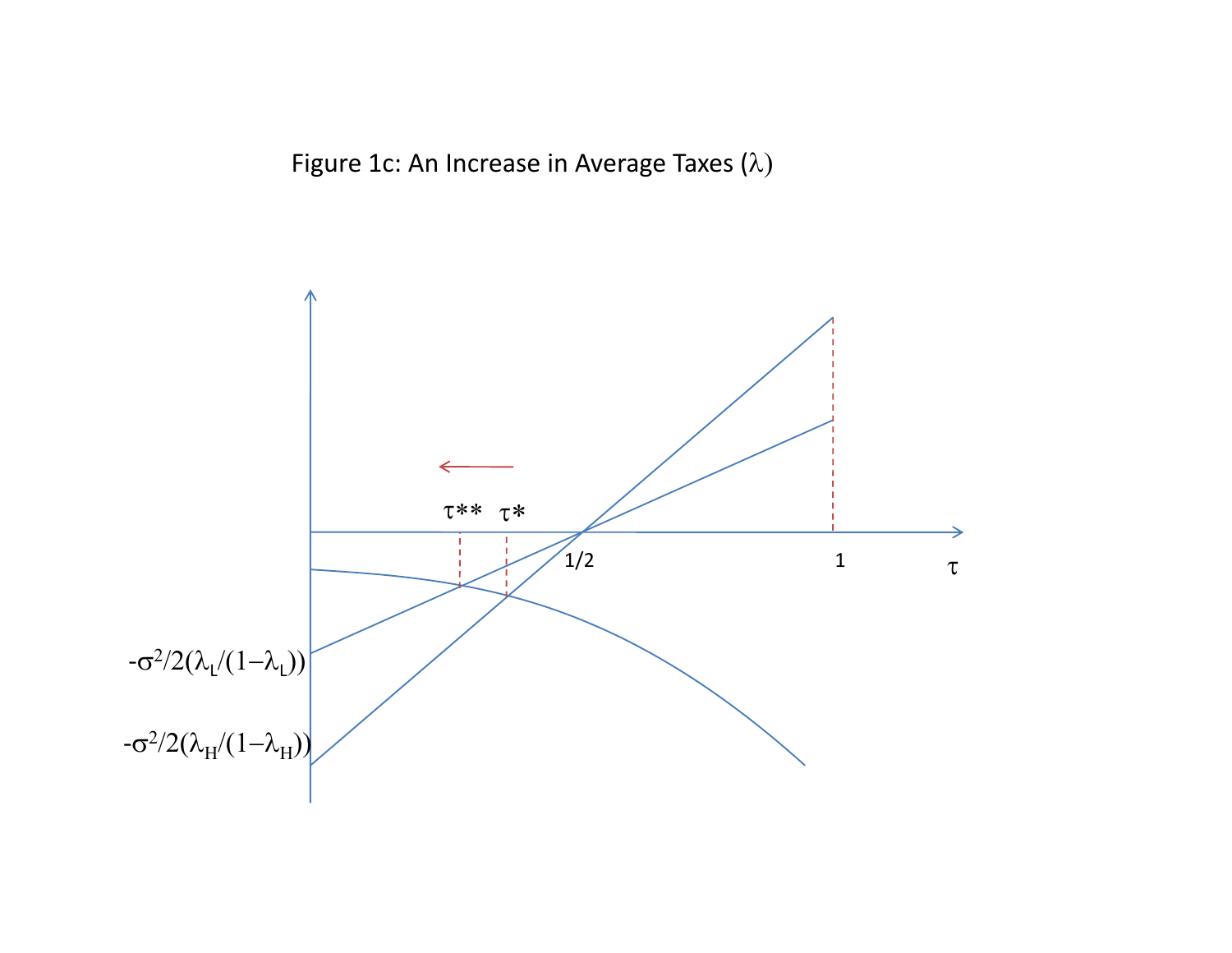Figure 1c: An Increase in Average Taxes ($\lambda$)

$\tau^{**}$ $\tau^{*}$

1/2

1

$\tau$

$-\sigma^2/2(\lambda_L/(1-\lambda_L))$

$-\sigma^2/2(\lambda_H/(1-\lambda_H))$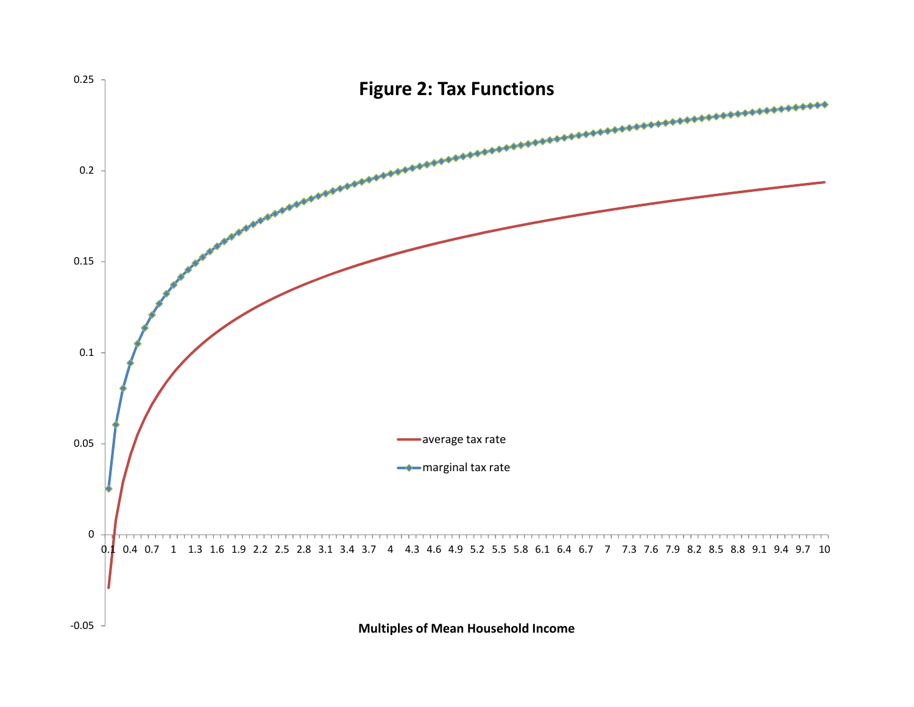**Figure 2: Tax Functions**

average tax rate

marginal tax rate

**Multiples of Mean Household Income**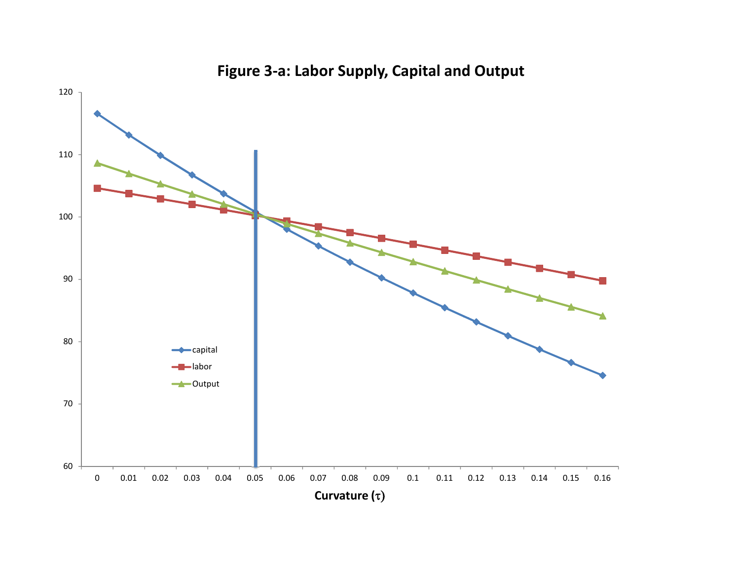**Figure 3-a: Labor Supply, Capital and Output**

| Curvature ($\tau$) | 0 | 0.01 | 0.02 | 0.03 | 0.04 | 0.05 | 0.06 | 0.07 | 0.08 | 0.09 | 0.1 | 0.11 | 0.12 | 0.13 | 0.14 | 0.15 | 0.16 |
|---|---|---|---|---|---|---|---|---|---|---|---|---|---|---|---|---|---|
| capital | 116.5 | 113.1 | 109.9 | 106.7 | 103.7 | 100.6 | 98.0 | 95.3 | 92.7 | 90.2 | 87.8 | 85.4 | 83.1 | 80.9 | 78.7 | 76.6 | 74.5 |
| labor | 104.6 | 103.7 | 102.9 | 102.0 | 101.1 | 100.2 | 99.3 | 98.4 | 97.5 | 96.6 | 95.6 | 94.6 | 93.7 | 92.7 | 91.7 | 90.7 | 89.7 |
| Output | 108.6 | 106.9 | 105.3 | 103.6 | 102.0 | 100.3 | 98.8 | 97.3 | 95.8 | 94.3 | 92.8 | 91.3 | 89.8 | 88.4 | 87.0 | 85.5 | 84.1 |

*Note: values are approximate readings from the chart; a vertical line marks $\tau = 0.05$.*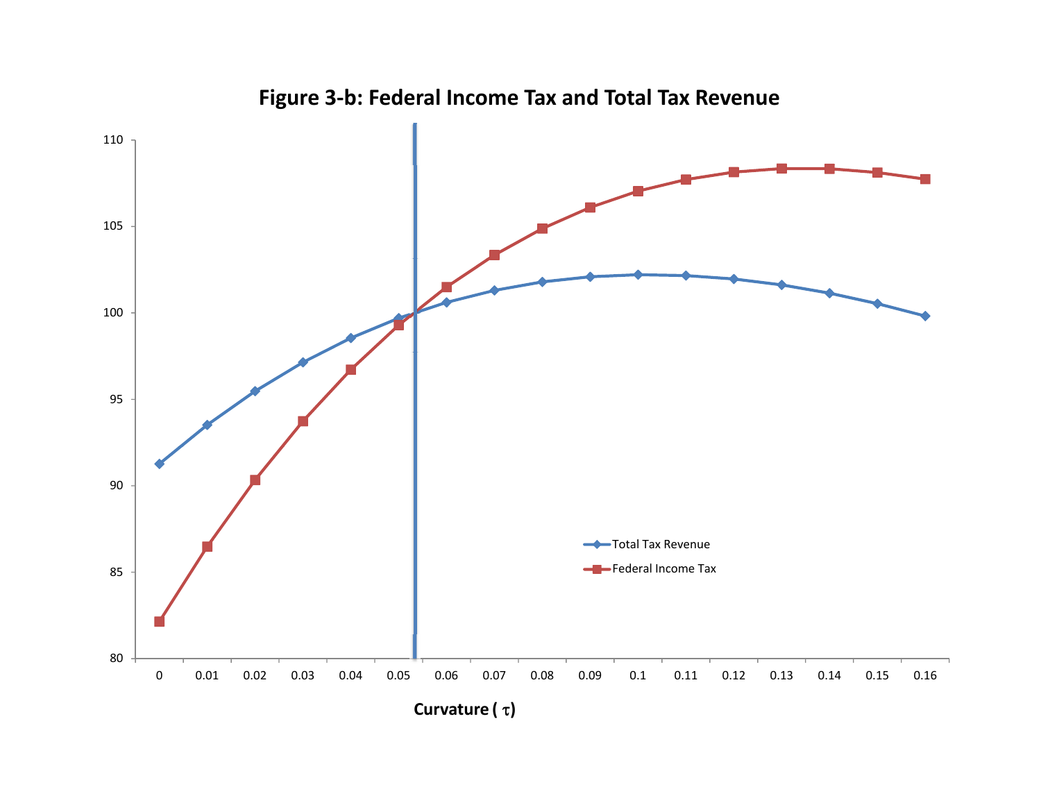**Figure 3-b: Federal Income Tax and Total Tax Revenue**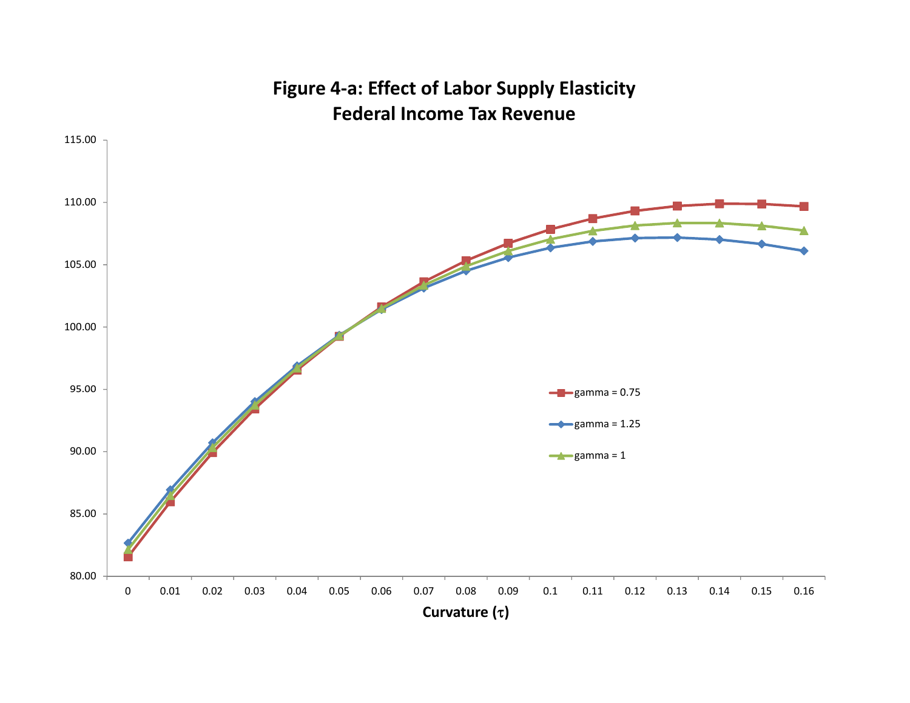**Figure 4-a: Effect of Labor Supply Elasticity**
**Federal Income Tax Revenue**

115.00
110.00
105.00
100.00
95.00
90.00
85.00
80.00

0 0.01 0.02 0.03 0.04 0.05 0.06 0.07 0.08 0.09 0.1 0.11 0.12 0.13 0.14 0.15 0.16

**Curvature ($\tau$)**

gamma = 0.75

gamma = 1.25

gamma = 1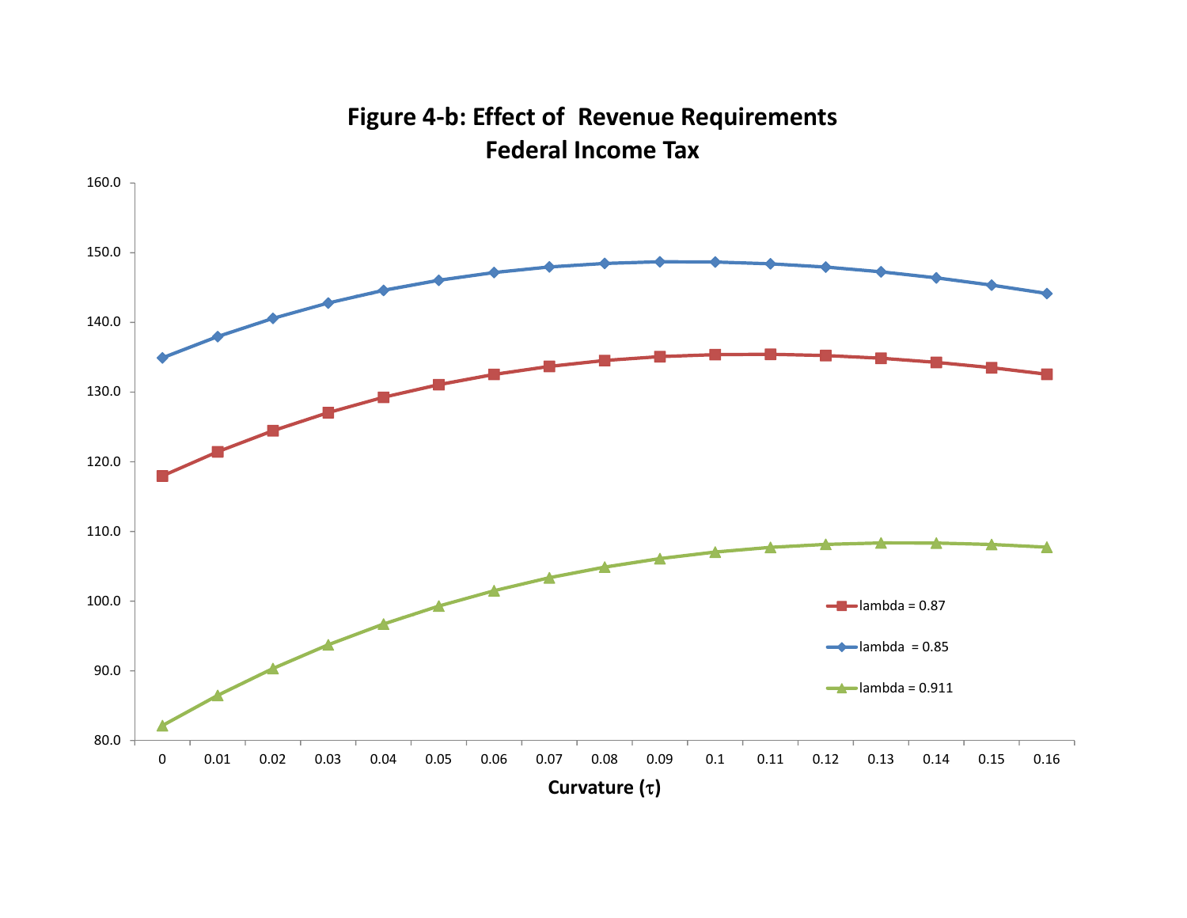# Figure 4-b: Effect of Revenue Requirements
# Federal Income Tax

160.0
150.0
140.0
130.0
120.0
110.0
100.0
90.0
80.0

0 0.01 0.02 0.03 0.04 0.05 0.06 0.07 0.08 0.09 0.1 0.11 0.12 0.13 0.14 0.15 0.16

**Curvature ($\tau$)**

lambda = 0.87

lambda = 0.85

lambda = 0.911